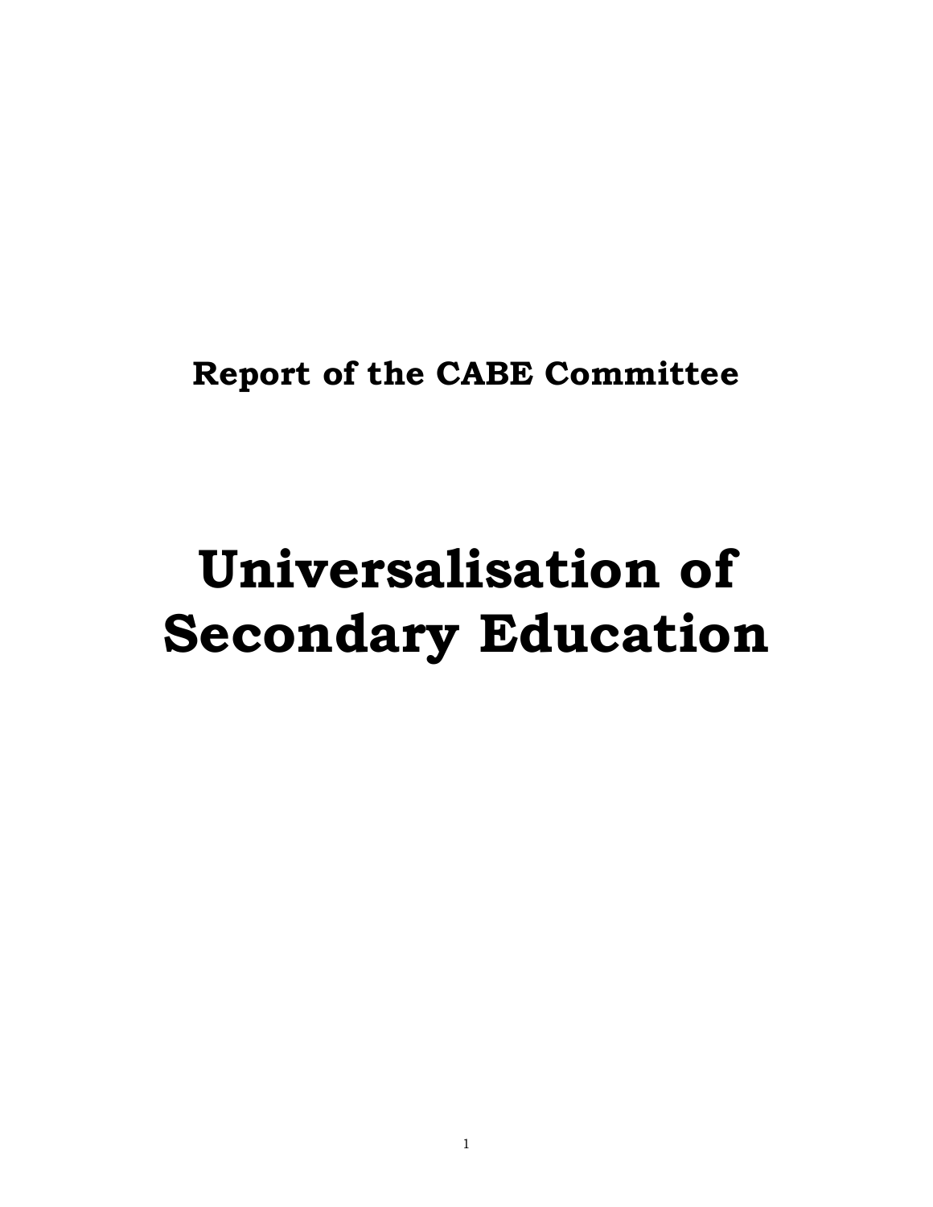## Report of the CABE Committee

# Universalisation of Secondary Education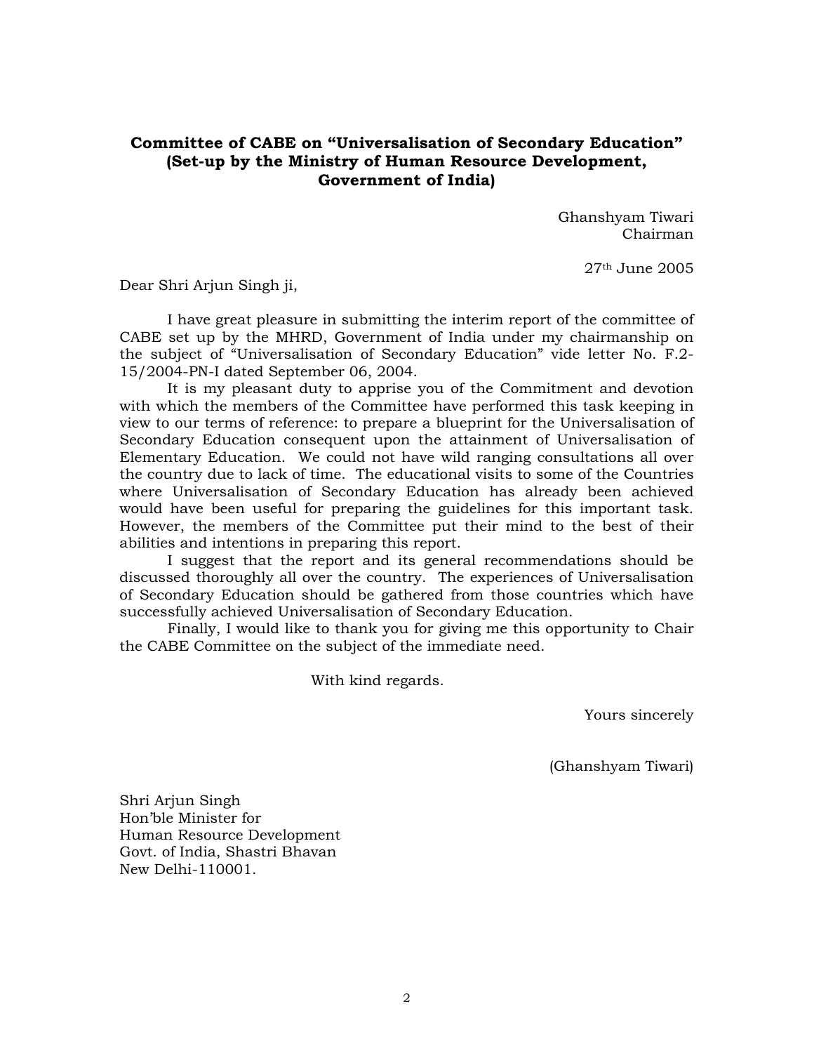**Committee of CABE on "Universalisation of Secondary Education"**
**(Set-up by the Ministry of Human Resource Development, Government of India)**

Ghanshyam Tiwari
Chairman

27th June 2005

Dear Shri Arjun Singh ji,

I have great pleasure in submitting the interim report of the committee of CABE set up by the MHRD, Government of India under my chairmanship on the subject of "Universalisation of Secondary Education" vide letter No. F.2-15/2004-PN-I dated September 06, 2004.

It is my pleasant duty to apprise you of the Commitment and devotion with which the members of the Committee have performed this task keeping in view to our terms of reference: to prepare a blueprint for the Universalisation of Secondary Education consequent upon the attainment of Universalisation of Elementary Education. We could not have wild ranging consultations all over the country due to lack of time. The educational visits to some of the Countries where Universalisation of Secondary Education has already been achieved would have been useful for preparing the guidelines for this important task. However, the members of the Committee put their mind to the best of their abilities and intentions in preparing this report.

I suggest that the report and its general recommendations should be discussed thoroughly all over the country. The experiences of Universalisation of Secondary Education should be gathered from those countries which have successfully achieved Universalisation of Secondary Education.

Finally, I would like to thank you for giving me this opportunity to Chair the CABE Committee on the subject of the immediate need.

With kind regards.

Yours sincerely

(Ghanshyam Tiwari)

Shri Arjun Singh
Hon'ble Minister for
Human Resource Development
Govt. of India, Shastri Bhavan
New Delhi-110001.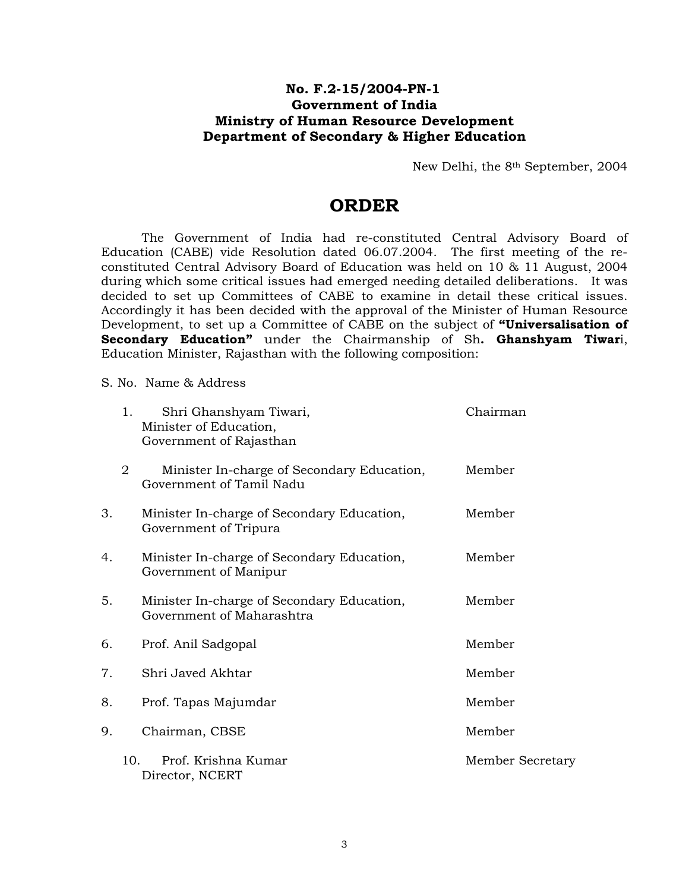**No. F.2-15/2004-PN-1**
**Government of India**
**Ministry of Human Resource Development**
**Department of Secondary & Higher Education**

New Delhi, the 8th September, 2004

# ORDER

The Government of India had re-constituted Central Advisory Board of Education (CABE) vide Resolution dated 06.07.2004. The first meeting of the re-constituted Central Advisory Board of Education was held on 10 & 11 August, 2004 during which some critical issues had emerged needing detailed deliberations. It was decided to set up Committees of CABE to examine in detail these critical issues. Accordingly it has been decided with the approval of the Minister of Human Resource Development, to set up a Committee of CABE on the subject of **"Universalisation of Secondary Education"** under the Chairmanship of Sh**. Ghanshyam Tiwar**i, Education Minister, Rajasthan with the following composition:

| S. No. | Name & Address | |
|---|---|---|
| 1. | Shri Ghanshyam Tiwari, Minister of Education, Government of Rajasthan | Chairman |
| 2 | Minister In-charge of Secondary Education, Government of Tamil Nadu | Member |
| 3. | Minister In-charge of Secondary Education, Government of Tripura | Member |
| 4. | Minister In-charge of Secondary Education, Government of Manipur | Member |
| 5. | Minister In-charge of Secondary Education, Government of Maharashtra | Member |
| 6. | Prof. Anil Sadgopal | Member |
| 7. | Shri Javed Akhtar | Member |
| 8. | Prof. Tapas Majumdar | Member |
| 9. | Chairman, CBSE | Member |
| 10. | Prof. Krishna Kumar, Director, NCERT | Member Secretary |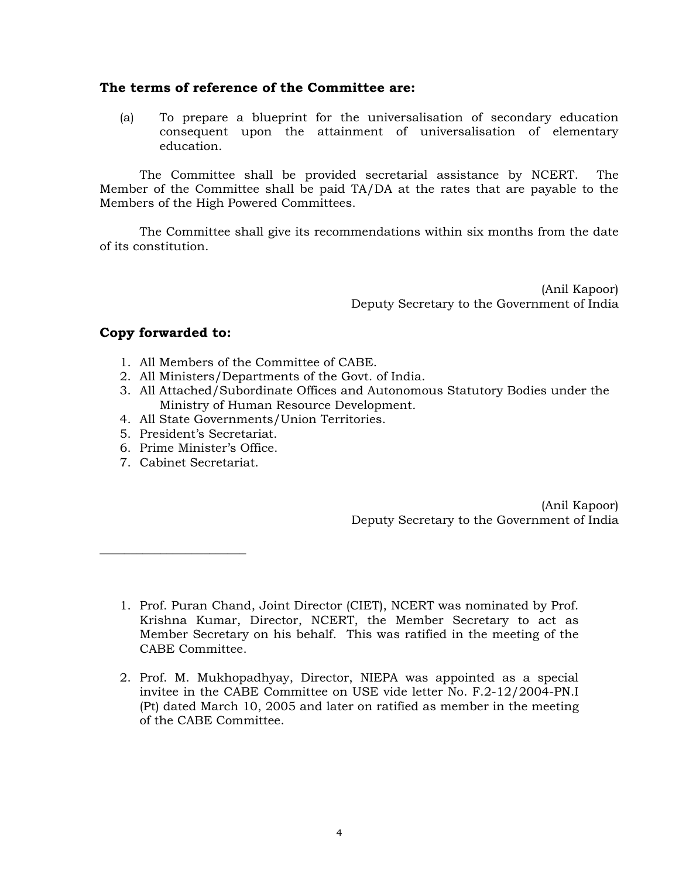**The terms of reference of the Committee are:**

(a) To prepare a blueprint for the universalisation of secondary education consequent upon the attainment of universalisation of elementary education.

The Committee shall be provided secretarial assistance by NCERT. The Member of the Committee shall be paid TA/DA at the rates that are payable to the Members of the High Powered Committees.

The Committee shall give its recommendations within six months from the date of its constitution.

(Anil Kapoor)
Deputy Secretary to the Government of India

**Copy forwarded to:**

1. All Members of the Committee of CABE.
2. All Ministers/Departments of the Govt. of India.
3. All Attached/Subordinate Offices and Autonomous Statutory Bodies under the Ministry of Human Resource Development.
4. All State Governments/Union Territories.
5. President's Secretariat.
6. Prime Minister's Office.
7. Cabinet Secretariat.

(Anil Kapoor)
Deputy Secretary to the Government of India

---

1. Prof. Puran Chand, Joint Director (CIET), NCERT was nominated by Prof. Krishna Kumar, Director, NCERT, the Member Secretary to act as Member Secretary on his behalf. This was ratified in the meeting of the CABE Committee.

2. Prof. M. Mukhopadhyay, Director, NIEPA was appointed as a special invitee in the CABE Committee on USE vide letter No. F.2-12/2004-PN.I (Pt) dated March 10, 2005 and later on ratified as member in the meeting of the CABE Committee.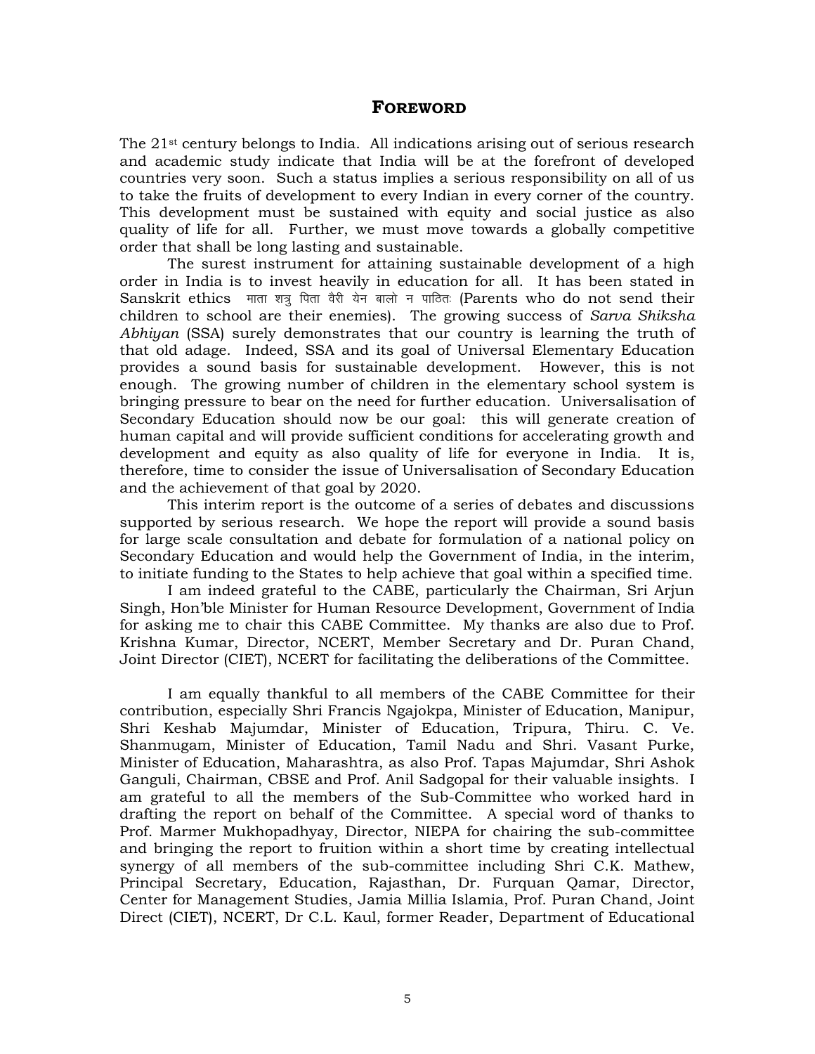# FOREWORD

The 21st century belongs to India. All indications arising out of serious research and academic study indicate that India will be at the forefront of developed countries very soon. Such a status implies a serious responsibility on all of us to take the fruits of development to every Indian in every corner of the country. This development must be sustained with equity and social justice as also quality of life for all. Further, we must move towards a globally competitive order that shall be long lasting and sustainable.

The surest instrument for attaining sustainable development of a high order in India is to invest heavily in education for all. It has been stated in Sanskrit ethics माता शत्रु पिता वैरी येन बालो न पाठितः (Parents who do not send their children to school are their enemies). The growing success of *Sarva Shiksha Abhiyan* (SSA) surely demonstrates that our country is learning the truth of that old adage. Indeed, SSA and its goal of Universal Elementary Education provides a sound basis for sustainable development. However, this is not enough. The growing number of children in the elementary school system is bringing pressure to bear on the need for further education. Universalisation of Secondary Education should now be our goal: this will generate creation of human capital and will provide sufficient conditions for accelerating growth and development and equity as also quality of life for everyone in India. It is, therefore, time to consider the issue of Universalisation of Secondary Education and the achievement of that goal by 2020.

This interim report is the outcome of a series of debates and discussions supported by serious research. We hope the report will provide a sound basis for large scale consultation and debate for formulation of a national policy on Secondary Education and would help the Government of India, in the interim, to initiate funding to the States to help achieve that goal within a specified time.

I am indeed grateful to the CABE, particularly the Chairman, Sri Arjun Singh, Hon'ble Minister for Human Resource Development, Government of India for asking me to chair this CABE Committee. My thanks are also due to Prof. Krishna Kumar, Director, NCERT, Member Secretary and Dr. Puran Chand, Joint Director (CIET), NCERT for facilitating the deliberations of the Committee.

I am equally thankful to all members of the CABE Committee for their contribution, especially Shri Francis Ngajokpa, Minister of Education, Manipur, Shri Keshab Majumdar, Minister of Education, Tripura, Thiru. C. Ve. Shanmugam, Minister of Education, Tamil Nadu and Shri. Vasant Purke, Minister of Education, Maharashtra, as also Prof. Tapas Majumdar, Shri Ashok Ganguli, Chairman, CBSE and Prof. Anil Sadgopal for their valuable insights. I am grateful to all the members of the Sub-Committee who worked hard in drafting the report on behalf of the Committee. A special word of thanks to Prof. Marmer Mukhopadhyay, Director, NIEPA for chairing the sub-committee and bringing the report to fruition within a short time by creating intellectual synergy of all members of the sub-committee including Shri C.K. Mathew, Principal Secretary, Education, Rajasthan, Dr. Furquan Qamar, Director, Center for Management Studies, Jamia Millia Islamia, Prof. Puran Chand, Joint Direct (CIET), NCERT, Dr C.L. Kaul, former Reader, Department of Educational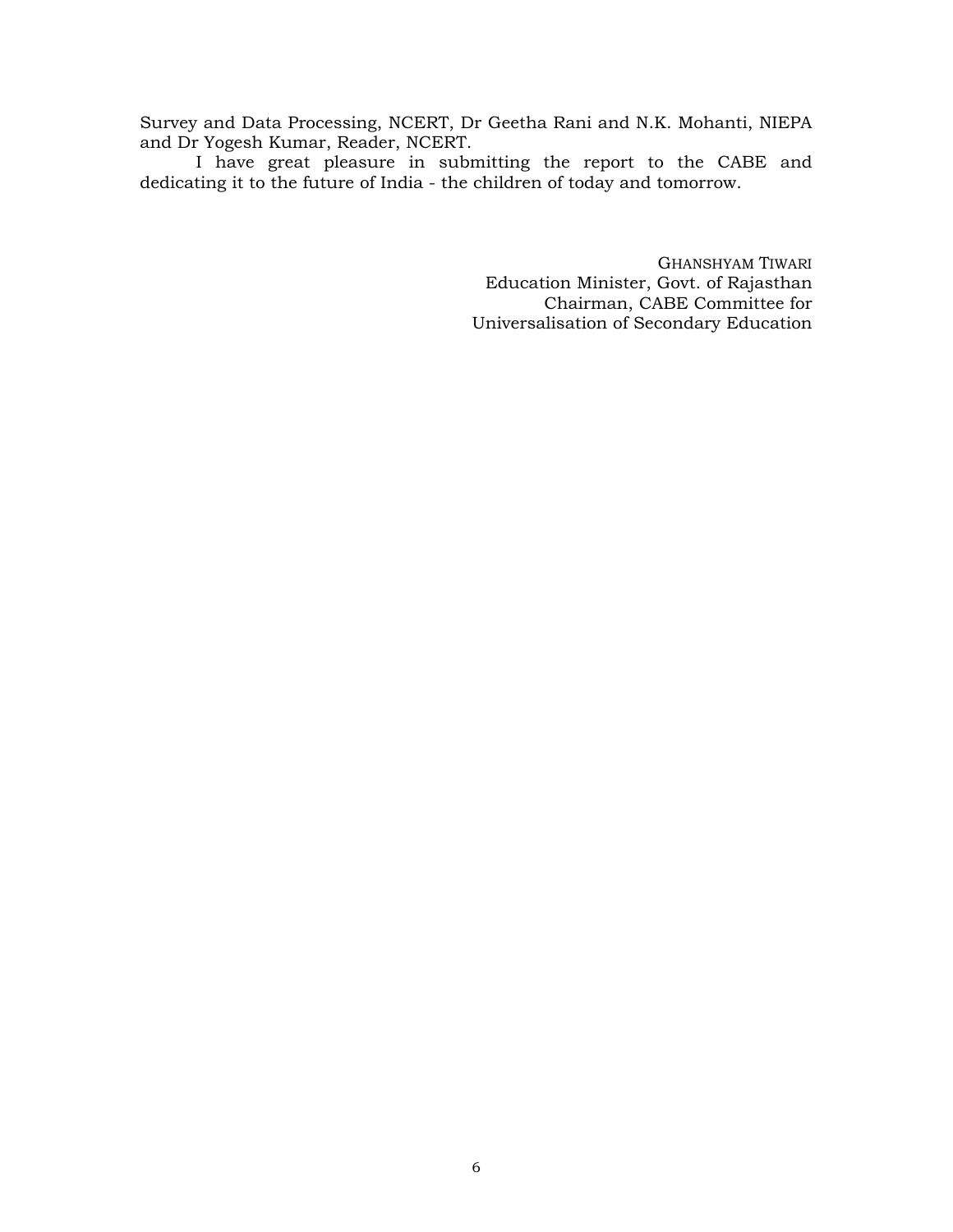Survey and Data Processing, NCERT, Dr Geetha Rani and N.K. Mohanti, NIEPA and Dr Yogesh Kumar, Reader, NCERT.

I have great pleasure in submitting the report to the CABE and dedicating it to the future of India - the children of today and tomorrow.

GHANSHYAM TIWARI
Education Minister, Govt. of Rajasthan
Chairman, CABE Committee for
Universalisation of Secondary Education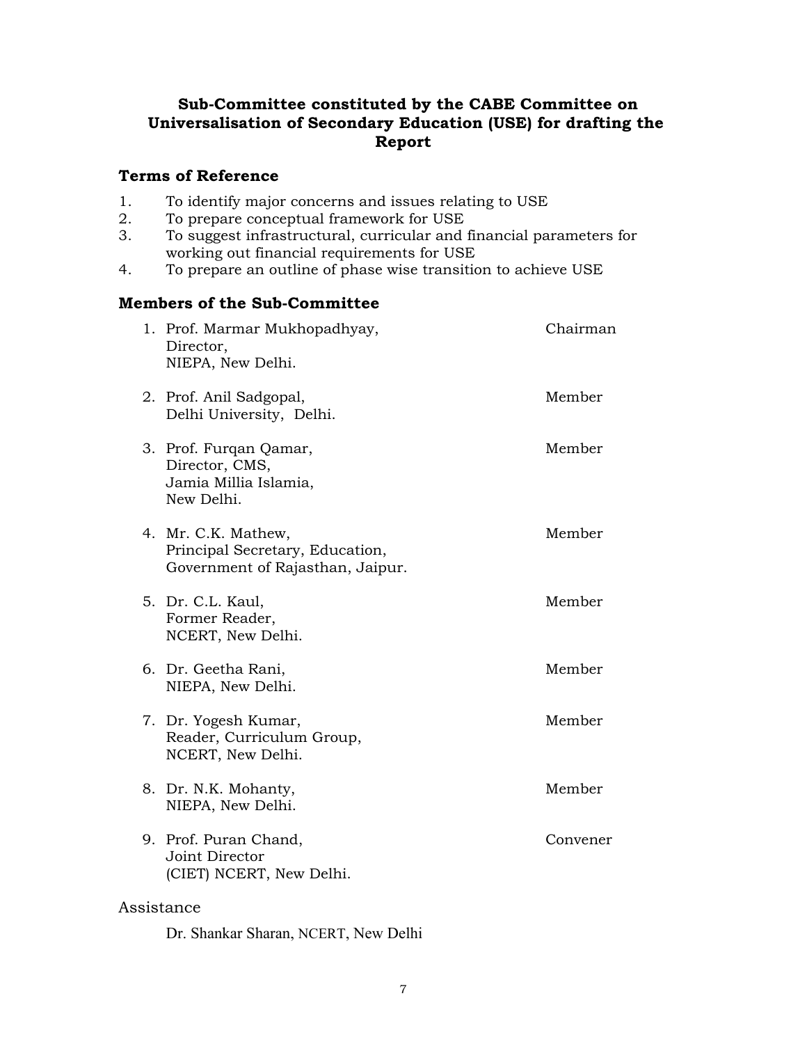## Sub-Committee constituted by the CABE Committee on Universalisation of Secondary Education (USE) for drafting the Report

### Terms of Reference

1. To identify major concerns and issues relating to USE
2. To prepare conceptual framework for USE
3. To suggest infrastructural, curricular and financial parameters for working out financial requirements for USE
4. To prepare an outline of phase wise transition to achieve USE

### Members of the Sub-Committee

| | Name | Role |
|---|---|---|
| 1. | Prof. Marmar Mukhopadhyay, Director, NIEPA, New Delhi. | Chairman |
| 2. | Prof. Anil Sadgopal, Delhi University, Delhi. | Member |
| 3. | Prof. Furqan Qamar, Director, CMS, Jamia Millia Islamia, New Delhi. | Member |
| 4. | Mr. C.K. Mathew, Principal Secretary, Education, Government of Rajasthan, Jaipur. | Member |
| 5. | Dr. C.L. Kaul, Former Reader, NCERT, New Delhi. | Member |
| 6. | Dr. Geetha Rani, NIEPA, New Delhi. | Member |
| 7. | Dr. Yogesh Kumar, Reader, Curriculum Group, NCERT, New Delhi. | Member |
| 8. | Dr. N.K. Mohanty, NIEPA, New Delhi. | Member |
| 9. | Prof. Puran Chand, Joint Director (CIET) NCERT, New Delhi. | Convener |

Assistance

Dr. Shankar Sharan, NCERT, New Delhi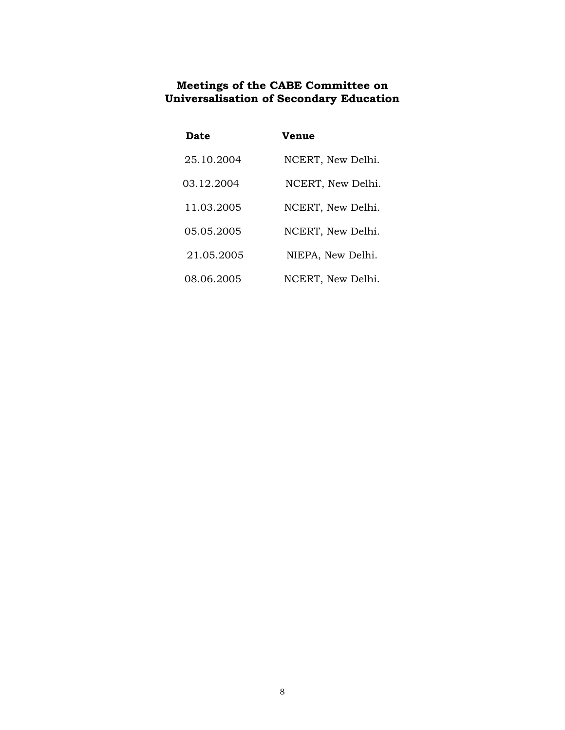## Meetings of the CABE Committee on Universalisation of Secondary Education

| Date | Venue |
|---|---|
| 25.10.2004 | NCERT, New Delhi. |
| 03.12.2004 | NCERT, New Delhi. |
| 11.03.2005 | NCERT, New Delhi. |
| 05.05.2005 | NCERT, New Delhi. |
| 21.05.2005 | NIEPA, New Delhi. |
| 08.06.2005 | NCERT, New Delhi. |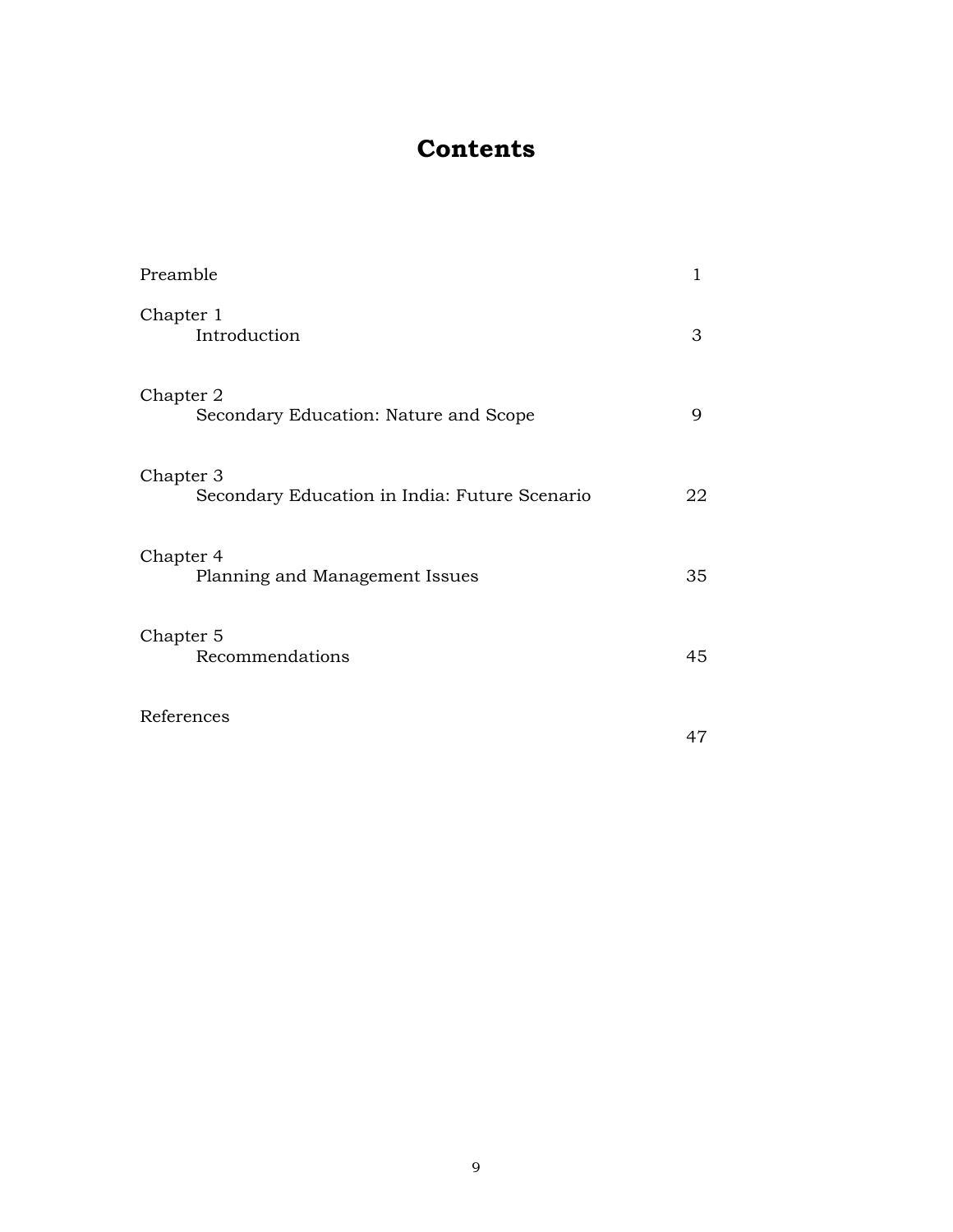# Contents

| | |
|---|---|
| Preamble | 1 |
| Chapter 1<br>Introduction | 3 |
| Chapter 2<br>Secondary Education: Nature and Scope | 9 |
| Chapter 3<br>Secondary Education in India: Future Scenario | 22 |
| Chapter 4<br>Planning and Management Issues | 35 |
| Chapter 5<br>Recommendations | 45 |
| References | 47 |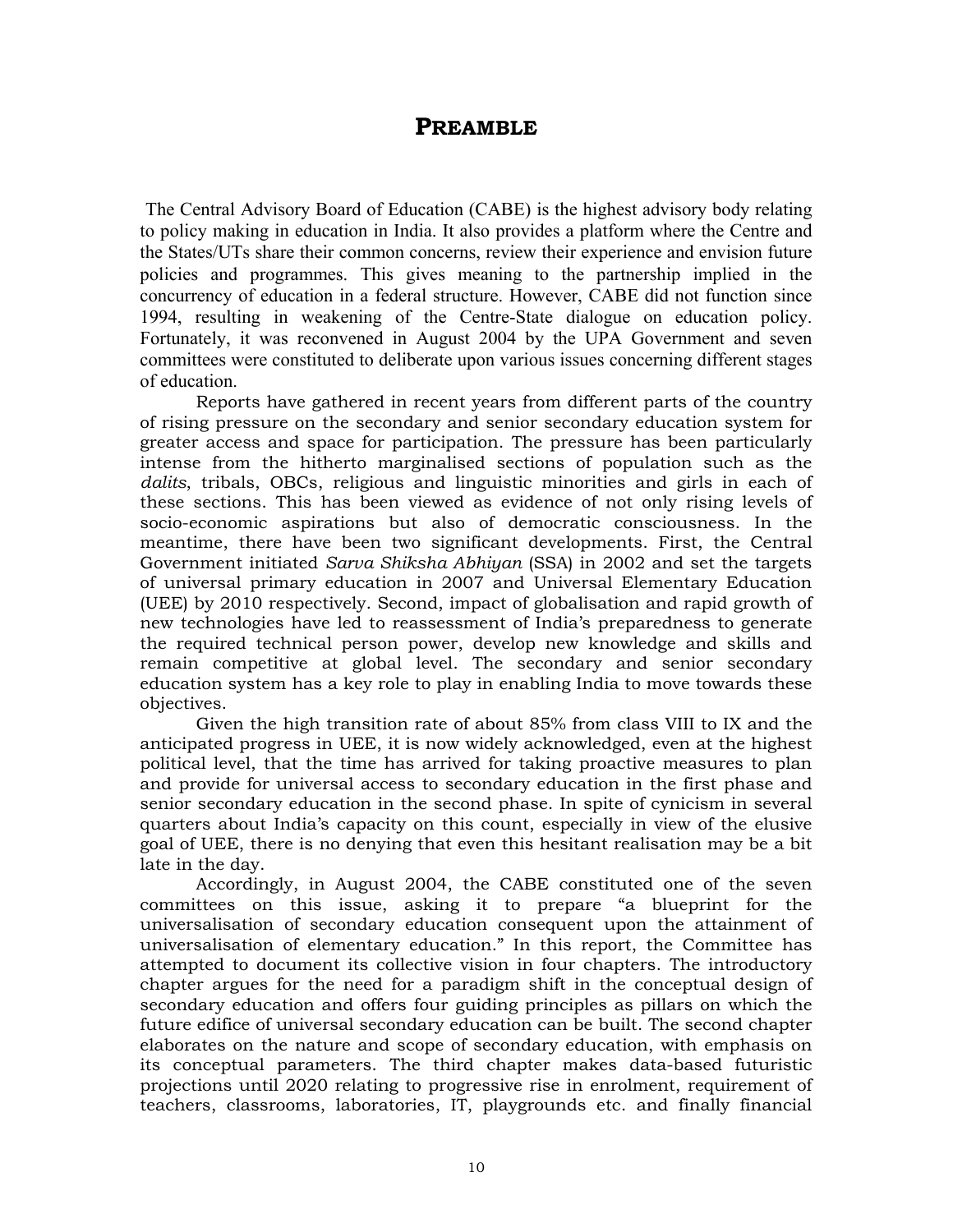# PREAMBLE

The Central Advisory Board of Education (CABE) is the highest advisory body relating to policy making in education in India. It also provides a platform where the Centre and the States/UTs share their common concerns, review their experience and envision future policies and programmes. This gives meaning to the partnership implied in the concurrency of education in a federal structure. However, CABE did not function since 1994, resulting in weakening of the Centre-State dialogue on education policy. Fortunately, it was reconvened in August 2004 by the UPA Government and seven committees were constituted to deliberate upon various issues concerning different stages of education.

Reports have gathered in recent years from different parts of the country of rising pressure on the secondary and senior secondary education system for greater access and space for participation. The pressure has been particularly intense from the hitherto marginalised sections of population such as the *dalits*, tribals, OBCs, religious and linguistic minorities and girls in each of these sections. This has been viewed as evidence of not only rising levels of socio-economic aspirations but also of democratic consciousness. In the meantime, there have been two significant developments. First, the Central Government initiated *Sarva Shiksha Abhiyan* (SSA) in 2002 and set the targets of universal primary education in 2007 and Universal Elementary Education (UEE) by 2010 respectively. Second, impact of globalisation and rapid growth of new technologies have led to reassessment of India's preparedness to generate the required technical person power, develop new knowledge and skills and remain competitive at global level. The secondary and senior secondary education system has a key role to play in enabling India to move towards these objectives.

Given the high transition rate of about 85% from class VIII to IX and the anticipated progress in UEE, it is now widely acknowledged, even at the highest political level, that the time has arrived for taking proactive measures to plan and provide for universal access to secondary education in the first phase and senior secondary education in the second phase. In spite of cynicism in several quarters about India's capacity on this count, especially in view of the elusive goal of UEE, there is no denying that even this hesitant realisation may be a bit late in the day.

Accordingly, in August 2004, the CABE constituted one of the seven committees on this issue, asking it to prepare "a blueprint for the universalisation of secondary education consequent upon the attainment of universalisation of elementary education." In this report, the Committee has attempted to document its collective vision in four chapters. The introductory chapter argues for the need for a paradigm shift in the conceptual design of secondary education and offers four guiding principles as pillars on which the future edifice of universal secondary education can be built. The second chapter elaborates on the nature and scope of secondary education, with emphasis on its conceptual parameters. The third chapter makes data-based futuristic projections until 2020 relating to progressive rise in enrolment, requirement of teachers, classrooms, laboratories, IT, playgrounds etc. and finally financial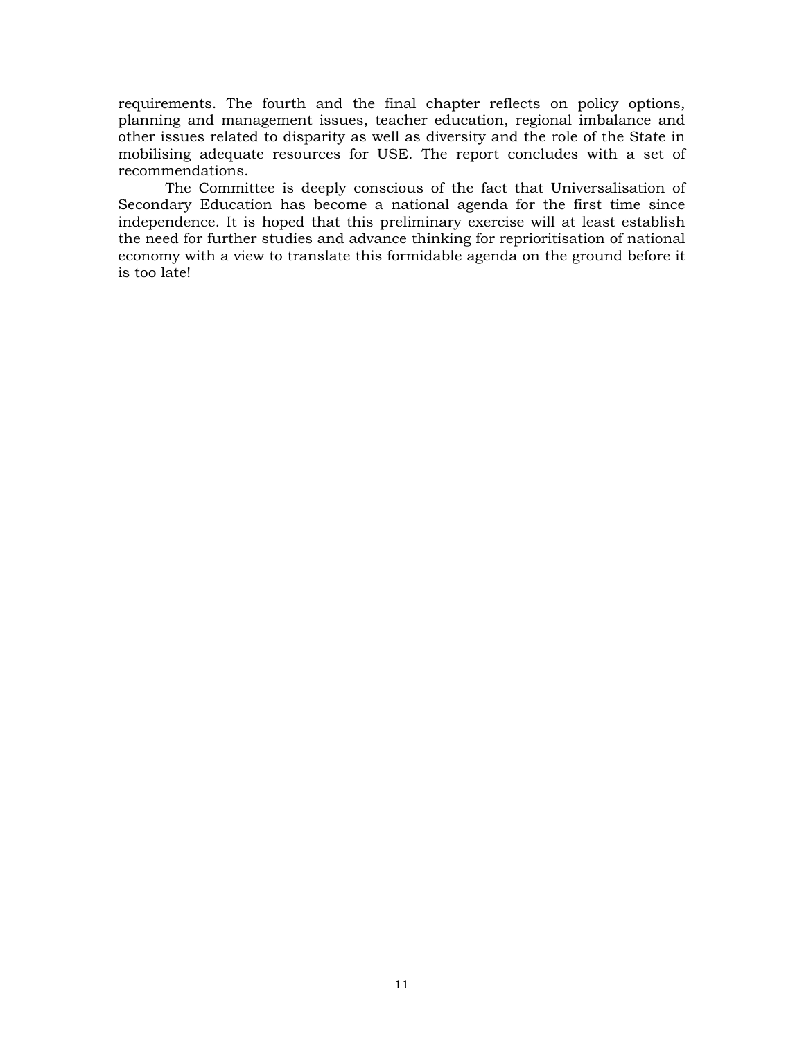requirements. The fourth and the final chapter reflects on policy options, planning and management issues, teacher education, regional imbalance and other issues related to disparity as well as diversity and the role of the State in mobilising adequate resources for USE. The report concludes with a set of recommendations.

The Committee is deeply conscious of the fact that Universalisation of Secondary Education has become a national agenda for the first time since independence. It is hoped that this preliminary exercise will at least establish the need for further studies and advance thinking for reprioritisation of national economy with a view to translate this formidable agenda on the ground before it is too late!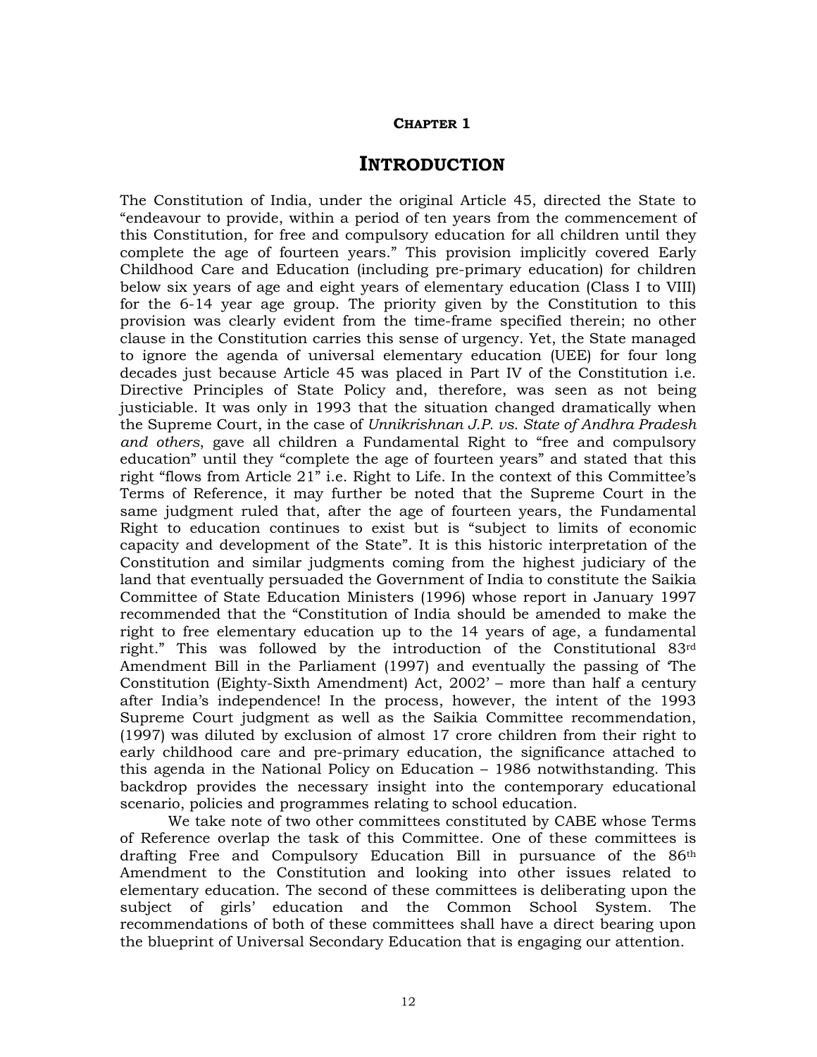**CHAPTER 1**

# INTRODUCTION

The Constitution of India, under the original Article 45, directed the State to "endeavour to provide, within a period of ten years from the commencement of this Constitution, for free and compulsory education for all children until they complete the age of fourteen years." This provision implicitly covered Early Childhood Care and Education (including pre-primary education) for children below six years of age and eight years of elementary education (Class I to VIII) for the 6-14 year age group. The priority given by the Constitution to this provision was clearly evident from the time-frame specified therein; no other clause in the Constitution carries this sense of urgency. Yet, the State managed to ignore the agenda of universal elementary education (UEE) for four long decades just because Article 45 was placed in Part IV of the Constitution i.e. Directive Principles of State Policy and, therefore, was seen as not being justiciable. It was only in 1993 that the situation changed dramatically when the Supreme Court, in the case of *Unnikrishnan J.P. vs. State of Andhra Pradesh and others*, gave all children a Fundamental Right to "free and compulsory education" until they "complete the age of fourteen years" and stated that this right "flows from Article 21" i.e. Right to Life. In the context of this Committee's Terms of Reference, it may further be noted that the Supreme Court in the same judgment ruled that, after the age of fourteen years, the Fundamental Right to education continues to exist but is "subject to limits of economic capacity and development of the State". It is this historic interpretation of the Constitution and similar judgments coming from the highest judiciary of the land that eventually persuaded the Government of India to constitute the Saikia Committee of State Education Ministers (1996) whose report in January 1997 recommended that the "Constitution of India should be amended to make the right to free elementary education up to the 14 years of age, a fundamental right." This was followed by the introduction of the Constitutional 83rd Amendment Bill in the Parliament (1997) and eventually the passing of 'The Constitution (Eighty-Sixth Amendment) Act, 2002' – more than half a century after India's independence! In the process, however, the intent of the 1993 Supreme Court judgment as well as the Saikia Committee recommendation, (1997) was diluted by exclusion of almost 17 crore children from their right to early childhood care and pre-primary education, the significance attached to this agenda in the National Policy on Education – 1986 notwithstanding. This backdrop provides the necessary insight into the contemporary educational scenario, policies and programmes relating to school education.

We take note of two other committees constituted by CABE whose Terms of Reference overlap the task of this Committee. One of these committees is drafting Free and Compulsory Education Bill in pursuance of the 86th Amendment to the Constitution and looking into other issues related to elementary education. The second of these committees is deliberating upon the subject of girls' education and the Common School System. The recommendations of both of these committees shall have a direct bearing upon the blueprint of Universal Secondary Education that is engaging our attention.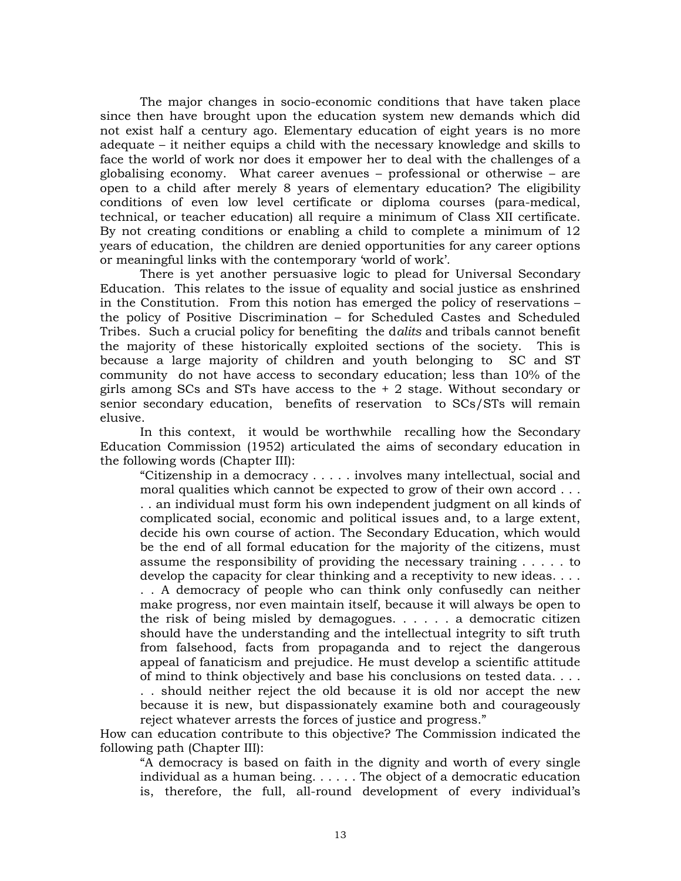The major changes in socio-economic conditions that have taken place since then have brought upon the education system new demands which did not exist half a century ago. Elementary education of eight years is no more adequate – it neither equips a child with the necessary knowledge and skills to face the world of work nor does it empower her to deal with the challenges of a globalising economy. What career avenues – professional or otherwise – are open to a child after merely 8 years of elementary education? The eligibility conditions of even low level certificate or diploma courses (para-medical, technical, or teacher education) all require a minimum of Class XII certificate. By not creating conditions or enabling a child to complete a minimum of 12 years of education, the children are denied opportunities for any career options or meaningful links with the contemporary 'world of work'.

There is yet another persuasive logic to plead for Universal Secondary Education. This relates to the issue of equality and social justice as enshrined in the Constitution. From this notion has emerged the policy of reservations – the policy of Positive Discrimination – for Scheduled Castes and Scheduled Tribes. Such a crucial policy for benefiting the d*alits* and tribals cannot benefit the majority of these historically exploited sections of the society. This is because a large majority of children and youth belonging to SC and ST community do not have access to secondary education; less than 10% of the girls among SCs and STs have access to the + 2 stage. Without secondary or senior secondary education, benefits of reservation to SCs/STs will remain elusive.

In this context, it would be worthwhile recalling how the Secondary Education Commission (1952) articulated the aims of secondary education in the following words (Chapter III):

> "Citizenship in a democracy . . . . . involves many intellectual, social and moral qualities which cannot be expected to grow of their own accord . . . . . an individual must form his own independent judgment on all kinds of complicated social, economic and political issues and, to a large extent, decide his own course of action. The Secondary Education, which would be the end of all formal education for the majority of the citizens, must assume the responsibility of providing the necessary training . . . . . to develop the capacity for clear thinking and a receptivity to new ideas. . . . . . A democracy of people who can think only confusedly can neither make progress, nor even maintain itself, because it will always be open to the risk of being misled by demagogues. . . . . . a democratic citizen should have the understanding and the intellectual integrity to sift truth from falsehood, facts from propaganda and to reject the dangerous appeal of fanaticism and prejudice. He must develop a scientific attitude of mind to think objectively and base his conclusions on tested data. . . . . . should neither reject the old because it is old nor accept the new because it is new, but dispassionately examine both and courageously reject whatever arrests the forces of justice and progress."

How can education contribute to this objective? The Commission indicated the following path (Chapter III):

> "A democracy is based on faith in the dignity and worth of every single individual as a human being. . . . . . The object of a democratic education is, therefore, the full, all-round development of every individual's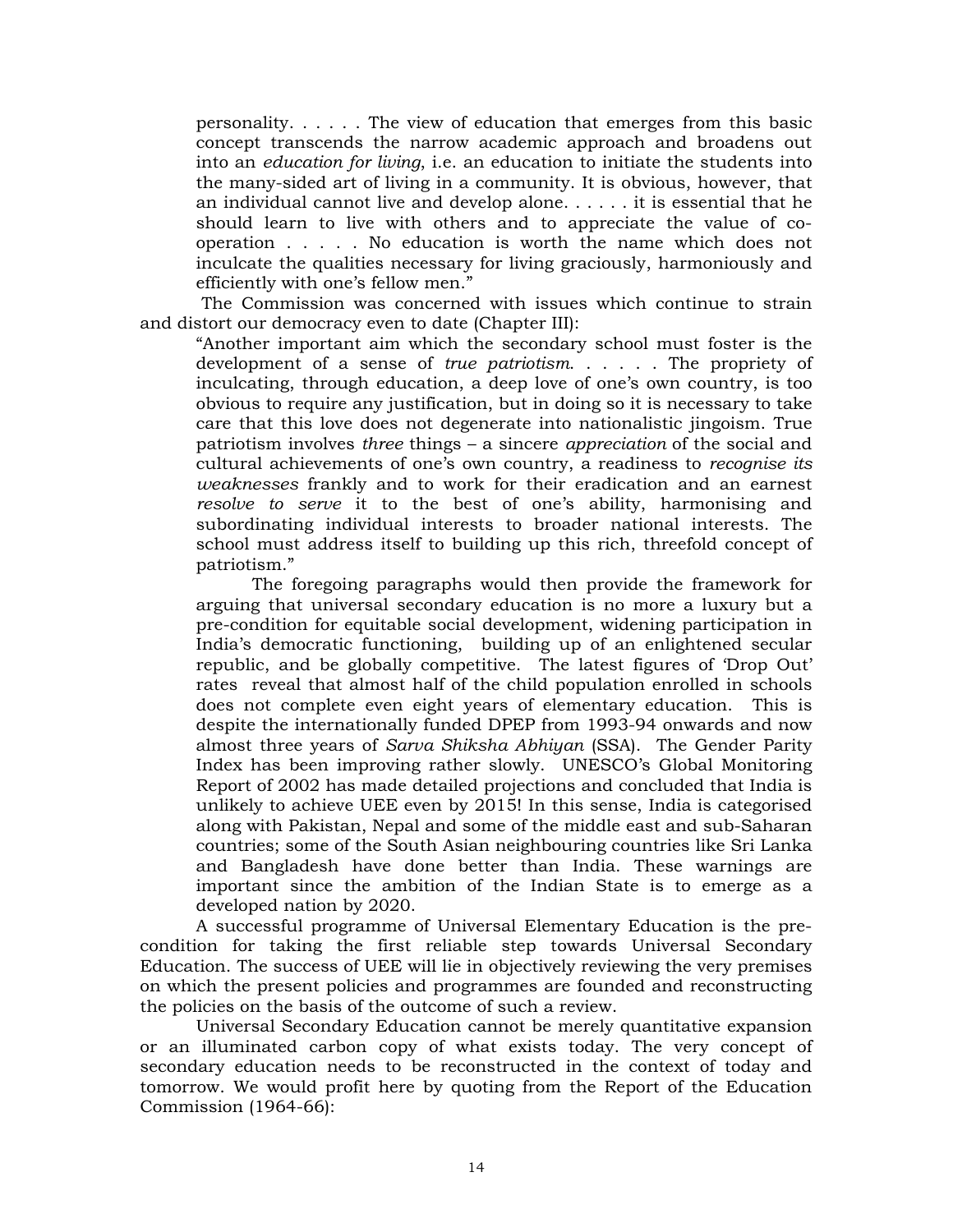> personality. . . . . . The view of education that emerges from this basic concept transcends the narrow academic approach and broadens out into an *education for living*, i.e. an education to initiate the students into the many-sided art of living in a community. It is obvious, however, that an individual cannot live and develop alone. . . . . . it is essential that he should learn to live with others and to appreciate the value of co-operation . . . . . No education is worth the name which does not inculcate the qualities necessary for living graciously, harmoniously and efficiently with one's fellow men."

The Commission was concerned with issues which continue to strain and distort our democracy even to date (Chapter III):

> "Another important aim which the secondary school must foster is the development of a sense of *true patriotism*. . . . . . The propriety of inculcating, through education, a deep love of one's own country, is too obvious to require any justification, but in doing so it is necessary to take care that this love does not degenerate into nationalistic jingoism. True patriotism involves *three* things – a sincere *appreciation* of the social and cultural achievements of one's own country, a readiness to *recognise its weaknesses* frankly and to work for their eradication and an earnest *resolve to serve* it to the best of one's ability, harmonising and subordinating individual interests to broader national interests. The school must address itself to building up this rich, threefold concept of patriotism."
>
> The foregoing paragraphs would then provide the framework for arguing that universal secondary education is no more a luxury but a pre-condition for equitable social development, widening participation in India's democratic functioning, building up of an enlightened secular republic, and be globally competitive. The latest figures of 'Drop Out' rates reveal that almost half of the child population enrolled in schools does not complete even eight years of elementary education. This is despite the internationally funded DPEP from 1993-94 onwards and now almost three years of *Sarva Shiksha Abhiyan* (SSA). The Gender Parity Index has been improving rather slowly. UNESCO's Global Monitoring Report of 2002 has made detailed projections and concluded that India is unlikely to achieve UEE even by 2015! In this sense, India is categorised along with Pakistan, Nepal and some of the middle east and sub-Saharan countries; some of the South Asian neighbouring countries like Sri Lanka and Bangladesh have done better than India. These warnings are important since the ambition of the Indian State is to emerge as a developed nation by 2020.

A successful programme of Universal Elementary Education is the pre-condition for taking the first reliable step towards Universal Secondary Education. The success of UEE will lie in objectively reviewing the very premises on which the present policies and programmes are founded and reconstructing the policies on the basis of the outcome of such a review.

Universal Secondary Education cannot be merely quantitative expansion or an illuminated carbon copy of what exists today. The very concept of secondary education needs to be reconstructed in the context of today and tomorrow. We would profit here by quoting from the Report of the Education Commission (1964-66):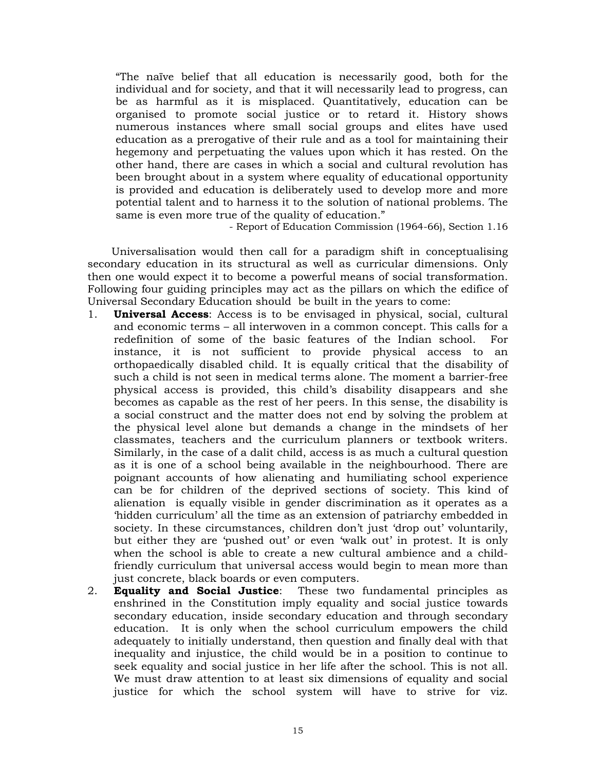> "The naïve belief that all education is necessarily good, both for the individual and for society, and that it will necessarily lead to progress, can be as harmful as it is misplaced. Quantitatively, education can be organised to promote social justice or to retard it. History shows numerous instances where small social groups and elites have used education as a prerogative of their rule and as a tool for maintaining their hegemony and perpetuating the values upon which it has rested. On the other hand, there are cases in which a social and cultural revolution has been brought about in a system where equality of educational opportunity is provided and education is deliberately used to develop more and more potential talent and to harness it to the solution of national problems. The same is even more true of the quality of education."
>
> - Report of Education Commission (1964-66), Section 1.16

Universalisation would then call for a paradigm shift in conceptualising secondary education in its structural as well as curricular dimensions. Only then one would expect it to become a powerful means of social transformation. Following four guiding principles may act as the pillars on which the edifice of Universal Secondary Education should be built in the years to come:

1. **Universal Access**: Access is to be envisaged in physical, social, cultural and economic terms – all interwoven in a common concept. This calls for a redefinition of some of the basic features of the Indian school. For instance, it is not sufficient to provide physical access to an orthopaedically disabled child. It is equally critical that the disability of such a child is not seen in medical terms alone. The moment a barrier-free physical access is provided, this child's disability disappears and she becomes as capable as the rest of her peers. In this sense, the disability is a social construct and the matter does not end by solving the problem at the physical level alone but demands a change in the mindsets of her classmates, teachers and the curriculum planners or textbook writers. Similarly, in the case of a dalit child, access is as much a cultural question as it is one of a school being available in the neighbourhood. There are poignant accounts of how alienating and humiliating school experience can be for children of the deprived sections of society. This kind of alienation is equally visible in gender discrimination as it operates as a 'hidden curriculum' all the time as an extension of patriarchy embedded in society. In these circumstances, children don't just 'drop out' voluntarily, but either they are 'pushed out' or even 'walk out' in protest. It is only when the school is able to create a new cultural ambience and a child-friendly curriculum that universal access would begin to mean more than just concrete, black boards or even computers.
2. **Equality and Social Justice**: These two fundamental principles as enshrined in the Constitution imply equality and social justice towards secondary education, inside secondary education and through secondary education. It is only when the school curriculum empowers the child adequately to initially understand, then question and finally deal with that inequality and injustice, the child would be in a position to continue to seek equality and social justice in her life after the school. This is not all. We must draw attention to at least six dimensions of equality and social justice for which the school system will have to strive for viz.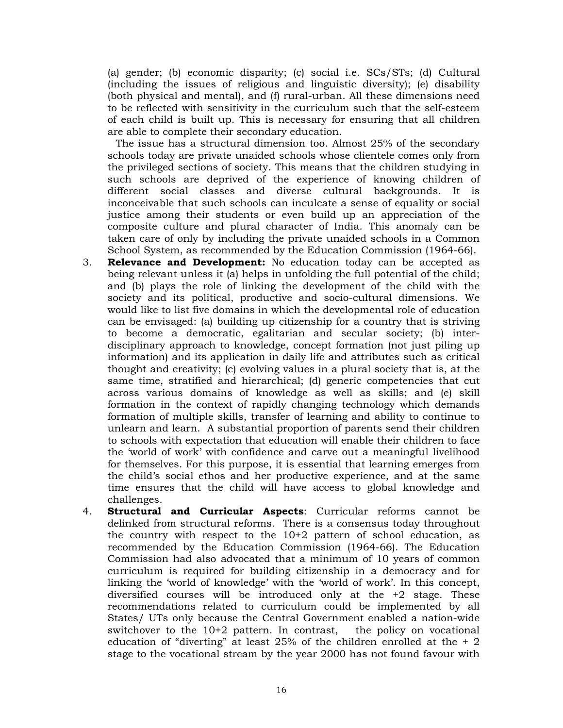(a) gender; (b) economic disparity; (c) social i.e. SCs/STs; (d) Cultural (including the issues of religious and linguistic diversity); (e) disability (both physical and mental), and (f) rural-urban. All these dimensions need to be reflected with sensitivity in the curriculum such that the self-esteem of each child is built up. This is necessary for ensuring that all children are able to complete their secondary education.

The issue has a structural dimension too. Almost 25% of the secondary schools today are private unaided schools whose clientele comes only from the privileged sections of society. This means that the children studying in such schools are deprived of the experience of knowing children of different social classes and diverse cultural backgrounds. It is inconceivable that such schools can inculcate a sense of equality or social justice among their students or even build up an appreciation of the composite culture and plural character of India. This anomaly can be taken care of only by including the private unaided schools in a Common School System, as recommended by the Education Commission (1964-66).

3. **Relevance and Development:** No education today can be accepted as being relevant unless it (a) helps in unfolding the full potential of the child; and (b) plays the role of linking the development of the child with the society and its political, productive and socio-cultural dimensions. We would like to list five domains in which the developmental role of education can be envisaged: (a) building up citizenship for a country that is striving to become a democratic, egalitarian and secular society; (b) inter-disciplinary approach to knowledge, concept formation (not just piling up information) and its application in daily life and attributes such as critical thought and creativity; (c) evolving values in a plural society that is, at the same time, stratified and hierarchical; (d) generic competencies that cut across various domains of knowledge as well as skills; and (e) skill formation in the context of rapidly changing technology which demands formation of multiple skills, transfer of learning and ability to continue to unlearn and learn. A substantial proportion of parents send their children to schools with expectation that education will enable their children to face the 'world of work' with confidence and carve out a meaningful livelihood for themselves. For this purpose, it is essential that learning emerges from the child's social ethos and her productive experience, and at the same time ensures that the child will have access to global knowledge and challenges.

4. **Structural and Curricular Aspects**: Curricular reforms cannot be delinked from structural reforms. There is a consensus today throughout the country with respect to the 10+2 pattern of school education, as recommended by the Education Commission (1964-66). The Education Commission had also advocated that a minimum of 10 years of common curriculum is required for building citizenship in a democracy and for linking the 'world of knowledge' with the 'world of work'. In this concept, diversified courses will be introduced only at the +2 stage. These recommendations related to curriculum could be implemented by all States/ UTs only because the Central Government enabled a nation-wide switchover to the 10+2 pattern. In contrast, the policy on vocational education of "diverting" at least 25% of the children enrolled at the + 2 stage to the vocational stream by the year 2000 has not found favour with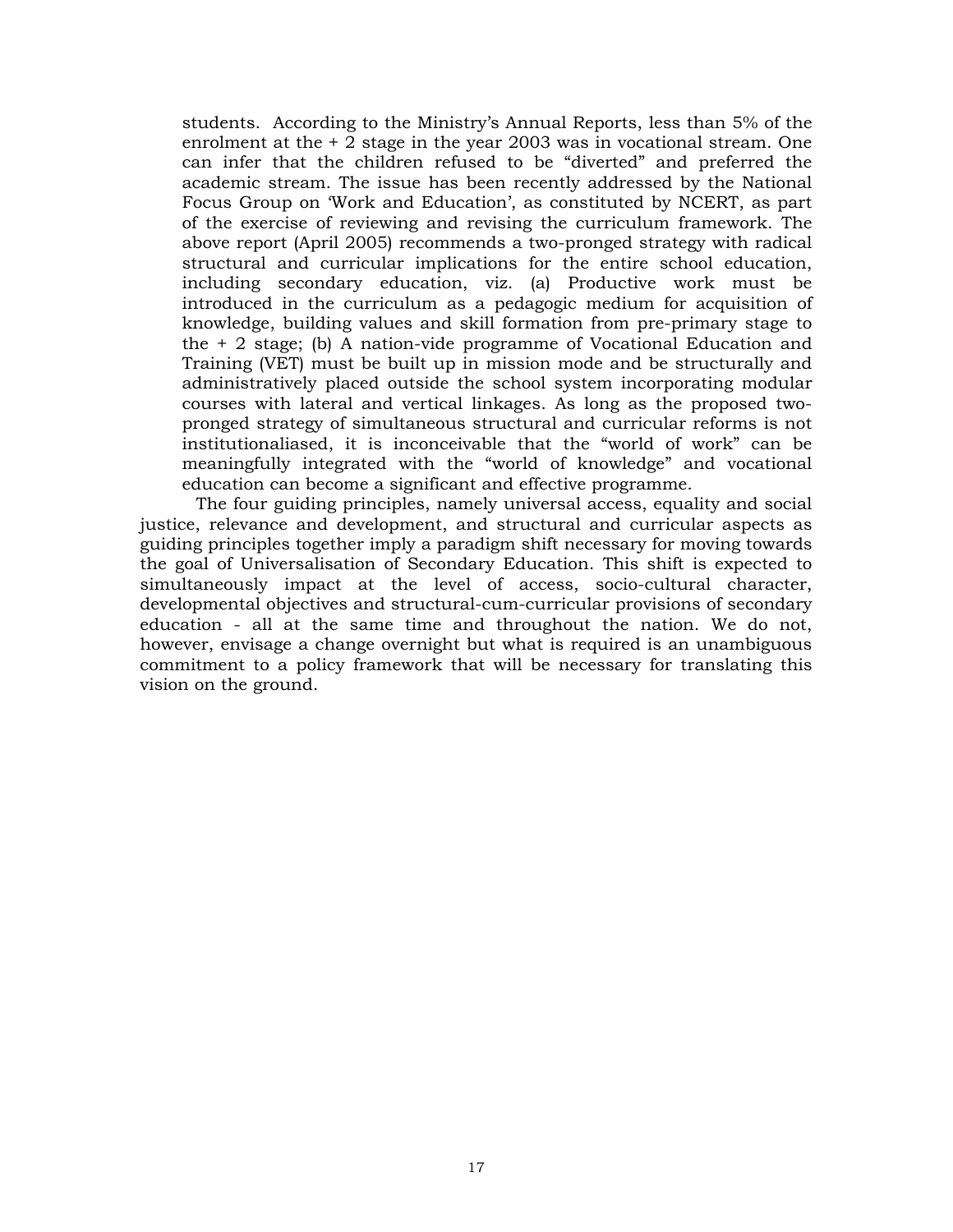students. According to the Ministry's Annual Reports, less than 5% of the enrolment at the + 2 stage in the year 2003 was in vocational stream. One can infer that the children refused to be "diverted" and preferred the academic stream. The issue has been recently addressed by the National Focus Group on 'Work and Education', as constituted by NCERT, as part of the exercise of reviewing and revising the curriculum framework. The above report (April 2005) recommends a two-pronged strategy with radical structural and curricular implications for the entire school education, including secondary education, viz. (a) Productive work must be introduced in the curriculum as a pedagogic medium for acquisition of knowledge, building values and skill formation from pre-primary stage to the + 2 stage; (b) A nation-vide programme of Vocational Education and Training (VET) must be built up in mission mode and be structurally and administratively placed outside the school system incorporating modular courses with lateral and vertical linkages. As long as the proposed two-pronged strategy of simultaneous structural and curricular reforms is not institutionaliased, it is inconceivable that the "world of work" can be meaningfully integrated with the "world of knowledge" and vocational education can become a significant and effective programme.

The four guiding principles, namely universal access, equality and social justice, relevance and development, and structural and curricular aspects as guiding principles together imply a paradigm shift necessary for moving towards the goal of Universalisation of Secondary Education. This shift is expected to simultaneously impact at the level of access, socio-cultural character, developmental objectives and structural-cum-curricular provisions of secondary education - all at the same time and throughout the nation. We do not, however, envisage a change overnight but what is required is an unambiguous commitment to a policy framework that will be necessary for translating this vision on the ground.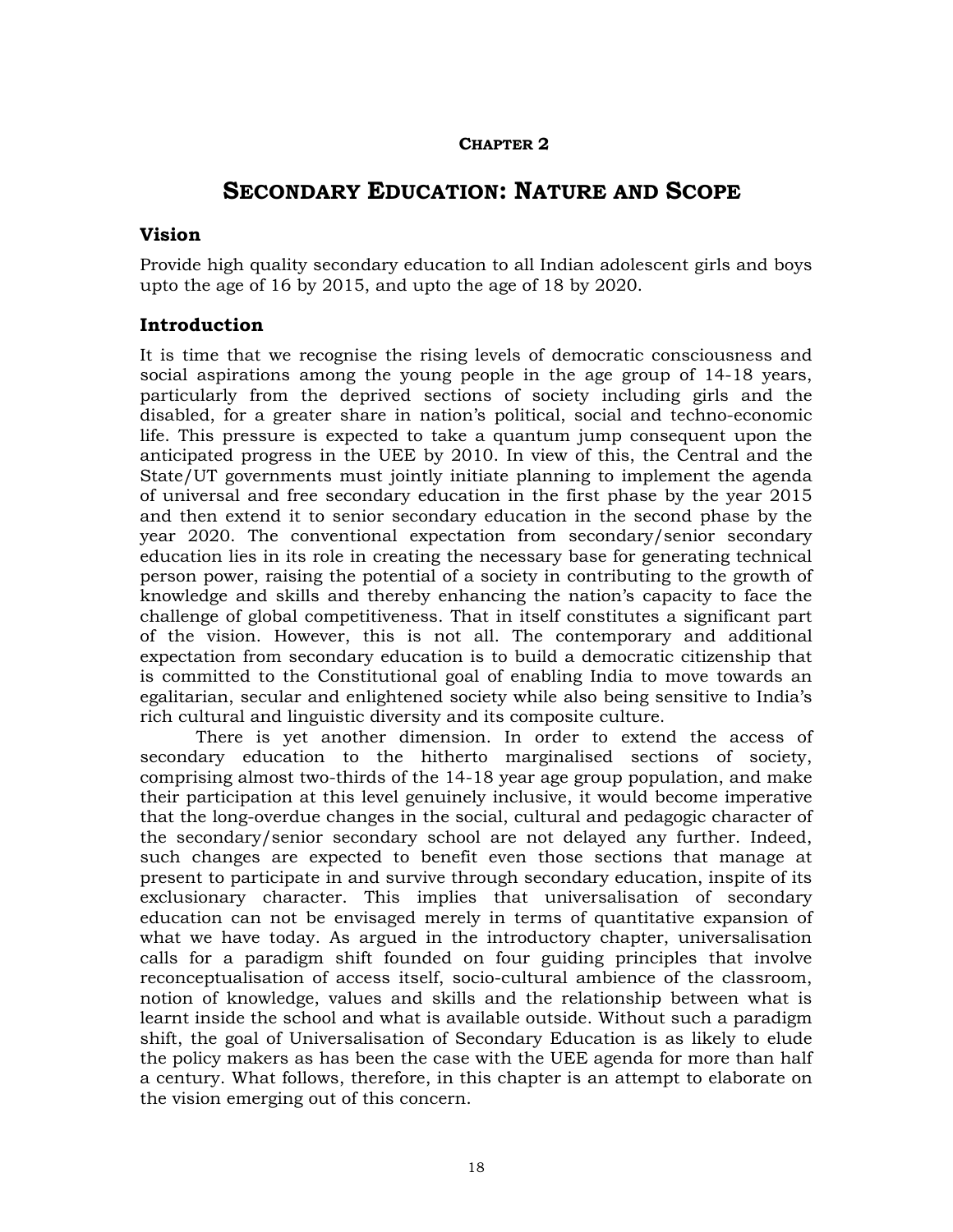**CHAPTER 2**

# SECONDARY EDUCATION: NATURE AND SCOPE

## Vision

Provide high quality secondary education to all Indian adolescent girls and boys upto the age of 16 by 2015, and upto the age of 18 by 2020.

## Introduction

It is time that we recognise the rising levels of democratic consciousness and social aspirations among the young people in the age group of 14-18 years, particularly from the deprived sections of society including girls and the disabled, for a greater share in nation's political, social and techno-economic life. This pressure is expected to take a quantum jump consequent upon the anticipated progress in the UEE by 2010. In view of this, the Central and the State/UT governments must jointly initiate planning to implement the agenda of universal and free secondary education in the first phase by the year 2015 and then extend it to senior secondary education in the second phase by the year 2020. The conventional expectation from secondary/senior secondary education lies in its role in creating the necessary base for generating technical person power, raising the potential of a society in contributing to the growth of knowledge and skills and thereby enhancing the nation's capacity to face the challenge of global competitiveness. That in itself constitutes a significant part of the vision. However, this is not all. The contemporary and additional expectation from secondary education is to build a democratic citizenship that is committed to the Constitutional goal of enabling India to move towards an egalitarian, secular and enlightened society while also being sensitive to India's rich cultural and linguistic diversity and its composite culture.

There is yet another dimension. In order to extend the access of secondary education to the hitherto marginalised sections of society, comprising almost two-thirds of the 14-18 year age group population, and make their participation at this level genuinely inclusive, it would become imperative that the long-overdue changes in the social, cultural and pedagogic character of the secondary/senior secondary school are not delayed any further. Indeed, such changes are expected to benefit even those sections that manage at present to participate in and survive through secondary education, inspite of its exclusionary character. This implies that universalisation of secondary education can not be envisaged merely in terms of quantitative expansion of what we have today. As argued in the introductory chapter, universalisation calls for a paradigm shift founded on four guiding principles that involve reconceptualisation of access itself, socio-cultural ambience of the classroom, notion of knowledge, values and skills and the relationship between what is learnt inside the school and what is available outside. Without such a paradigm shift, the goal of Universalisation of Secondary Education is as likely to elude the policy makers as has been the case with the UEE agenda for more than half a century. What follows, therefore, in this chapter is an attempt to elaborate on the vision emerging out of this concern.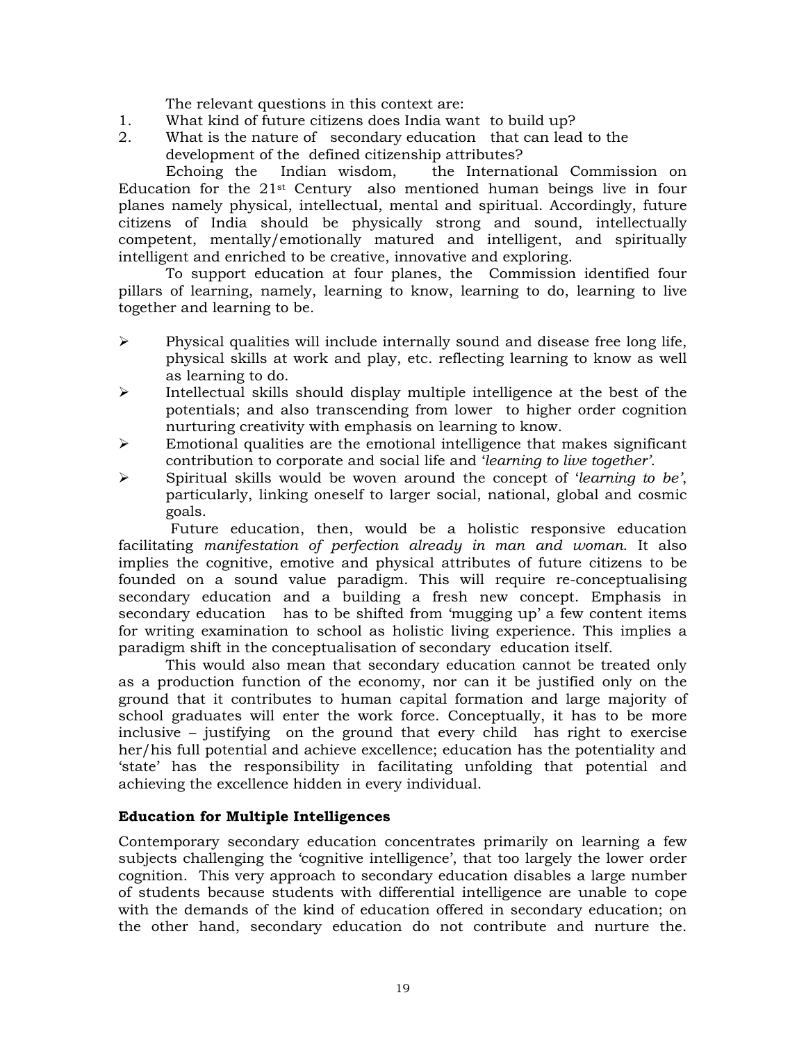The relevant questions in this context are:

1. What kind of future citizens does India want to build up?
2. What is the nature of secondary education that can lead to the development of the defined citizenship attributes?

Echoing the Indian wisdom, the International Commission on Education for the 21st Century also mentioned human beings live in four planes namely physical, intellectual, mental and spiritual. Accordingly, future citizens of India should be physically strong and sound, intellectually competent, mentally/emotionally matured and intelligent, and spiritually intelligent and enriched to be creative, innovative and exploring.

To support education at four planes, the Commission identified four pillars of learning, namely, learning to know, learning to do, learning to live together and learning to be.

- Physical qualities will include internally sound and disease free long life, physical skills at work and play, etc. reflecting learning to know as well as learning to do.
- Intellectual skills should display multiple intelligence at the best of the potentials; and also transcending from lower to higher order cognition nurturing creativity with emphasis on learning to know.
- Emotional qualities are the emotional intelligence that makes significant contribution to corporate and social life and *'learning to live together'*.
- Spiritual skills would be woven around the concept of *'learning to be'*, particularly, linking oneself to larger social, national, global and cosmic goals.

Future education, then, would be a holistic responsive education facilitating *manifestation of perfection already in man and woman*. It also implies the cognitive, emotive and physical attributes of future citizens to be founded on a sound value paradigm. This will require re-conceptualising secondary education and a building a fresh new concept. Emphasis in secondary education has to be shifted from 'mugging up' a few content items for writing examination to school as holistic living experience. This implies a paradigm shift in the conceptualisation of secondary education itself.

This would also mean that secondary education cannot be treated only as a production function of the economy, nor can it be justified only on the ground that it contributes to human capital formation and large majority of school graduates will enter the work force. Conceptually, it has to be more inclusive – justifying on the ground that every child has right to exercise her/his full potential and achieve excellence; education has the potentiality and 'state' has the responsibility in facilitating unfolding that potential and achieving the excellence hidden in every individual.

### Education for Multiple Intelligences

Contemporary secondary education concentrates primarily on learning a few subjects challenging the 'cognitive intelligence', that too largely the lower order cognition. This very approach to secondary education disables a large number of students because students with differential intelligence are unable to cope with the demands of the kind of education offered in secondary education; on the other hand, secondary education do not contribute and nurture the.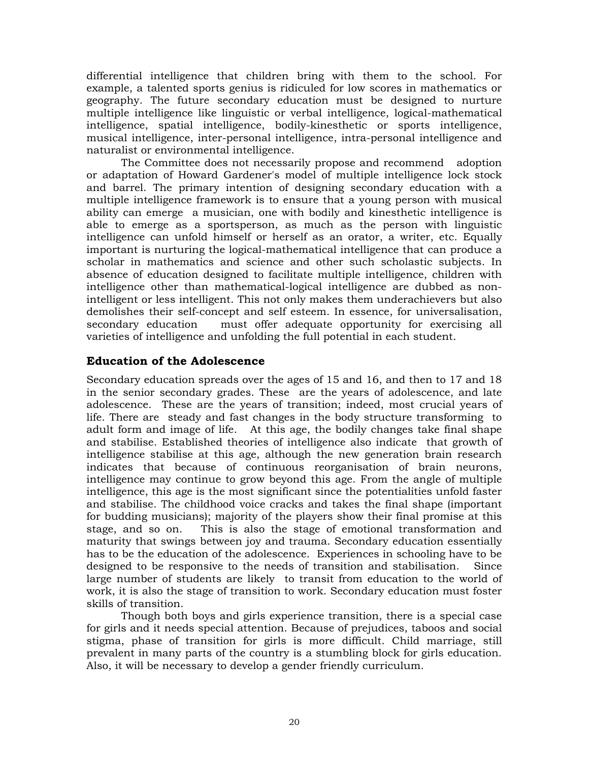differential intelligence that children bring with them to the school. For example, a talented sports genius is ridiculed for low scores in mathematics or geography. The future secondary education must be designed to nurture multiple intelligence like linguistic or verbal intelligence, logical-mathematical intelligence, spatial intelligence, bodily-kinesthetic or sports intelligence, musical intelligence, inter-personal intelligence, intra-personal intelligence and naturalist or environmental intelligence.

The Committee does not necessarily propose and recommend adoption or adaptation of Howard Gardener's model of multiple intelligence lock stock and barrel. The primary intention of designing secondary education with a multiple intelligence framework is to ensure that a young person with musical ability can emerge a musician, one with bodily and kinesthetic intelligence is able to emerge as a sportsperson, as much as the person with linguistic intelligence can unfold himself or herself as an orator, a writer, etc. Equally important is nurturing the logical-mathematical intelligence that can produce a scholar in mathematics and science and other such scholastic subjects. In absence of education designed to facilitate multiple intelligence, children with intelligence other than mathematical-logical intelligence are dubbed as non-intelligent or less intelligent. This not only makes them underachievers but also demolishes their self-concept and self esteem. In essence, for universalisation, secondary education must offer adequate opportunity for exercising all varieties of intelligence and unfolding the full potential in each student.

## Education of the Adolescence

Secondary education spreads over the ages of 15 and 16, and then to 17 and 18 in the senior secondary grades. These are the years of adolescence, and late adolescence. These are the years of transition; indeed, most crucial years of life. There are steady and fast changes in the body structure transforming to adult form and image of life. At this age, the bodily changes take final shape and stabilise. Established theories of intelligence also indicate that growth of intelligence stabilise at this age, although the new generation brain research indicates that because of continuous reorganisation of brain neurons, intelligence may continue to grow beyond this age. From the angle of multiple intelligence, this age is the most significant since the potentialities unfold faster and stabilise. The childhood voice cracks and takes the final shape (important for budding musicians); majority of the players show their final promise at this stage, and so on. This is also the stage of emotional transformation and maturity that swings between joy and trauma. Secondary education essentially has to be the education of the adolescence. Experiences in schooling have to be designed to be responsive to the needs of transition and stabilisation. Since large number of students are likely to transit from education to the world of work, it is also the stage of transition to work. Secondary education must foster skills of transition.

Though both boys and girls experience transition, there is a special case for girls and it needs special attention. Because of prejudices, taboos and social stigma, phase of transition for girls is more difficult. Child marriage, still prevalent in many parts of the country is a stumbling block for girls education. Also, it will be necessary to develop a gender friendly curriculum.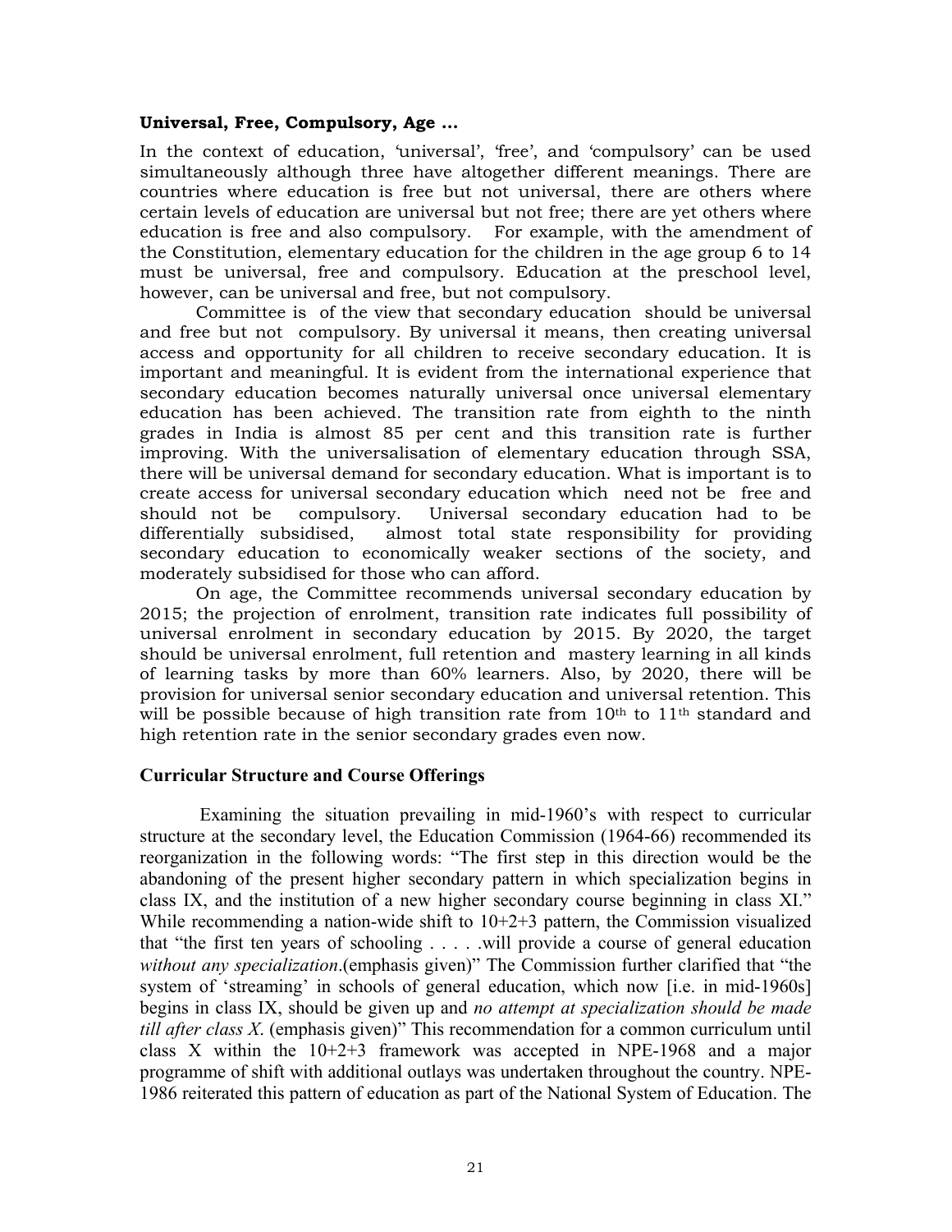**Universal, Free, Compulsory, Age …**

In the context of education, 'universal', 'free', and 'compulsory' can be used simultaneously although three have altogether different meanings. There are countries where education is free but not universal, there are others where certain levels of education are universal but not free; there are yet others where education is free and also compulsory. For example, with the amendment of the Constitution, elementary education for the children in the age group 6 to 14 must be universal, free and compulsory. Education at the preschool level, however, can be universal and free, but not compulsory.

Committee is of the view that secondary education should be universal and free but not compulsory. By universal it means, then creating universal access and opportunity for all children to receive secondary education. It is important and meaningful. It is evident from the international experience that secondary education becomes naturally universal once universal elementary education has been achieved. The transition rate from eighth to the ninth grades in India is almost 85 per cent and this transition rate is further improving. With the universalisation of elementary education through SSA, there will be universal demand for secondary education. What is important is to create access for universal secondary education which need not be free and should not be compulsory. Universal secondary education had to be differentially subsidised, almost total state responsibility for providing secondary education to economically weaker sections of the society, and moderately subsidised for those who can afford.

On age, the Committee recommends universal secondary education by 2015; the projection of enrolment, transition rate indicates full possibility of universal enrolment in secondary education by 2015. By 2020, the target should be universal enrolment, full retention and mastery learning in all kinds of learning tasks by more than 60% learners. Also, by 2020, there will be provision for universal senior secondary education and universal retention. This will be possible because of high transition rate from 10th to 11th standard and high retention rate in the senior secondary grades even now.

**Curricular Structure and Course Offerings**

Examining the situation prevailing in mid-1960's with respect to curricular structure at the secondary level, the Education Commission (1964-66) recommended its reorganization in the following words: "The first step in this direction would be the abandoning of the present higher secondary pattern in which specialization begins in class IX, and the institution of a new higher secondary course beginning in class XI." While recommending a nation-wide shift to 10+2+3 pattern, the Commission visualized that "the first ten years of schooling . . . . .will provide a course of general education *without any specialization*.(emphasis given)" The Commission further clarified that "the system of 'streaming' in schools of general education, which now [i.e. in mid-1960s] begins in class IX, should be given up and *no attempt at specialization should be made till after class X*. (emphasis given)" This recommendation for a common curriculum until class X within the 10+2+3 framework was accepted in NPE-1968 and a major programme of shift with additional outlays was undertaken throughout the country. NPE-1986 reiterated this pattern of education as part of the National System of Education. The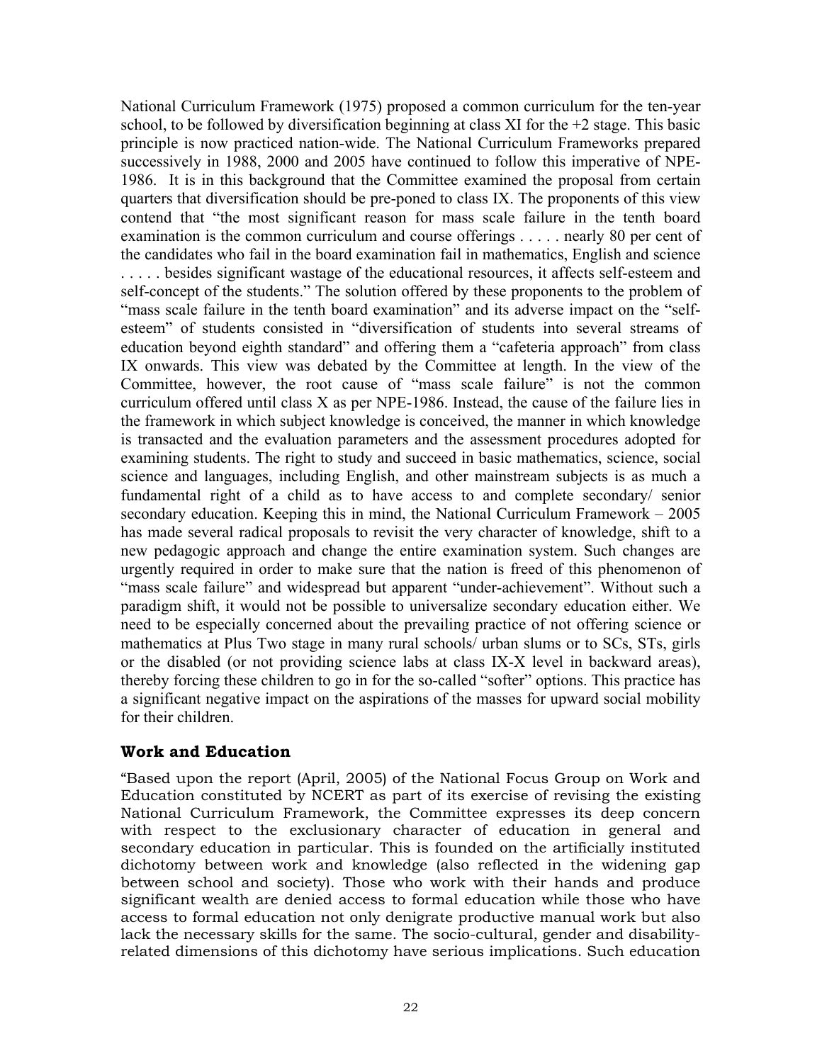National Curriculum Framework (1975) proposed a common curriculum for the ten-year school, to be followed by diversification beginning at class XI for the +2 stage. This basic principle is now practiced nation-wide. The National Curriculum Frameworks prepared successively in 1988, 2000 and 2005 have continued to follow this imperative of NPE-1986. It is in this background that the Committee examined the proposal from certain quarters that diversification should be pre-poned to class IX. The proponents of this view contend that "the most significant reason for mass scale failure in the tenth board examination is the common curriculum and course offerings . . . . . nearly 80 per cent of the candidates who fail in the board examination fail in mathematics, English and science . . . . . besides significant wastage of the educational resources, it affects self-esteem and self-concept of the students." The solution offered by these proponents to the problem of "mass scale failure in the tenth board examination" and its adverse impact on the "self-esteem" of students consisted in "diversification of students into several streams of education beyond eighth standard" and offering them a "cafeteria approach" from class IX onwards. This view was debated by the Committee at length. In the view of the Committee, however, the root cause of "mass scale failure" is not the common curriculum offered until class X as per NPE-1986. Instead, the cause of the failure lies in the framework in which subject knowledge is conceived, the manner in which knowledge is transacted and the evaluation parameters and the assessment procedures adopted for examining students. The right to study and succeed in basic mathematics, science, social science and languages, including English, and other mainstream subjects is as much a fundamental right of a child as to have access to and complete secondary/ senior secondary education. Keeping this in mind, the National Curriculum Framework – 2005 has made several radical proposals to revisit the very character of knowledge, shift to a new pedagogic approach and change the entire examination system. Such changes are urgently required in order to make sure that the nation is freed of this phenomenon of "mass scale failure" and widespread but apparent "under-achievement". Without such a paradigm shift, it would not be possible to universalize secondary education either. We need to be especially concerned about the prevailing practice of not offering science or mathematics at Plus Two stage in many rural schools/ urban slums or to SCs, STs, girls or the disabled (or not providing science labs at class IX-X level in backward areas), thereby forcing these children to go in for the so-called "softer" options. This practice has a significant negative impact on the aspirations of the masses for upward social mobility for their children.

### Work and Education

"Based upon the report (April, 2005) of the National Focus Group on Work and Education constituted by NCERT as part of its exercise of revising the existing National Curriculum Framework, the Committee expresses its deep concern with respect to the exclusionary character of education in general and secondary education in particular. This is founded on the artificially instituted dichotomy between work and knowledge (also reflected in the widening gap between school and society). Those who work with their hands and produce significant wealth are denied access to formal education while those who have access to formal education not only denigrate productive manual work but also lack the necessary skills for the same. The socio-cultural, gender and disability-related dimensions of this dichotomy have serious implications. Such education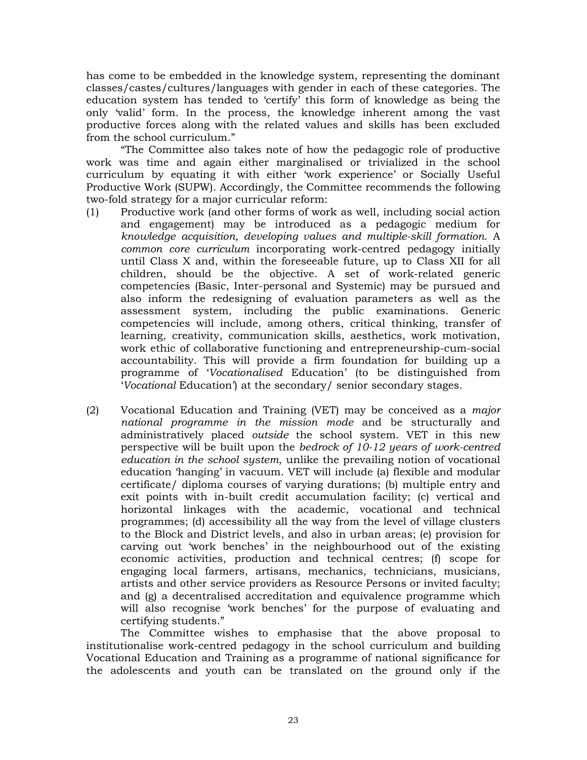has come to be embedded in the knowledge system, representing the dominant classes/castes/cultures/languages with gender in each of these categories. The education system has tended to 'certify' this form of knowledge as being the only 'valid' form. In the process, the knowledge inherent among the vast productive forces along with the related values and skills has been excluded from the school curriculum."

"The Committee also takes note of how the pedagogic role of productive work was time and again either marginalised or trivialized in the school curriculum by equating it with either 'work experience' or Socially Useful Productive Work (SUPW). Accordingly, the Committee recommends the following two-fold strategy for a major curricular reform:

(1) Productive work (and other forms of work as well, including social action and engagement) may be introduced as a pedagogic medium for *knowledge acquisition, developing values and multiple-skill formation*. A *common core curriculum* incorporating work-centred pedagogy initially until Class X and, within the foreseeable future, up to Class XII for all children, should be the objective. A set of work-related generic competencies (Basic, Inter-personal and Systemic) may be pursued and also inform the redesigning of evaluation parameters as well as the assessment system, including the public examinations. Generic competencies will include, among others, critical thinking, transfer of learning, creativity, communication skills, aesthetics, work motivation, work ethic of collaborative functioning and entrepreneurship-cum-social accountability. This will provide a firm foundation for building up a programme of '*Vocationalised* Education' (to be distinguished from '*Vocational* Education') at the secondary/ senior secondary stages.

(2) Vocational Education and Training (VET) may be conceived as a *major national programme in the mission mode* and be structurally and administratively placed *outside* the school system. VET in this new perspective will be built upon the *bedrock of 10-12 years of work-centred education in the school system*, unlike the prevailing notion of vocational education 'hanging' in vacuum. VET will include (a) flexible and modular certificate/ diploma courses of varying durations; (b) multiple entry and exit points with in-built credit accumulation facility; (c) vertical and horizontal linkages with the academic, vocational and technical programmes; (d) accessibility all the way from the level of village clusters to the Block and District levels, and also in urban areas; (e) provision for carving out 'work benches' in the neighbourhood out of the existing economic activities, production and technical centres; (f) scope for engaging local farmers, artisans, mechanics, technicians, musicians, artists and other service providers as Resource Persons or invited faculty; and (g) a decentralised accreditation and equivalence programme which will also recognise 'work benches' for the purpose of evaluating and certifying students."

The Committee wishes to emphasise that the above proposal to institutionalise work-centred pedagogy in the school curriculum and building Vocational Education and Training as a programme of national significance for the adolescents and youth can be translated on the ground only if the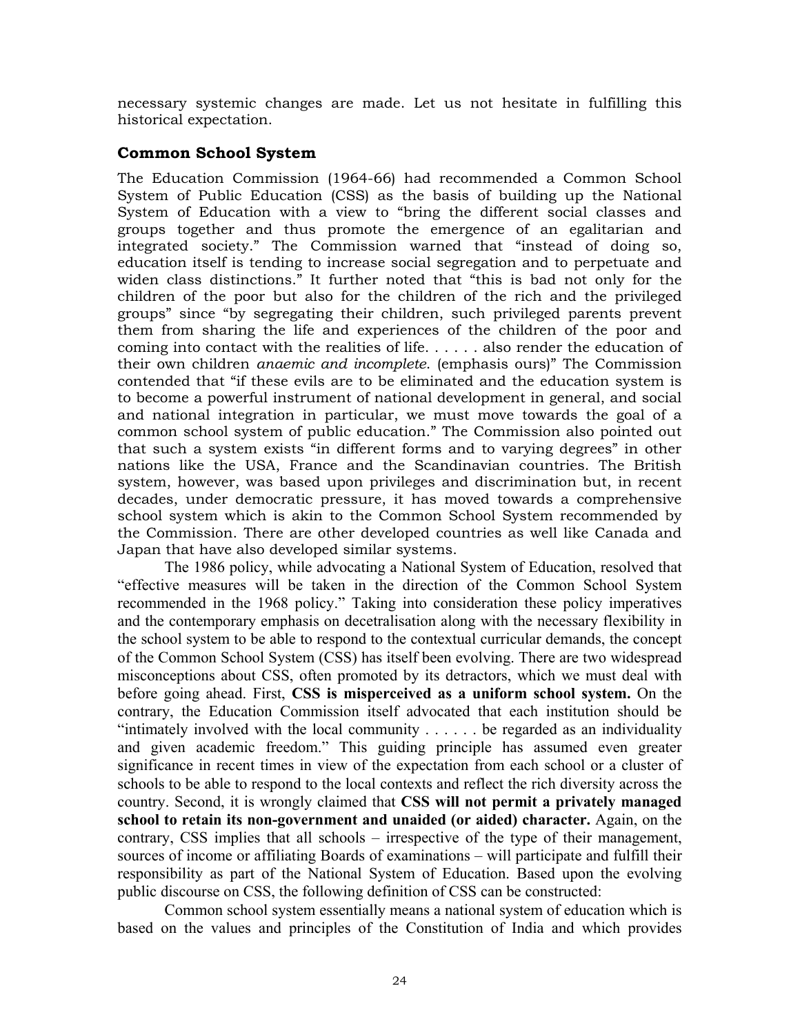necessary systemic changes are made. Let us not hesitate in fulfilling this historical expectation.

## Common School System

The Education Commission (1964-66) had recommended a Common School System of Public Education (CSS) as the basis of building up the National System of Education with a view to "bring the different social classes and groups together and thus promote the emergence of an egalitarian and integrated society." The Commission warned that "instead of doing so, education itself is tending to increase social segregation and to perpetuate and widen class distinctions." It further noted that "this is bad not only for the children of the poor but also for the children of the rich and the privileged groups" since "by segregating their children, such privileged parents prevent them from sharing the life and experiences of the children of the poor and coming into contact with the realities of life. . . . . . also render the education of their own children *anaemic and incomplete*. (emphasis ours)" The Commission contended that "if these evils are to be eliminated and the education system is to become a powerful instrument of national development in general, and social and national integration in particular, we must move towards the goal of a common school system of public education." The Commission also pointed out that such a system exists "in different forms and to varying degrees" in other nations like the USA, France and the Scandinavian countries. The British system, however, was based upon privileges and discrimination but, in recent decades, under democratic pressure, it has moved towards a comprehensive school system which is akin to the Common School System recommended by the Commission. There are other developed countries as well like Canada and Japan that have also developed similar systems.

The 1986 policy, while advocating a National System of Education, resolved that "effective measures will be taken in the direction of the Common School System recommended in the 1968 policy." Taking into consideration these policy imperatives and the contemporary emphasis on decetralisation along with the necessary flexibility in the school system to be able to respond to the contextual curricular demands, the concept of the Common School System (CSS) has itself been evolving. There are two widespread misconceptions about CSS, often promoted by its detractors, which we must deal with before going ahead. First, **CSS is misperceived as a uniform school system.** On the contrary, the Education Commission itself advocated that each institution should be "intimately involved with the local community . . . . . . be regarded as an individuality and given academic freedom." This guiding principle has assumed even greater significance in recent times in view of the expectation from each school or a cluster of schools to be able to respond to the local contexts and reflect the rich diversity across the country. Second, it is wrongly claimed that **CSS will not permit a privately managed school to retain its non-government and unaided (or aided) character.** Again, on the contrary, CSS implies that all schools – irrespective of the type of their management, sources of income or affiliating Boards of examinations – will participate and fulfill their responsibility as part of the National System of Education. Based upon the evolving public discourse on CSS, the following definition of CSS can be constructed:

Common school system essentially means a national system of education which is based on the values and principles of the Constitution of India and which provides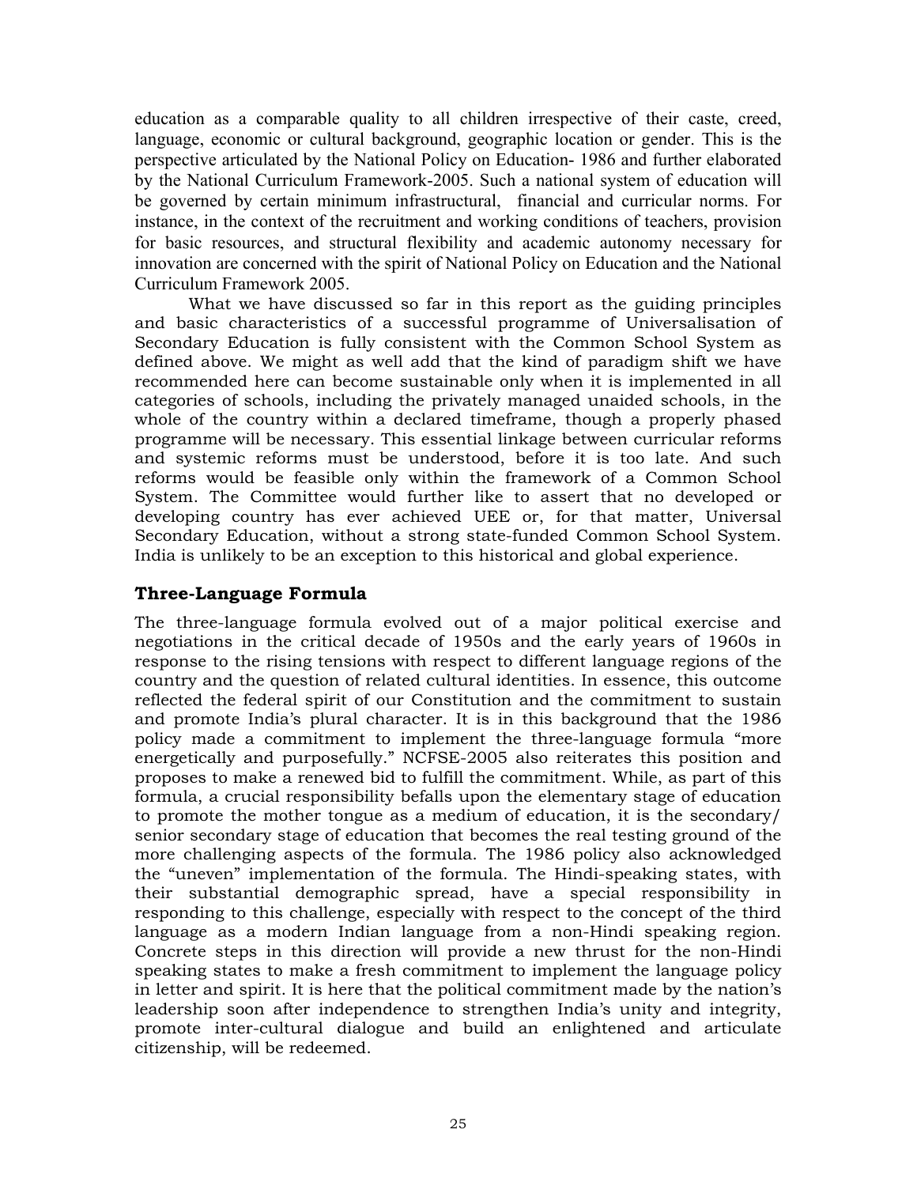education as a comparable quality to all children irrespective of their caste, creed, language, economic or cultural background, geographic location or gender. This is the perspective articulated by the National Policy on Education- 1986 and further elaborated by the National Curriculum Framework-2005. Such a national system of education will be governed by certain minimum infrastructural, financial and curricular norms. For instance, in the context of the recruitment and working conditions of teachers, provision for basic resources, and structural flexibility and academic autonomy necessary for innovation are concerned with the spirit of National Policy on Education and the National Curriculum Framework 2005.

What we have discussed so far in this report as the guiding principles and basic characteristics of a successful programme of Universalisation of Secondary Education is fully consistent with the Common School System as defined above. We might as well add that the kind of paradigm shift we have recommended here can become sustainable only when it is implemented in all categories of schools, including the privately managed unaided schools, in the whole of the country within a declared timeframe, though a properly phased programme will be necessary. This essential linkage between curricular reforms and systemic reforms must be understood, before it is too late. And such reforms would be feasible only within the framework of a Common School System. The Committee would further like to assert that no developed or developing country has ever achieved UEE or, for that matter, Universal Secondary Education, without a strong state-funded Common School System. India is unlikely to be an exception to this historical and global experience.

## Three-Language Formula

The three-language formula evolved out of a major political exercise and negotiations in the critical decade of 1950s and the early years of 1960s in response to the rising tensions with respect to different language regions of the country and the question of related cultural identities. In essence, this outcome reflected the federal spirit of our Constitution and the commitment to sustain and promote India's plural character. It is in this background that the 1986 policy made a commitment to implement the three-language formula "more energetically and purposefully." NCFSE-2005 also reiterates this position and proposes to make a renewed bid to fulfill the commitment. While, as part of this formula, a crucial responsibility befalls upon the elementary stage of education to promote the mother tongue as a medium of education, it is the secondary/ senior secondary stage of education that becomes the real testing ground of the more challenging aspects of the formula. The 1986 policy also acknowledged the "uneven" implementation of the formula. The Hindi-speaking states, with their substantial demographic spread, have a special responsibility in responding to this challenge, especially with respect to the concept of the third language as a modern Indian language from a non-Hindi speaking region. Concrete steps in this direction will provide a new thrust for the non-Hindi speaking states to make a fresh commitment to implement the language policy in letter and spirit. It is here that the political commitment made by the nation's leadership soon after independence to strengthen India's unity and integrity, promote inter-cultural dialogue and build an enlightened and articulate citizenship, will be redeemed.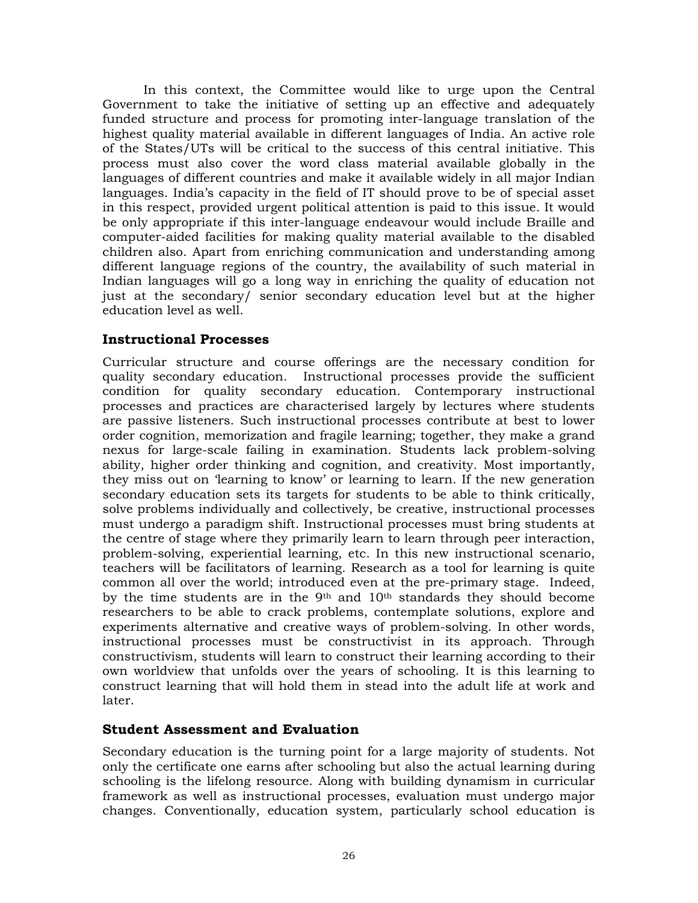In this context, the Committee would like to urge upon the Central Government to take the initiative of setting up an effective and adequately funded structure and process for promoting inter-language translation of the highest quality material available in different languages of India. An active role of the States/UTs will be critical to the success of this central initiative. This process must also cover the word class material available globally in the languages of different countries and make it available widely in all major Indian languages. India's capacity in the field of IT should prove to be of special asset in this respect, provided urgent political attention is paid to this issue. It would be only appropriate if this inter-language endeavour would include Braille and computer-aided facilities for making quality material available to the disabled children also. Apart from enriching communication and understanding among different language regions of the country, the availability of such material in Indian languages will go a long way in enriching the quality of education not just at the secondary/ senior secondary education level but at the higher education level as well.

### Instructional Processes

Curricular structure and course offerings are the necessary condition for quality secondary education. Instructional processes provide the sufficient condition for quality secondary education. Contemporary instructional processes and practices are characterised largely by lectures where students are passive listeners. Such instructional processes contribute at best to lower order cognition, memorization and fragile learning; together, they make a grand nexus for large-scale failing in examination. Students lack problem-solving ability, higher order thinking and cognition, and creativity. Most importantly, they miss out on 'learning to know' or learning to learn. If the new generation secondary education sets its targets for students to be able to think critically, solve problems individually and collectively, be creative, instructional processes must undergo a paradigm shift. Instructional processes must bring students at the centre of stage where they primarily learn to learn through peer interaction, problem-solving, experiential learning, etc. In this new instructional scenario, teachers will be facilitators of learning. Research as a tool for learning is quite common all over the world; introduced even at the pre-primary stage. Indeed, by the time students are in the 9th and 10th standards they should become researchers to be able to crack problems, contemplate solutions, explore and experiments alternative and creative ways of problem-solving. In other words, instructional processes must be constructivist in its approach. Through constructivism, students will learn to construct their learning according to their own worldview that unfolds over the years of schooling. It is this learning to construct learning that will hold them in stead into the adult life at work and later.

### Student Assessment and Evaluation

Secondary education is the turning point for a large majority of students. Not only the certificate one earns after schooling but also the actual learning during schooling is the lifelong resource. Along with building dynamism in curricular framework as well as instructional processes, evaluation must undergo major changes. Conventionally, education system, particularly school education is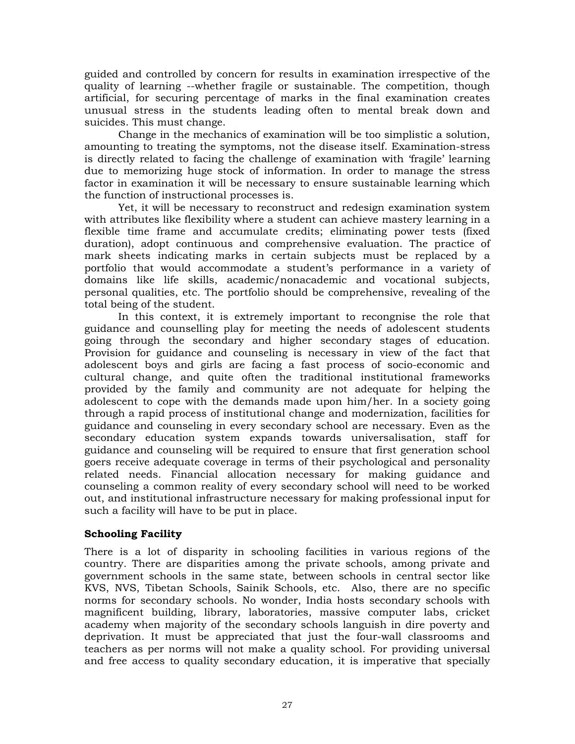guided and controlled by concern for results in examination irrespective of the quality of learning --whether fragile or sustainable. The competition, though artificial, for securing percentage of marks in the final examination creates unusual stress in the students leading often to mental break down and suicides. This must change.

Change in the mechanics of examination will be too simplistic a solution, amounting to treating the symptoms, not the disease itself. Examination-stress is directly related to facing the challenge of examination with 'fragile' learning due to memorizing huge stock of information. In order to manage the stress factor in examination it will be necessary to ensure sustainable learning which the function of instructional processes is.

Yet, it will be necessary to reconstruct and redesign examination system with attributes like flexibility where a student can achieve mastery learning in a flexible time frame and accumulate credits; eliminating power tests (fixed duration), adopt continuous and comprehensive evaluation. The practice of mark sheets indicating marks in certain subjects must be replaced by a portfolio that would accommodate a student's performance in a variety of domains like life skills, academic/nonacademic and vocational subjects, personal qualities, etc. The portfolio should be comprehensive, revealing of the total being of the student.

In this context, it is extremely important to recongnise the role that guidance and counselling play for meeting the needs of adolescent students going through the secondary and higher secondary stages of education. Provision for guidance and counseling is necessary in view of the fact that adolescent boys and girls are facing a fast process of socio-economic and cultural change, and quite often the traditional institutional frameworks provided by the family and community are not adequate for helping the adolescent to cope with the demands made upon him/her. In a society going through a rapid process of institutional change and modernization, facilities for guidance and counseling in every secondary school are necessary. Even as the secondary education system expands towards universalisation, staff for guidance and counseling will be required to ensure that first generation school goers receive adequate coverage in terms of their psychological and personality related needs. Financial allocation necessary for making guidance and counseling a common reality of every secondary school will need to be worked out, and institutional infrastructure necessary for making professional input for such a facility will have to be put in place.

### Schooling Facility

There is a lot of disparity in schooling facilities in various regions of the country. There are disparities among the private schools, among private and government schools in the same state, between schools in central sector like KVS, NVS, Tibetan Schools, Sainik Schools, etc. Also, there are no specific norms for secondary schools. No wonder, India hosts secondary schools with magnificent building, library, laboratories, massive computer labs, cricket academy when majority of the secondary schools languish in dire poverty and deprivation. It must be appreciated that just the four-wall classrooms and teachers as per norms will not make a quality school. For providing universal and free access to quality secondary education, it is imperative that specially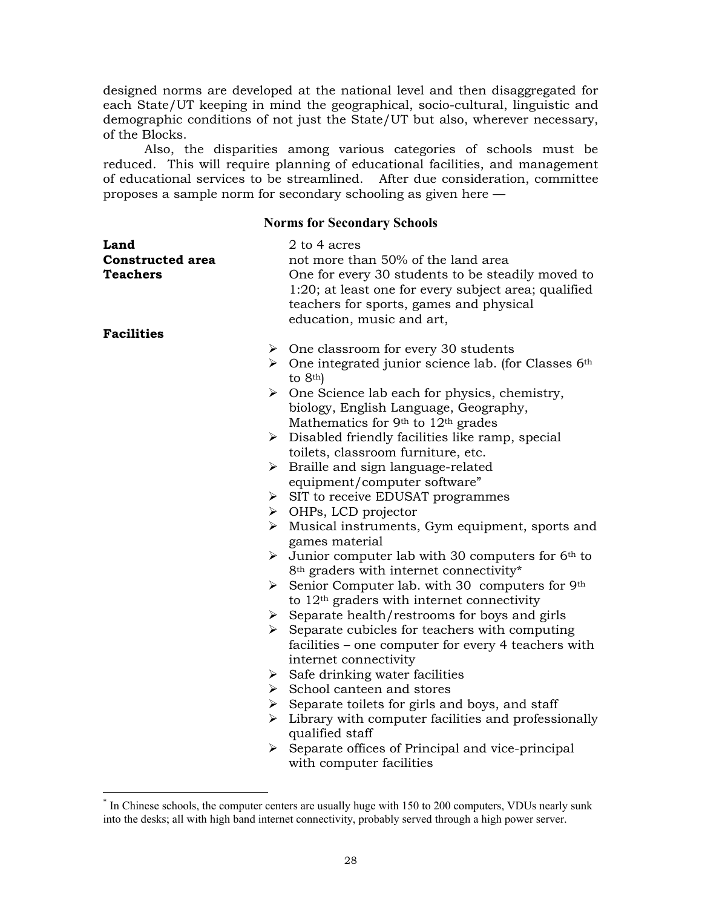designed norms are developed at the national level and then disaggregated for each State/UT keeping in mind the geographical, socio-cultural, linguistic and demographic conditions of not just the State/UT but also, wherever necessary, of the Blocks.

Also, the disparities among various categories of schools must be reduced. This will require planning of educational facilities, and management of educational services to be streamlined. After due consideration, committee proposes a sample norm for secondary schooling as given here —

### Norms for Secondary Schools

**Land** — 2 to 4 acres

**Constructed area** — not more than 50% of the land area

**Teachers** — One for every 30 students to be steadily moved to 1:20; at least one for every subject area; qualified teachers for sports, games and physical education, music and art,

**Facilities**

- One classroom for every 30 students
- One integrated junior science lab. (for Classes 6th to 8th)
- One Science lab each for physics, chemistry, biology, English Language, Geography, Mathematics for 9th to 12th grades
- Disabled friendly facilities like ramp, special toilets, classroom furniture, etc.
- Braille and sign language-related equipment/computer software"
- SIT to receive EDUSAT programmes
- OHPs, LCD projector
- Musical instruments, Gym equipment, sports and games material
- Junior computer lab with 30 computers for 6th to 8th graders with internet connectivity*
- Senior Computer lab. with 30 computers for 9th to 12th graders with internet connectivity
- Separate health/restrooms for boys and girls
- Separate cubicles for teachers with computing facilities – one computer for every 4 teachers with internet connectivity
- Safe drinking water facilities
- School canteen and stores
- Separate toilets for girls and boys, and staff
- Library with computer facilities and professionally qualified staff
- Separate offices of Principal and vice-principal with computer facilities

---

* In Chinese schools, the computer centers are usually huge with 150 to 200 computers, VDUs nearly sunk into the desks; all with high band internet connectivity, probably served through a high power server.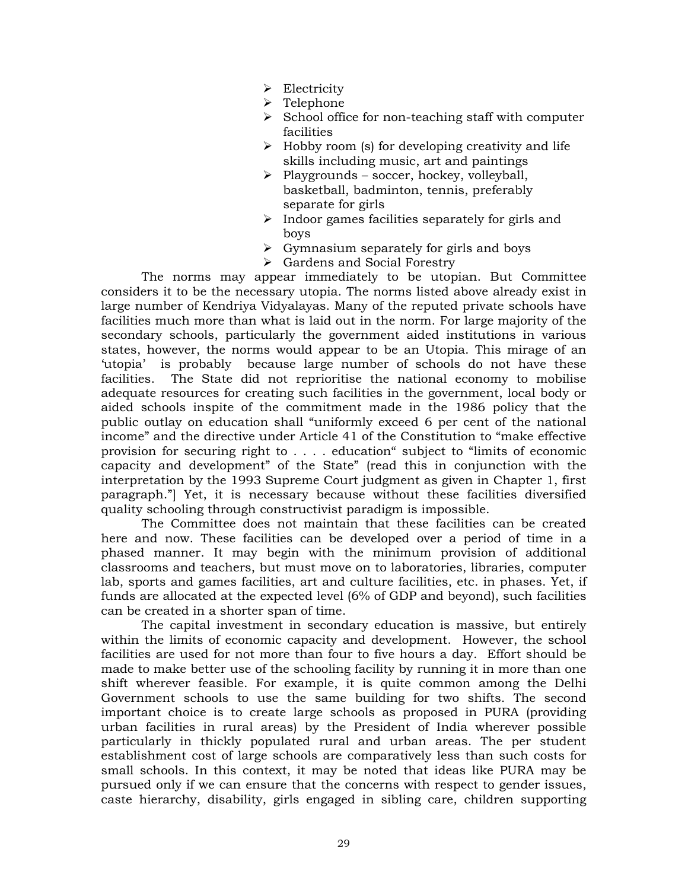- Electricity
- Telephone
- School office for non-teaching staff with computer facilities
- Hobby room (s) for developing creativity and life skills including music, art and paintings
- Playgrounds – soccer, hockey, volleyball, basketball, badminton, tennis, preferably separate for girls
- Indoor games facilities separately for girls and boys
- Gymnasium separately for girls and boys
- Gardens and Social Forestry

The norms may appear immediately to be utopian. But Committee considers it to be the necessary utopia. The norms listed above already exist in large number of Kendriya Vidyalayas. Many of the reputed private schools have facilities much more than what is laid out in the norm. For large majority of the secondary schools, particularly the government aided institutions in various states, however, the norms would appear to be an Utopia. This mirage of an 'utopia' is probably because large number of schools do not have these facilities. The State did not reprioritise the national economy to mobilise adequate resources for creating such facilities in the government, local body or aided schools inspite of the commitment made in the 1986 policy that the public outlay on education shall "uniformly exceed 6 per cent of the national income" and the directive under Article 41 of the Constitution to "make effective provision for securing right to . . . . education" subject to "limits of economic capacity and development" of the State" (read this in conjunction with the interpretation by the 1993 Supreme Court judgment as given in Chapter 1, first paragraph."] Yet, it is necessary because without these facilities diversified quality schooling through constructivist paradigm is impossible.

The Committee does not maintain that these facilities can be created here and now. These facilities can be developed over a period of time in a phased manner. It may begin with the minimum provision of additional classrooms and teachers, but must move on to laboratories, libraries, computer lab, sports and games facilities, art and culture facilities, etc. in phases. Yet, if funds are allocated at the expected level (6% of GDP and beyond), such facilities can be created in a shorter span of time.

The capital investment in secondary education is massive, but entirely within the limits of economic capacity and development. However, the school facilities are used for not more than four to five hours a day. Effort should be made to make better use of the schooling facility by running it in more than one shift wherever feasible. For example, it is quite common among the Delhi Government schools to use the same building for two shifts. The second important choice is to create large schools as proposed in PURA (providing urban facilities in rural areas) by the President of India wherever possible particularly in thickly populated rural and urban areas. The per student establishment cost of large schools are comparatively less than such costs for small schools. In this context, it may be noted that ideas like PURA may be pursued only if we can ensure that the concerns with respect to gender issues, caste hierarchy, disability, girls engaged in sibling care, children supporting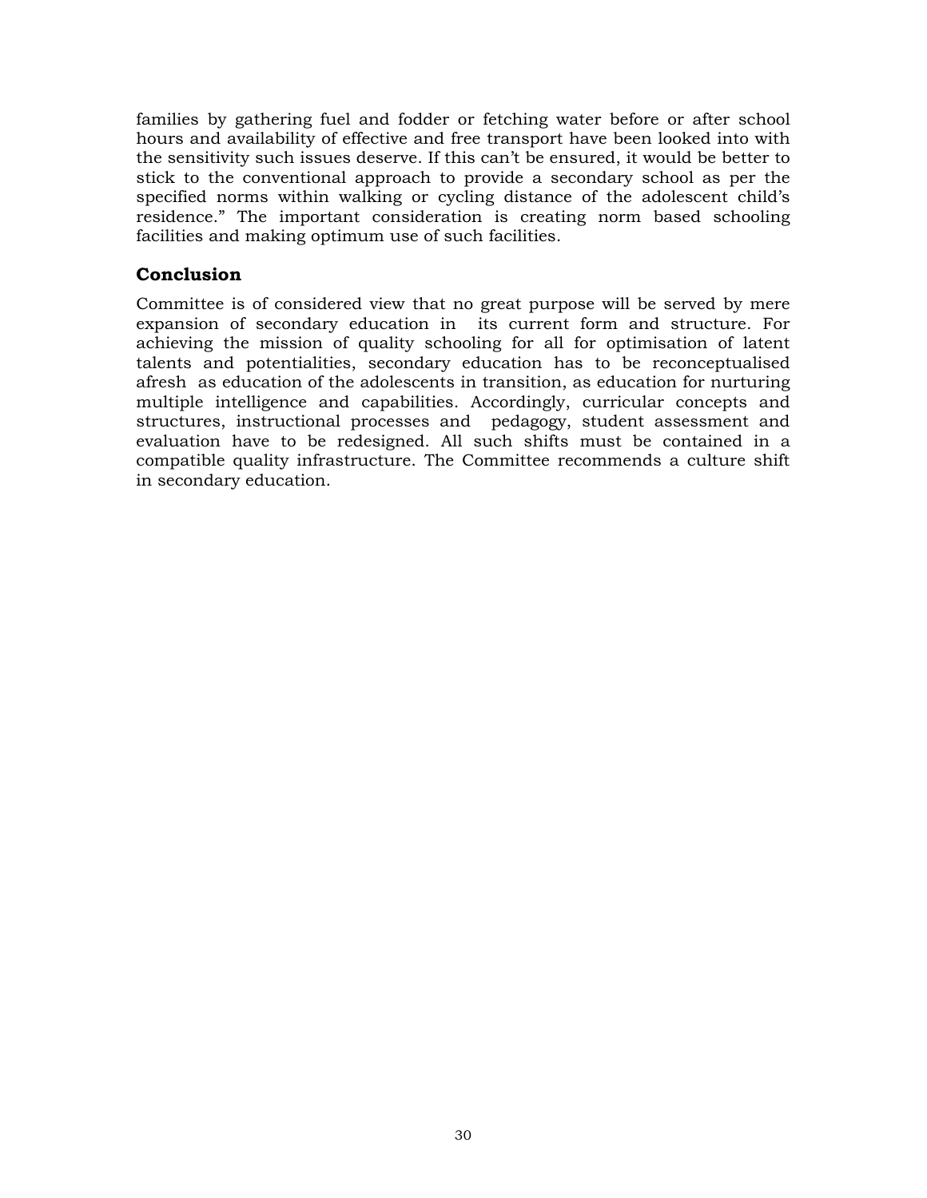families by gathering fuel and fodder or fetching water before or after school hours and availability of effective and free transport have been looked into with the sensitivity such issues deserve. If this can't be ensured, it would be better to stick to the conventional approach to provide a secondary school as per the specified norms within walking or cycling distance of the adolescent child's residence." The important consideration is creating norm based schooling facilities and making optimum use of such facilities.

## Conclusion

Committee is of considered view that no great purpose will be served by mere expansion of secondary education in its current form and structure. For achieving the mission of quality schooling for all for optimisation of latent talents and potentialities, secondary education has to be reconceptualised afresh as education of the adolescents in transition, as education for nurturing multiple intelligence and capabilities. Accordingly, curricular concepts and structures, instructional processes and pedagogy, student assessment and evaluation have to be redesigned. All such shifts must be contained in a compatible quality infrastructure. The Committee recommends a culture shift in secondary education.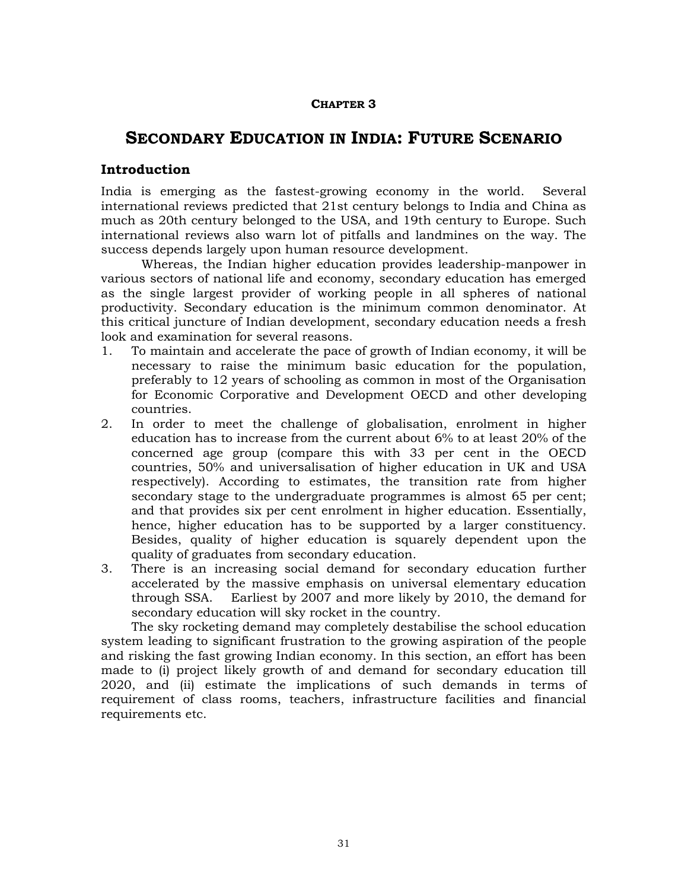**CHAPTER 3**

# SECONDARY EDUCATION IN INDIA: FUTURE SCENARIO

## Introduction

India is emerging as the fastest-growing economy in the world. Several international reviews predicted that 21st century belongs to India and China as much as 20th century belonged to the USA, and 19th century to Europe. Such international reviews also warn lot of pitfalls and landmines on the way. The success depends largely upon human resource development.

Whereas, the Indian higher education provides leadership-manpower in various sectors of national life and economy, secondary education has emerged as the single largest provider of working people in all spheres of national productivity. Secondary education is the minimum common denominator. At this critical juncture of Indian development, secondary education needs a fresh look and examination for several reasons.

1. To maintain and accelerate the pace of growth of Indian economy, it will be necessary to raise the minimum basic education for the population, preferably to 12 years of schooling as common in most of the Organisation for Economic Corporative and Development OECD and other developing countries.
2. In order to meet the challenge of globalisation, enrolment in higher education has to increase from the current about 6% to at least 20% of the concerned age group (compare this with 33 per cent in the OECD countries, 50% and universalisation of higher education in UK and USA respectively). According to estimates, the transition rate from higher secondary stage to the undergraduate programmes is almost 65 per cent; and that provides six per cent enrolment in higher education. Essentially, hence, higher education has to be supported by a larger constituency. Besides, quality of higher education is squarely dependent upon the quality of graduates from secondary education.
3. There is an increasing social demand for secondary education further accelerated by the massive emphasis on universal elementary education through SSA. Earliest by 2007 and more likely by 2010, the demand for secondary education will sky rocket in the country.

The sky rocketing demand may completely destabilise the school education system leading to significant frustration to the growing aspiration of the people and risking the fast growing Indian economy. In this section, an effort has been made to (i) project likely growth of and demand for secondary education till 2020, and (ii) estimate the implications of such demands in terms of requirement of class rooms, teachers, infrastructure facilities and financial requirements etc.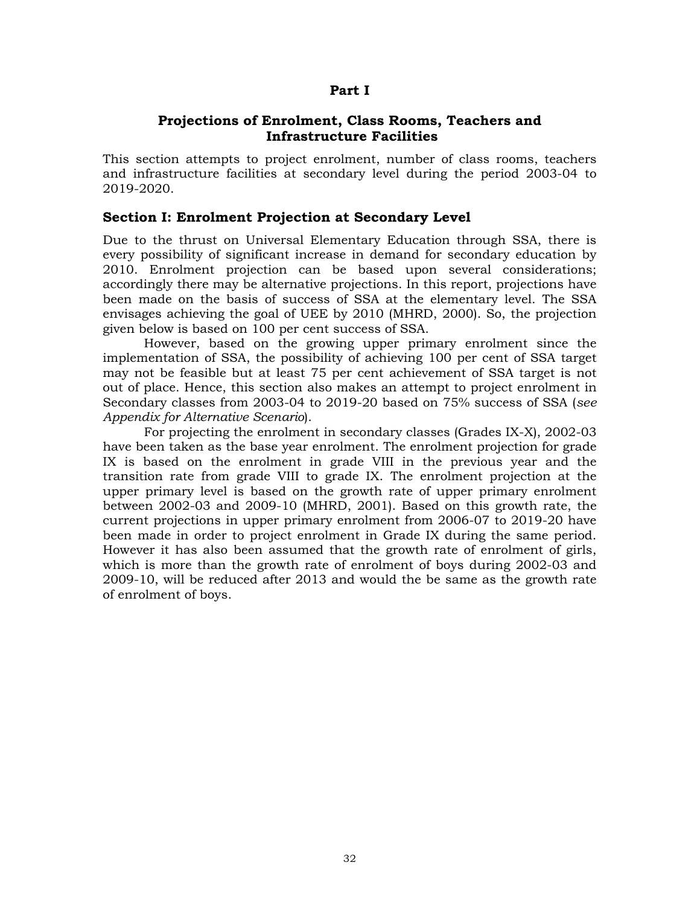# Part I

## Projections of Enrolment, Class Rooms, Teachers and Infrastructure Facilities

This section attempts to project enrolment, number of class rooms, teachers and infrastructure facilities at secondary level during the period 2003-04 to 2019-2020.

### Section I: Enrolment Projection at Secondary Level

Due to the thrust on Universal Elementary Education through SSA, there is every possibility of significant increase in demand for secondary education by 2010. Enrolment projection can be based upon several considerations; accordingly there may be alternative projections. In this report, projections have been made on the basis of success of SSA at the elementary level. The SSA envisages achieving the goal of UEE by 2010 (MHRD, 2000). So, the projection given below is based on 100 per cent success of SSA.

However, based on the growing upper primary enrolment since the implementation of SSA, the possibility of achieving 100 per cent of SSA target may not be feasible but at least 75 per cent achievement of SSA target is not out of place. Hence, this section also makes an attempt to project enrolment in Secondary classes from 2003-04 to 2019-20 based on 75% success of SSA (*see Appendix for Alternative Scenario*).

For projecting the enrolment in secondary classes (Grades IX-X), 2002-03 have been taken as the base year enrolment. The enrolment projection for grade IX is based on the enrolment in grade VIII in the previous year and the transition rate from grade VIII to grade IX. The enrolment projection at the upper primary level is based on the growth rate of upper primary enrolment between 2002-03 and 2009-10 (MHRD, 2001). Based on this growth rate, the current projections in upper primary enrolment from 2006-07 to 2019-20 have been made in order to project enrolment in Grade IX during the same period. However it has also been assumed that the growth rate of enrolment of girls, which is more than the growth rate of enrolment of boys during 2002-03 and 2009-10, will be reduced after 2013 and would the be same as the growth rate of enrolment of boys.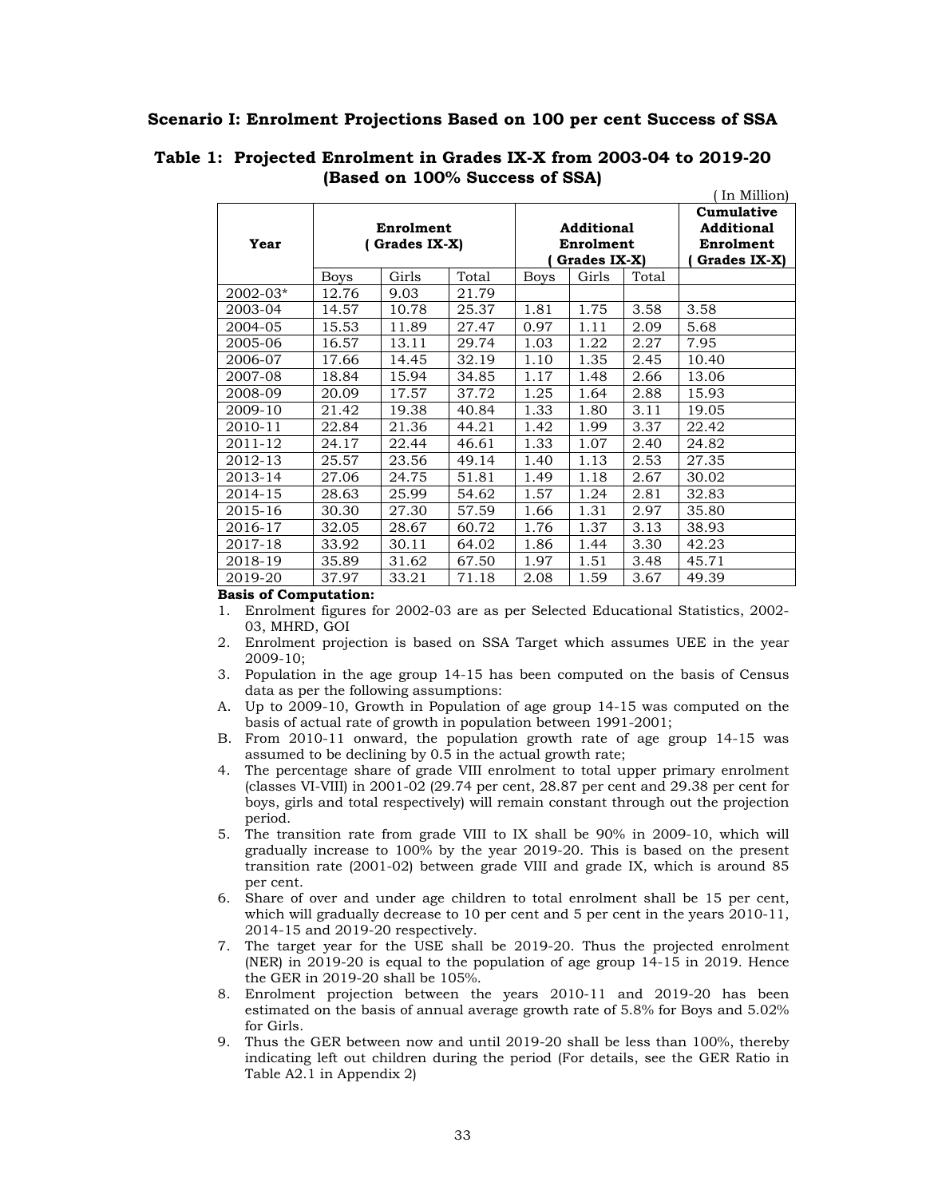## Scenario I: Enrolment Projections Based on 100 per cent Success of SSA

### Table 1: Projected Enrolment in Grades IX-X from 2003-04 to 2019-20 (Based on 100% Success of SSA)

( In Million)

| Year | Enrolment ( Grades IX-X) | | | Additional Enrolment ( Grades IX-X) | | | Cumulative Additional Enrolment ( Grades IX-X) |
|---|---|---|---|---|---|---|---|
| | Boys | Girls | Total | Boys | Girls | Total | |
| 2002-03* | 12.76 | 9.03 | 21.79 | | | | |
| 2003-04 | 14.57 | 10.78 | 25.37 | 1.81 | 1.75 | 3.58 | 3.58 |
| 2004-05 | 15.53 | 11.89 | 27.47 | 0.97 | 1.11 | 2.09 | 5.68 |
| 2005-06 | 16.57 | 13.11 | 29.74 | 1.03 | 1.22 | 2.27 | 7.95 |
| 2006-07 | 17.66 | 14.45 | 32.19 | 1.10 | 1.35 | 2.45 | 10.40 |
| 2007-08 | 18.84 | 15.94 | 34.85 | 1.17 | 1.48 | 2.66 | 13.06 |
| 2008-09 | 20.09 | 17.57 | 37.72 | 1.25 | 1.64 | 2.88 | 15.93 |
| 2009-10 | 21.42 | 19.38 | 40.84 | 1.33 | 1.80 | 3.11 | 19.05 |
| 2010-11 | 22.84 | 21.36 | 44.21 | 1.42 | 1.99 | 3.37 | 22.42 |
| 2011-12 | 24.17 | 22.44 | 46.61 | 1.33 | 1.07 | 2.40 | 24.82 |
| 2012-13 | 25.57 | 23.56 | 49.14 | 1.40 | 1.13 | 2.53 | 27.35 |
| 2013-14 | 27.06 | 24.75 | 51.81 | 1.49 | 1.18 | 2.67 | 30.02 |
| 2014-15 | 28.63 | 25.99 | 54.62 | 1.57 | 1.24 | 2.81 | 32.83 |
| 2015-16 | 30.30 | 27.30 | 57.59 | 1.66 | 1.31 | 2.97 | 35.80 |
| 2016-17 | 32.05 | 28.67 | 60.72 | 1.76 | 1.37 | 3.13 | 38.93 |
| 2017-18 | 33.92 | 30.11 | 64.02 | 1.86 | 1.44 | 3.30 | 42.23 |
| 2018-19 | 35.89 | 31.62 | 67.50 | 1.97 | 1.51 | 3.48 | 45.71 |
| 2019-20 | 37.97 | 33.21 | 71.18 | 2.08 | 1.59 | 3.67 | 49.39 |

**Basis of Computation:**

1. Enrolment figures for 2002-03 are as per Selected Educational Statistics, 2002-03, MHRD, GOI
2. Enrolment projection is based on SSA Target which assumes UEE in the year 2009-10;
3. Population in the age group 14-15 has been computed on the basis of Census data as per the following assumptions:
   A. Up to 2009-10, Growth in Population of age group 14-15 was computed on the basis of actual rate of growth in population between 1991-2001;
   B. From 2010-11 onward, the population growth rate of age group 14-15 was assumed to be declining by 0.5 in the actual growth rate;
4. The percentage share of grade VIII enrolment to total upper primary enrolment (classes VI-VIII) in 2001-02 (29.74 per cent, 28.87 per cent and 29.38 per cent for boys, girls and total respectively) will remain constant through out the projection period.
5. The transition rate from grade VIII to IX shall be 90% in 2009-10, which will gradually increase to 100% by the year 2019-20. This is based on the present transition rate (2001-02) between grade VIII and grade IX, which is around 85 per cent.
6. Share of over and under age children to total enrolment shall be 15 per cent, which will gradually decrease to 10 per cent and 5 per cent in the years 2010-11, 2014-15 and 2019-20 respectively.
7. The target year for the USE shall be 2019-20. Thus the projected enrolment (NER) in 2019-20 is equal to the population of age group 14-15 in 2019. Hence the GER in 2019-20 shall be 105%.
8. Enrolment projection between the years 2010-11 and 2019-20 has been estimated on the basis of annual average growth rate of 5.8% for Boys and 5.02% for Girls.
9. Thus the GER between now and until 2019-20 shall be less than 100%, thereby indicating left out children during the period (For details, see the GER Ratio in Table A2.1 in Appendix 2)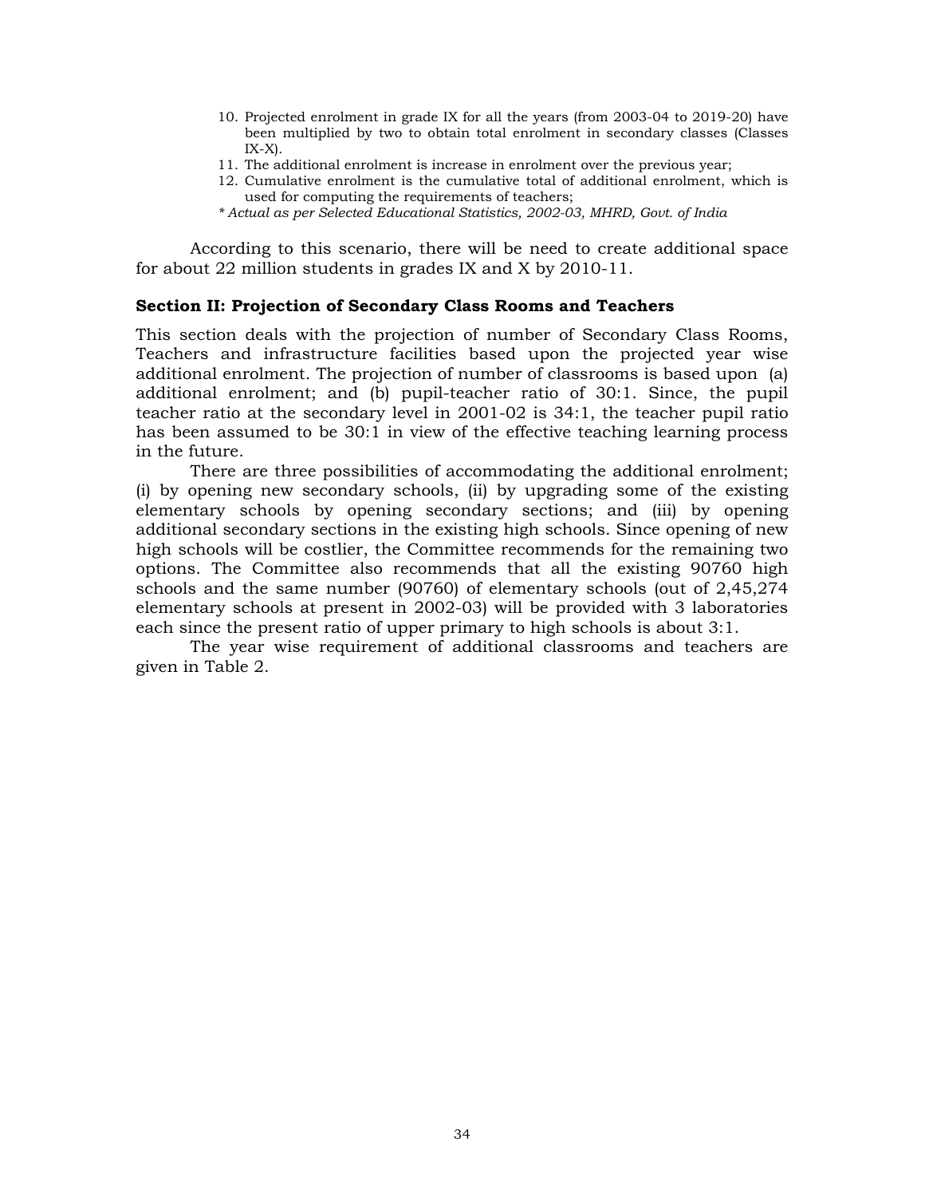10. Projected enrolment in grade IX for all the years (from 2003-04 to 2019-20) have been multiplied by two to obtain total enrolment in secondary classes (Classes IX-X).
11. The additional enrolment is increase in enrolment over the previous year;
12. Cumulative enrolment is the cumulative total of additional enrolment, which is used for computing the requirements of teachers;

*\* Actual as per Selected Educational Statistics, 2002-03, MHRD, Govt. of India*

According to this scenario, there will be need to create additional space for about 22 million students in grades IX and X by 2010-11.

### Section II: Projection of Secondary Class Rooms and Teachers

This section deals with the projection of number of Secondary Class Rooms, Teachers and infrastructure facilities based upon the projected year wise additional enrolment. The projection of number of classrooms is based upon (a) additional enrolment; and (b) pupil-teacher ratio of 30:1. Since, the pupil teacher ratio at the secondary level in 2001-02 is 34:1, the teacher pupil ratio has been assumed to be 30:1 in view of the effective teaching learning process in the future.

There are three possibilities of accommodating the additional enrolment; (i) by opening new secondary schools, (ii) by upgrading some of the existing elementary schools by opening secondary sections; and (iii) by opening additional secondary sections in the existing high schools. Since opening of new high schools will be costlier, the Committee recommends for the remaining two options. The Committee also recommends that all the existing 90760 high schools and the same number (90760) of elementary schools (out of 2,45,274 elementary schools at present in 2002-03) will be provided with 3 laboratories each since the present ratio of upper primary to high schools is about 3:1.

The year wise requirement of additional classrooms and teachers are given in Table 2.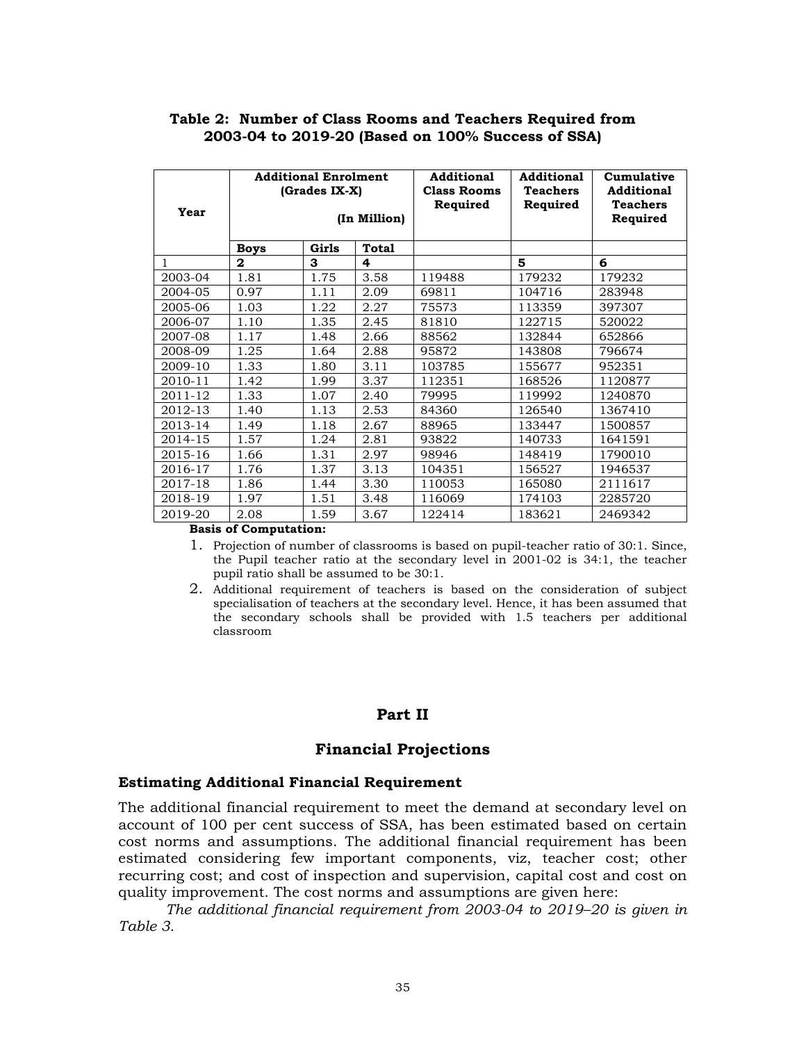**Table 2: Number of Class Rooms and Teachers Required from 2003-04 to 2019-20 (Based on 100% Success of SSA)**

| Year | Additional Enrolment (Grades IX-X) (In Million) | | | Additional Class Rooms Required | Additional Teachers Required | Cumulative Additional Teachers Required |
|---|---|---|---|---|---|---|
| | **Boys** | **Girls** | **Total** | | | |
| 1 | **2** | **3** | **4** | | **5** | **6** |
| 2003-04 | 1.81 | 1.75 | 3.58 | 119488 | 179232 | 179232 |
| 2004-05 | 0.97 | 1.11 | 2.09 | 69811 | 104716 | 283948 |
| 2005-06 | 1.03 | 1.22 | 2.27 | 75573 | 113359 | 397307 |
| 2006-07 | 1.10 | 1.35 | 2.45 | 81810 | 122715 | 520022 |
| 2007-08 | 1.17 | 1.48 | 2.66 | 88562 | 132844 | 652866 |
| 2008-09 | 1.25 | 1.64 | 2.88 | 95872 | 143808 | 796674 |
| 2009-10 | 1.33 | 1.80 | 3.11 | 103785 | 155677 | 952351 |
| 2010-11 | 1.42 | 1.99 | 3.37 | 112351 | 168526 | 1120877 |
| 2011-12 | 1.33 | 1.07 | 2.40 | 79995 | 119992 | 1240870 |
| 2012-13 | 1.40 | 1.13 | 2.53 | 84360 | 126540 | 1367410 |
| 2013-14 | 1.49 | 1.18 | 2.67 | 88965 | 133447 | 1500857 |
| 2014-15 | 1.57 | 1.24 | 2.81 | 93822 | 140733 | 1641591 |
| 2015-16 | 1.66 | 1.31 | 2.97 | 98946 | 148419 | 1790010 |
| 2016-17 | 1.76 | 1.37 | 3.13 | 104351 | 156527 | 1946537 |
| 2017-18 | 1.86 | 1.44 | 3.30 | 110053 | 165080 | 2111617 |
| 2018-19 | 1.97 | 1.51 | 3.48 | 116069 | 174103 | 2285720 |
| 2019-20 | 2.08 | 1.59 | 3.67 | 122414 | 183621 | 2469342 |

**Basis of Computation:**

1. Projection of number of classrooms is based on pupil-teacher ratio of 30:1. Since, the Pupil teacher ratio at the secondary level in 2001-02 is 34:1, the teacher pupil ratio shall be assumed to be 30:1.
2. Additional requirement of teachers is based on the consideration of subject specialisation of teachers at the secondary level. Hence, it has been assumed that the secondary schools shall be provided with 1.5 teachers per additional classroom

## Part II

## Financial Projections

### Estimating Additional Financial Requirement

The additional financial requirement to meet the demand at secondary level on account of 100 per cent success of SSA, has been estimated based on certain cost norms and assumptions. The additional financial requirement has been estimated considering few important components, viz, teacher cost; other recurring cost; and cost of inspection and supervision, capital cost and cost on quality improvement. The cost norms and assumptions are given here:

*The additional financial requirement from 2003-04 to 2019–20 is given in Table 3.*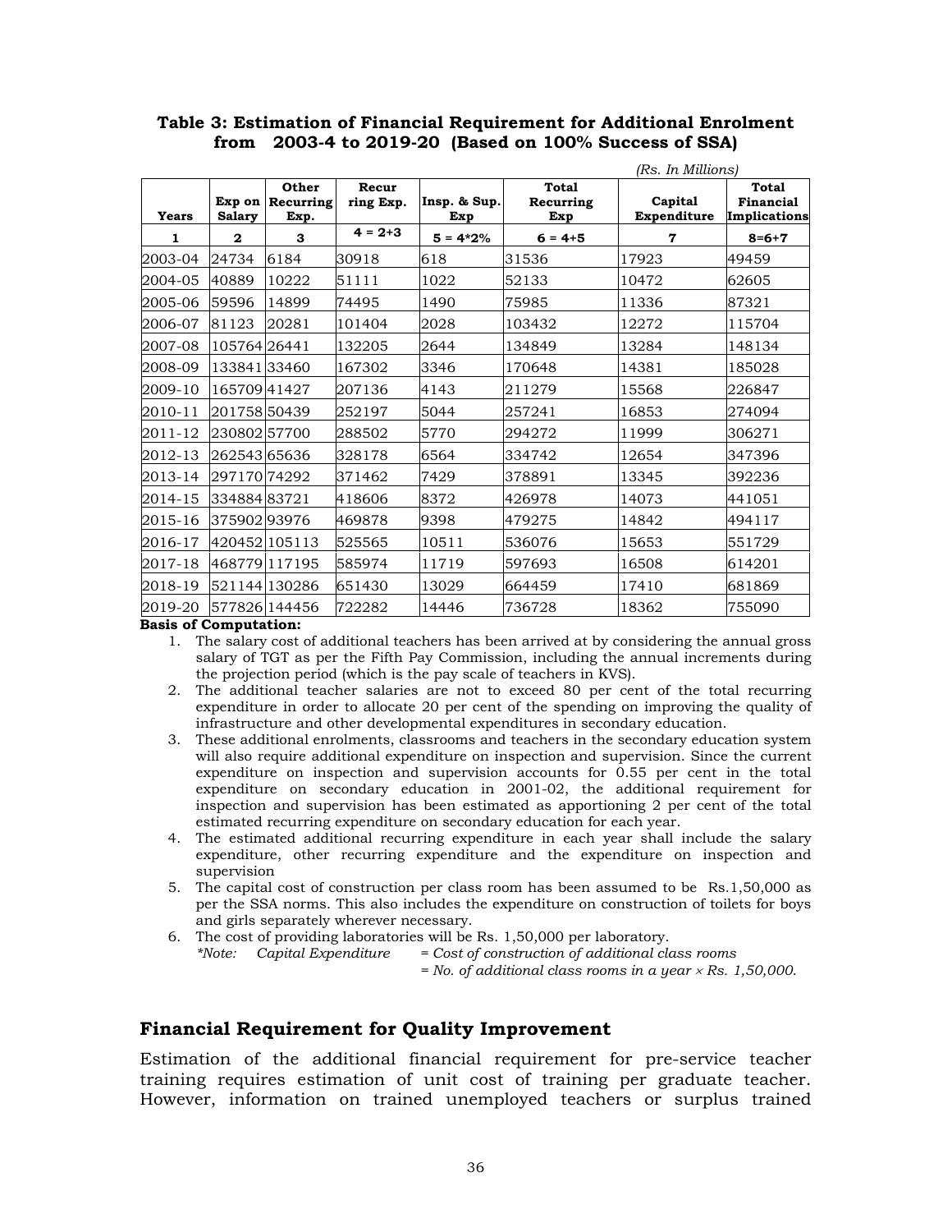**Table 3: Estimation of Financial Requirement for Additional Enrolment from 2003-4 to 2019-20 (Based on 100% Success of SSA)**

*(Rs. In Millions)*

| Years | Exp on Salary | Other Recurring Exp. | Recur ring Exp. | Insp. & Sup. Exp | Total Recurring Exp | Capital Expenditure | Total Financial Implications |
|---|---|---|---|---|---|---|---|
| 1 | 2 | 3 | 4 = 2+3 | 5 = 4*2% | 6 = 4+5 | 7 | 8=6+7 |
| 2003-04 | 24734 | 6184 | 30918 | 618 | 31536 | 17923 | 49459 |
| 2004-05 | 40889 | 10222 | 51111 | 1022 | 52133 | 10472 | 62605 |
| 2005-06 | 59596 | 14899 | 74495 | 1490 | 75985 | 11336 | 87321 |
| 2006-07 | 81123 | 20281 | 101404 | 2028 | 103432 | 12272 | 115704 |
| 2007-08 | 105764 | 26441 | 132205 | 2644 | 134849 | 13284 | 148134 |
| 2008-09 | 133841 | 33460 | 167302 | 3346 | 170648 | 14381 | 185028 |
| 2009-10 | 165709 | 41427 | 207136 | 4143 | 211279 | 15568 | 226847 |
| 2010-11 | 201758 | 50439 | 252197 | 5044 | 257241 | 16853 | 274094 |
| 2011-12 | 230802 | 57700 | 288502 | 5770 | 294272 | 11999 | 306271 |
| 2012-13 | 262543 | 65636 | 328178 | 6564 | 334742 | 12654 | 347396 |
| 2013-14 | 297170 | 74292 | 371462 | 7429 | 378891 | 13345 | 392236 |
| 2014-15 | 334884 | 83721 | 418606 | 8372 | 426978 | 14073 | 441051 |
| 2015-16 | 375902 | 93976 | 469878 | 9398 | 479275 | 14842 | 494117 |
| 2016-17 | 420452 | 105113 | 525565 | 10511 | 536076 | 15653 | 551729 |
| 2017-18 | 468779 | 117195 | 585974 | 11719 | 597693 | 16508 | 614201 |
| 2018-19 | 521144 | 130286 | 651430 | 13029 | 664459 | 17410 | 681869 |
| 2019-20 | 577826 | 144456 | 722282 | 14446 | 736728 | 18362 | 755090 |

**Basis of Computation:**

1. The salary cost of additional teachers has been arrived at by considering the annual gross salary of TGT as per the Fifth Pay Commission, including the annual increments during the projection period (which is the pay scale of teachers in KVS).
2. The additional teacher salaries are not to exceed 80 per cent of the total recurring expenditure in order to allocate 20 per cent of the spending on improving the quality of infrastructure and other developmental expenditures in secondary education.
3. These additional enrolments, classrooms and teachers in the secondary education system will also require additional expenditure on inspection and supervision. Since the current expenditure on inspection and supervision accounts for 0.55 per cent in the total expenditure on secondary education in 2001-02, the additional requirement for inspection and supervision has been estimated as apportioning 2 per cent of the total estimated recurring expenditure on secondary education for each year.
4. The estimated additional recurring expenditure in each year shall include the salary expenditure, other recurring expenditure and the expenditure on inspection and supervision
5. The capital cost of construction per class room has been assumed to be Rs.1,50,000 as per the SSA norms. This also includes the expenditure on construction of toilets for boys and girls separately wherever necessary.
6. The cost of providing laboratories will be Rs. 1,50,000 per laboratory.

   *\*Note: Capital Expenditure = Cost of construction of additional class rooms*
   *= No. of additional class rooms in a year × Rs. 1,50,000.*

## Financial Requirement for Quality Improvement

Estimation of the additional financial requirement for pre-service teacher training requires estimation of unit cost of training per graduate teacher. However, information on trained unemployed teachers or surplus trained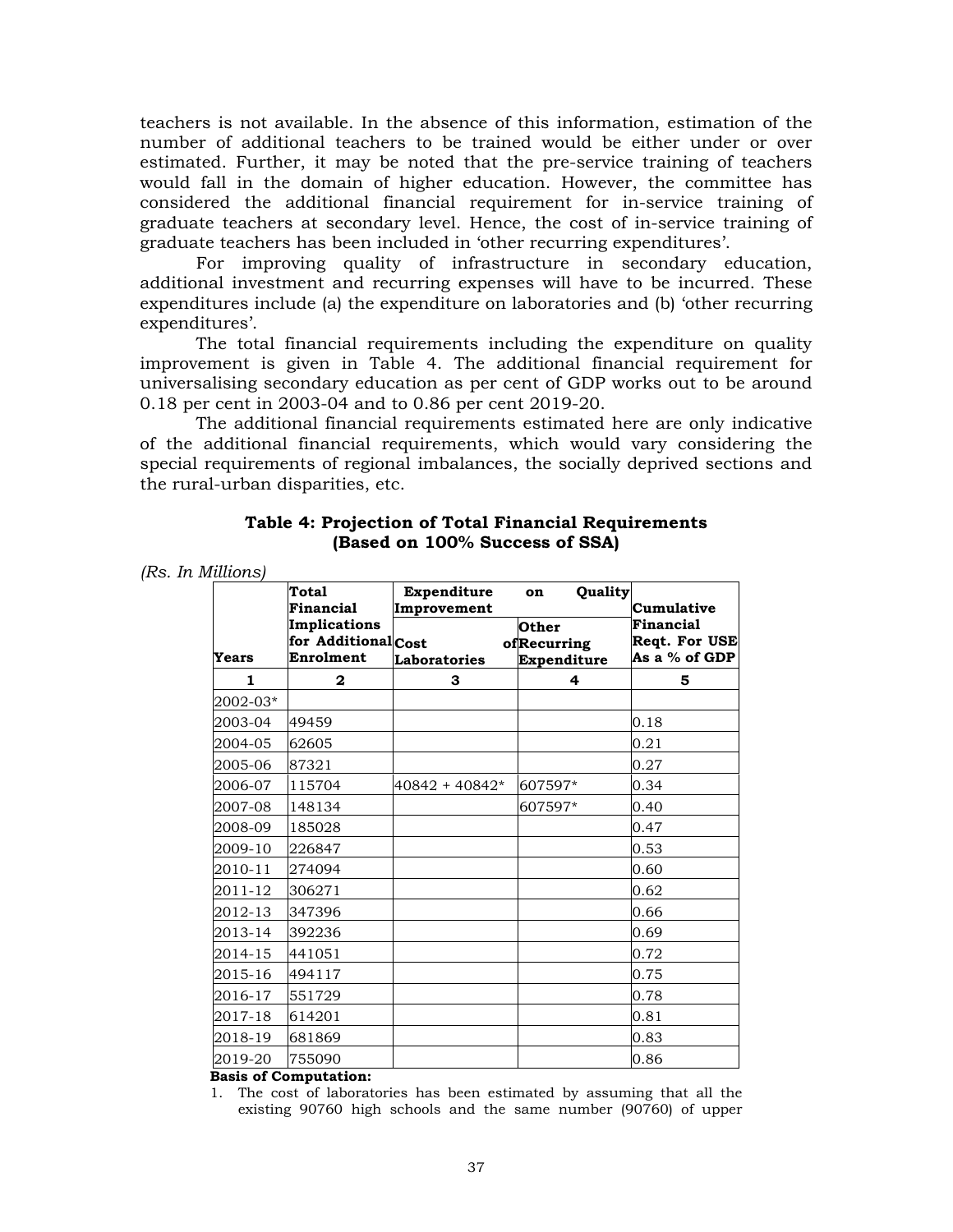teachers is not available. In the absence of this information, estimation of the number of additional teachers to be trained would be either under or over estimated. Further, it may be noted that the pre-service training of teachers would fall in the domain of higher education. However, the committee has considered the additional financial requirement for in-service training of graduate teachers at secondary level. Hence, the cost of in-service training of graduate teachers has been included in 'other recurring expenditures'.

For improving quality of infrastructure in secondary education, additional investment and recurring expenses will have to be incurred. These expenditures include (a) the expenditure on laboratories and (b) 'other recurring expenditures'.

The total financial requirements including the expenditure on quality improvement is given in Table 4. The additional financial requirement for universalising secondary education as per cent of GDP works out to be around 0.18 per cent in 2003-04 and to 0.86 per cent 2019-20.

The additional financial requirements estimated here are only indicative of the additional financial requirements, which would vary considering the special requirements of regional imbalances, the socially deprived sections and the rural-urban disparities, etc.

**Table 4: Projection of Total Financial Requirements (Based on 100% Success of SSA)**

*(Rs. In Millions)*

| Years | Total Financial Implications for Additional Enrolment | Expenditure on Quality Improvement | | Cumulative Financial Reqt. For USE As a % of GDP |
|---|---|---|---|---|
| | | Cost of Laboratories | Other Recurring Expenditure | |
| 1 | 2 | 3 | 4 | 5 |
| 2002-03* | | | | |
| 2003-04 | 49459 | | | 0.18 |
| 2004-05 | 62605 | | | 0.21 |
| 2005-06 | 87321 | | | 0.27 |
| 2006-07 | 115704 | 40842 + 40842* | 607597* | 0.34 |
| 2007-08 | 148134 | | 607597* | 0.40 |
| 2008-09 | 185028 | | | 0.47 |
| 2009-10 | 226847 | | | 0.53 |
| 2010-11 | 274094 | | | 0.60 |
| 2011-12 | 306271 | | | 0.62 |
| 2012-13 | 347396 | | | 0.66 |
| 2013-14 | 392236 | | | 0.69 |
| 2014-15 | 441051 | | | 0.72 |
| 2015-16 | 494117 | | | 0.75 |
| 2016-17 | 551729 | | | 0.78 |
| 2017-18 | 614201 | | | 0.81 |
| 2018-19 | 681869 | | | 0.83 |
| 2019-20 | 755090 | | | 0.86 |

**Basis of Computation:**

1. The cost of laboratories has been estimated by assuming that all the existing 90760 high schools and the same number (90760) of upper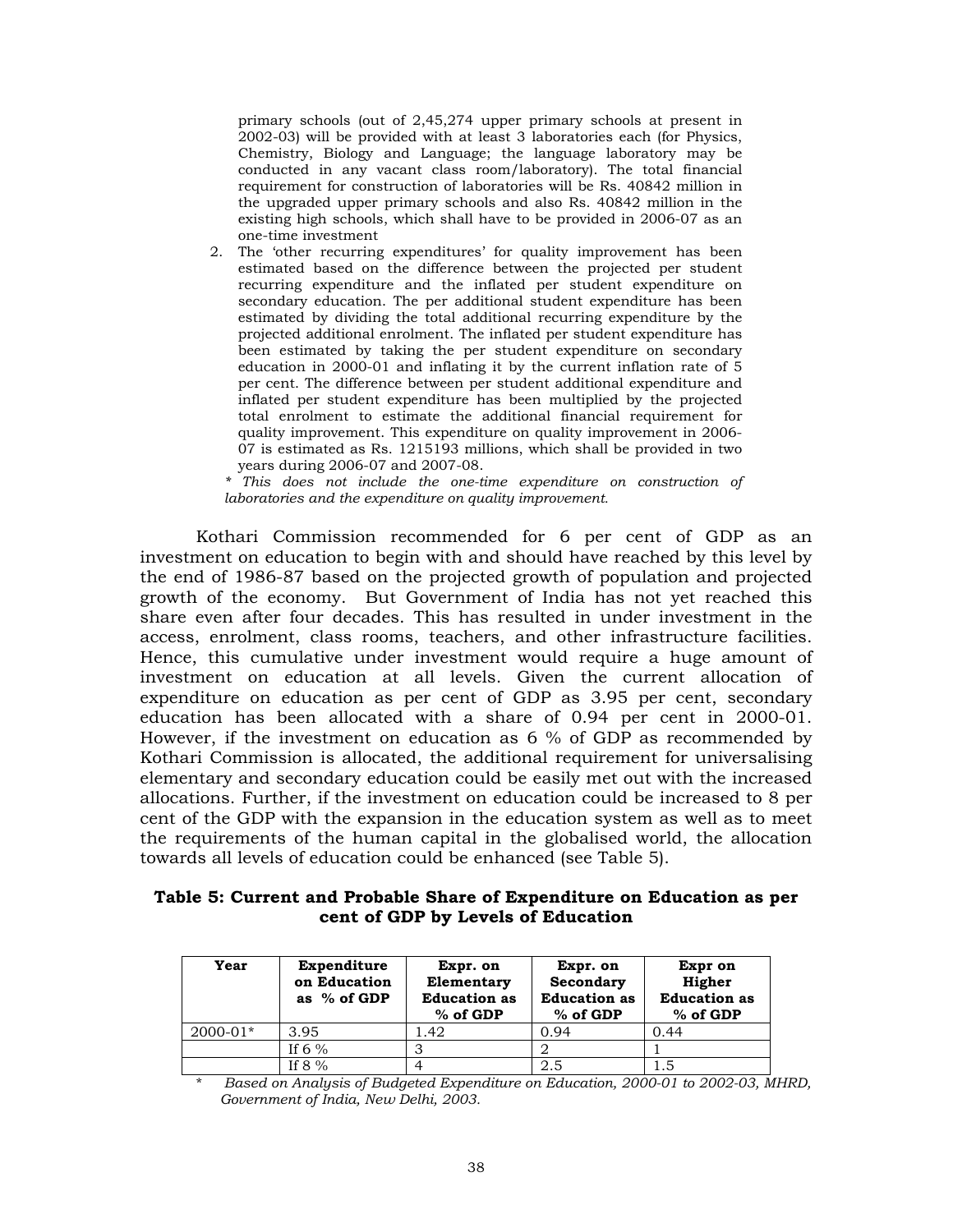primary schools (out of 2,45,274 upper primary schools at present in 2002-03) will be provided with at least 3 laboratories each (for Physics, Chemistry, Biology and Language; the language laboratory may be conducted in any vacant class room/laboratory). The total financial requirement for construction of laboratories will be Rs. 40842 million in the upgraded upper primary schools and also Rs. 40842 million in the existing high schools, which shall have to be provided in 2006-07 as an one-time investment

2. The 'other recurring expenditures' for quality improvement has been estimated based on the difference between the projected per student recurring expenditure and the inflated per student expenditure on secondary education. The per additional student expenditure has been estimated by dividing the total additional recurring expenditure by the projected additional enrolment. The inflated per student expenditure has been estimated by taking the per student expenditure on secondary education in 2000-01 and inflating it by the current inflation rate of 5 per cent. The difference between per student additional expenditure and inflated per student expenditure has been multiplied by the projected total enrolment to estimate the additional financial requirement for quality improvement. This expenditure on quality improvement in 2006-07 is estimated as Rs. 1215193 millions, which shall be provided in two years during 2006-07 and 2007-08.

*\* This does not include the one-time expenditure on construction of laboratories and the expenditure on quality improvement.*

Kothari Commission recommended for 6 per cent of GDP as an investment on education to begin with and should have reached by this level by the end of 1986-87 based on the projected growth of population and projected growth of the economy. But Government of India has not yet reached this share even after four decades. This has resulted in under investment in the access, enrolment, class rooms, teachers, and other infrastructure facilities. Hence, this cumulative under investment would require a huge amount of investment on education at all levels. Given the current allocation of expenditure on education as per cent of GDP as 3.95 per cent, secondary education has been allocated with a share of 0.94 per cent in 2000-01. However, if the investment on education as 6 % of GDP as recommended by Kothari Commission is allocated, the additional requirement for universalising elementary and secondary education could be easily met out with the increased allocations. Further, if the investment on education could be increased to 8 per cent of the GDP with the expansion in the education system as well as to meet the requirements of the human capital in the globalised world, the allocation towards all levels of education could be enhanced (see Table 5).

**Table 5: Current and Probable Share of Expenditure on Education as per cent of GDP by Levels of Education**

| Year | Expenditure on Education as % of GDP | Expr. on Elementary Education as % of GDP | Expr. on Secondary Education as % of GDP | Expr on Higher Education as % of GDP |
|---|---|---|---|---|
| 2000-01* | 3.95 | 1.42 | 0.94 | 0.44 |
| | If 6 % | 3 | 2 | 1 |
| | If 8 % | 4 | 2.5 | 1.5 |

\* *Based on Analysis of Budgeted Expenditure on Education, 2000-01 to 2002-03, MHRD, Government of India, New Delhi, 2003.*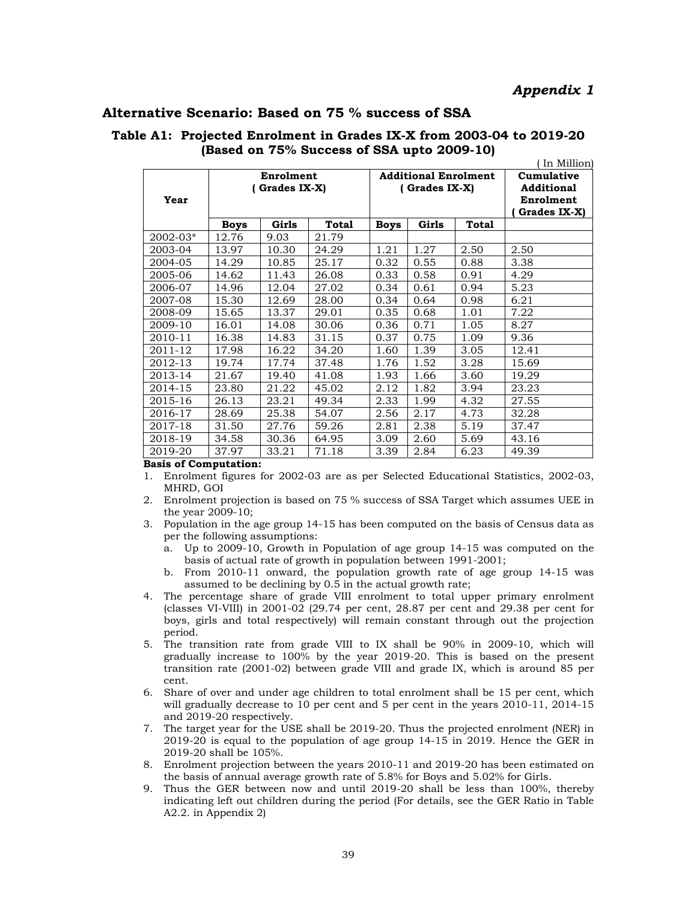*Appendix 1*

## Alternative Scenario: Based on 75 % success of SSA

### Table A1: Projected Enrolment in Grades IX-X from 2003-04 to 2019-20 (Based on 75% Success of SSA upto 2009-10)

( In Million)

| Year | Enrolment ( Grades IX-X) | | | Additional Enrolment ( Grades IX-X) | | | Cumulative Additional Enrolment ( Grades IX-X) |
|---|---|---|---|---|---|---|---|
| | Boys | Girls | Total | Boys | Girls | Total | |
| 2002-03* | 12.76 | 9.03 | 21.79 | | | | |
| 2003-04 | 13.97 | 10.30 | 24.29 | 1.21 | 1.27 | 2.50 | 2.50 |
| 2004-05 | 14.29 | 10.85 | 25.17 | 0.32 | 0.55 | 0.88 | 3.38 |
| 2005-06 | 14.62 | 11.43 | 26.08 | 0.33 | 0.58 | 0.91 | 4.29 |
| 2006-07 | 14.96 | 12.04 | 27.02 | 0.34 | 0.61 | 0.94 | 5.23 |
| 2007-08 | 15.30 | 12.69 | 28.00 | 0.34 | 0.64 | 0.98 | 6.21 |
| 2008-09 | 15.65 | 13.37 | 29.01 | 0.35 | 0.68 | 1.01 | 7.22 |
| 2009-10 | 16.01 | 14.08 | 30.06 | 0.36 | 0.71 | 1.05 | 8.27 |
| 2010-11 | 16.38 | 14.83 | 31.15 | 0.37 | 0.75 | 1.09 | 9.36 |
| 2011-12 | 17.98 | 16.22 | 34.20 | 1.60 | 1.39 | 3.05 | 12.41 |
| 2012-13 | 19.74 | 17.74 | 37.48 | 1.76 | 1.52 | 3.28 | 15.69 |
| 2013-14 | 21.67 | 19.40 | 41.08 | 1.93 | 1.66 | 3.60 | 19.29 |
| 2014-15 | 23.80 | 21.22 | 45.02 | 2.12 | 1.82 | 3.94 | 23.23 |
| 2015-16 | 26.13 | 23.21 | 49.34 | 2.33 | 1.99 | 4.32 | 27.55 |
| 2016-17 | 28.69 | 25.38 | 54.07 | 2.56 | 2.17 | 4.73 | 32.28 |
| 2017-18 | 31.50 | 27.76 | 59.26 | 2.81 | 2.38 | 5.19 | 37.47 |
| 2018-19 | 34.58 | 30.36 | 64.95 | 3.09 | 2.60 | 5.69 | 43.16 |
| 2019-20 | 37.97 | 33.21 | 71.18 | 3.39 | 2.84 | 6.23 | 49.39 |

**Basis of Computation:**

1. Enrolment figures for 2002-03 are as per Selected Educational Statistics, 2002-03, MHRD, GOI
2. Enrolment projection is based on 75 % success of SSA Target which assumes UEE in the year 2009-10;
3. Population in the age group 14-15 has been computed on the basis of Census data as per the following assumptions:
   a. Up to 2009-10, Growth in Population of age group 14-15 was computed on the basis of actual rate of growth in population between 1991-2001;
   b. From 2010-11 onward, the population growth rate of age group 14-15 was assumed to be declining by 0.5 in the actual growth rate;
4. The percentage share of grade VIII enrolment to total upper primary enrolment (classes VI-VIII) in 2001-02 (29.74 per cent, 28.87 per cent and 29.38 per cent for boys, girls and total respectively) will remain constant through out the projection period.
5. The transition rate from grade VIII to IX shall be 90% in 2009-10, which will gradually increase to 100% by the year 2019-20. This is based on the present transition rate (2001-02) between grade VIII and grade IX, which is around 85 per cent.
6. Share of over and under age children to total enrolment shall be 15 per cent, which will gradually decrease to 10 per cent and 5 per cent in the years 2010-11, 2014-15 and 2019-20 respectively.
7. The target year for the USE shall be 2019-20. Thus the projected enrolment (NER) in 2019-20 is equal to the population of age group 14-15 in 2019. Hence the GER in 2019-20 shall be 105%.
8. Enrolment projection between the years 2010-11 and 2019-20 has been estimated on the basis of annual average growth rate of 5.8% for Boys and 5.02% for Girls.
9. Thus the GER between now and until 2019-20 shall be less than 100%, thereby indicating left out children during the period (For details, see the GER Ratio in Table A2.2. in Appendix 2)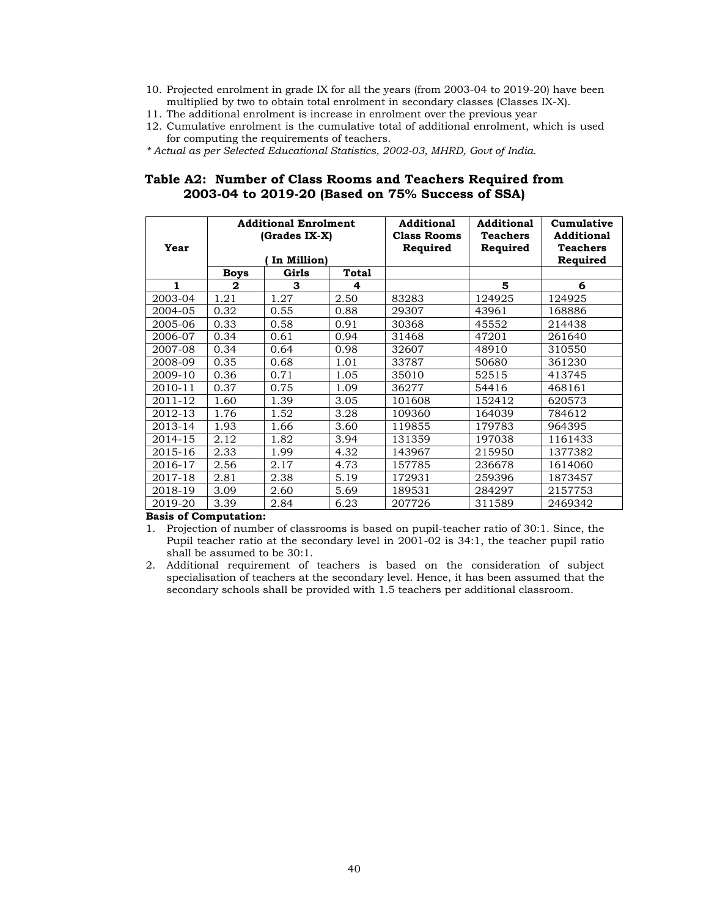10. Projected enrolment in grade IX for all the years (from 2003-04 to 2019-20) have been multiplied by two to obtain total enrolment in secondary classes (Classes IX-X).
11. The additional enrolment is increase in enrolment over the previous year
12. Cumulative enrolment is the cumulative total of additional enrolment, which is used for computing the requirements of teachers.

*\* Actual as per Selected Educational Statistics, 2002-03, MHRD, Govt of India.*

### Table A2: Number of Class Rooms and Teachers Required from 2003-04 to 2019-20 (Based on 75% Success of SSA)

| Year | Additional Enrolment (Grades IX-X) ( In Million) | | | Additional Class Rooms Required | Additional Teachers Required | Cumulative Additional Teachers Required |
|---|---|---|---|---|---|---|
| | **Boys** | **Girls** | **Total** | | | |
| **1** | **2** | **3** | **4** | | **5** | **6** |
| 2003-04 | 1.21 | 1.27 | 2.50 | 83283 | 124925 | 124925 |
| 2004-05 | 0.32 | 0.55 | 0.88 | 29307 | 43961 | 168886 |
| 2005-06 | 0.33 | 0.58 | 0.91 | 30368 | 45552 | 214438 |
| 2006-07 | 0.34 | 0.61 | 0.94 | 31468 | 47201 | 261640 |
| 2007-08 | 0.34 | 0.64 | 0.98 | 32607 | 48910 | 310550 |
| 2008-09 | 0.35 | 0.68 | 1.01 | 33787 | 50680 | 361230 |
| 2009-10 | 0.36 | 0.71 | 1.05 | 35010 | 52515 | 413745 |
| 2010-11 | 0.37 | 0.75 | 1.09 | 36277 | 54416 | 468161 |
| 2011-12 | 1.60 | 1.39 | 3.05 | 101608 | 152412 | 620573 |
| 2012-13 | 1.76 | 1.52 | 3.28 | 109360 | 164039 | 784612 |
| 2013-14 | 1.93 | 1.66 | 3.60 | 119855 | 179783 | 964395 |
| 2014-15 | 2.12 | 1.82 | 3.94 | 131359 | 197038 | 1161433 |
| 2015-16 | 2.33 | 1.99 | 4.32 | 143967 | 215950 | 1377382 |
| 2016-17 | 2.56 | 2.17 | 4.73 | 157785 | 236678 | 1614060 |
| 2017-18 | 2.81 | 2.38 | 5.19 | 172931 | 259396 | 1873457 |
| 2018-19 | 3.09 | 2.60 | 5.69 | 189531 | 284297 | 2157753 |
| 2019-20 | 3.39 | 2.84 | 6.23 | 207726 | 311589 | 2469342 |

**Basis of Computation:**

1. Projection of number of classrooms is based on pupil-teacher ratio of 30:1. Since, the Pupil teacher ratio at the secondary level in 2001-02 is 34:1, the teacher pupil ratio shall be assumed to be 30:1.
2. Additional requirement of teachers is based on the consideration of subject specialisation of teachers at the secondary level. Hence, it has been assumed that the secondary schools shall be provided with 1.5 teachers per additional classroom.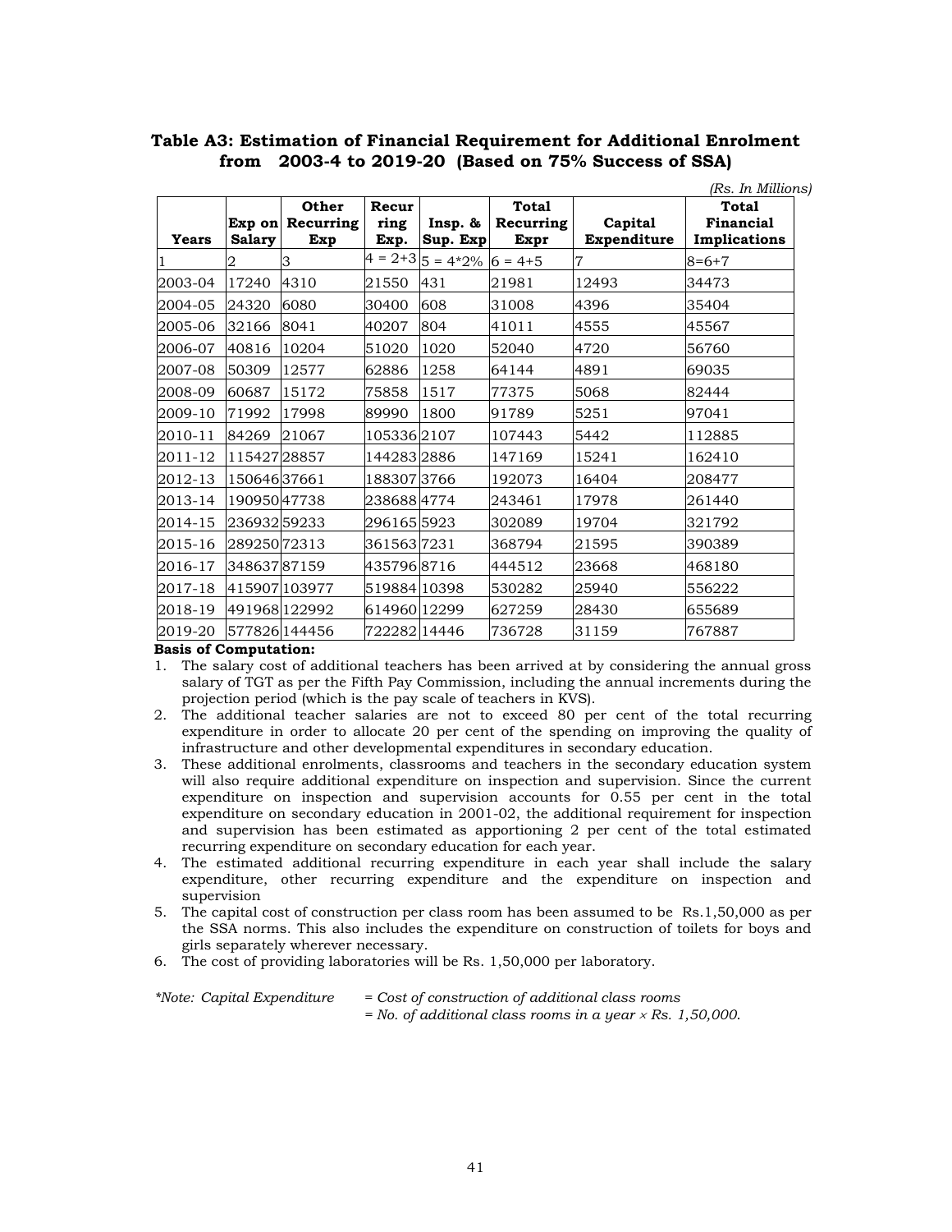**Table A3: Estimation of Financial Requirement for Additional Enrolment from 2003-4 to 2019-20 (Based on 75% Success of SSA)**

*(Rs. In Millions)*

| Years | Exp on Salary | Other Recurring Exp | Recurring Exp. | Insp. & Sup. Exp | Total Recurring Expr | Capital Expenditure | Total Financial Implications |
|---|---|---|---|---|---|---|---|
| 1 | 2 | 3 | 4 = 2+3 | 5 = 4*2% | 6 = 4+5 | 7 | 8=6+7 |
| 2003-04 | 17240 | 4310 | 21550 | 431 | 21981 | 12493 | 34473 |
| 2004-05 | 24320 | 6080 | 30400 | 608 | 31008 | 4396 | 35404 |
| 2005-06 | 32166 | 8041 | 40207 | 804 | 41011 | 4555 | 45567 |
| 2006-07 | 40816 | 10204 | 51020 | 1020 | 52040 | 4720 | 56760 |
| 2007-08 | 50309 | 12577 | 62886 | 1258 | 64144 | 4891 | 69035 |
| 2008-09 | 60687 | 15172 | 75858 | 1517 | 77375 | 5068 | 82444 |
| 2009-10 | 71992 | 17998 | 89990 | 1800 | 91789 | 5251 | 97041 |
| 2010-11 | 84269 | 21067 | 105336 | 2107 | 107443 | 5442 | 112885 |
| 2011-12 | 115427 | 28857 | 144283 | 2886 | 147169 | 15241 | 162410 |
| 2012-13 | 150646 | 37661 | 188307 | 3766 | 192073 | 16404 | 208477 |
| 2013-14 | 190950 | 47738 | 238688 | 4774 | 243461 | 17978 | 261440 |
| 2014-15 | 236932 | 59233 | 296165 | 5923 | 302089 | 19704 | 321792 |
| 2015-16 | 289250 | 72313 | 361563 | 7231 | 368794 | 21595 | 390389 |
| 2016-17 | 348637 | 87159 | 435796 | 8716 | 444512 | 23668 | 468180 |
| 2017-18 | 415907 | 103977 | 519884 | 10398 | 530282 | 25940 | 556222 |
| 2018-19 | 491968 | 122992 | 614960 | 12299 | 627259 | 28430 | 655689 |
| 2019-20 | 577826 | 144456 | 722282 | 14446 | 736728 | 31159 | 767887 |

**Basis of Computation:**

1. The salary cost of additional teachers has been arrived at by considering the annual gross salary of TGT as per the Fifth Pay Commission, including the annual increments during the projection period (which is the pay scale of teachers in KVS).
2. The additional teacher salaries are not to exceed 80 per cent of the total recurring expenditure in order to allocate 20 per cent of the spending on improving the quality of infrastructure and other developmental expenditures in secondary education.
3. These additional enrolments, classrooms and teachers in the secondary education system will also require additional expenditure on inspection and supervision. Since the current expenditure on inspection and supervision accounts for 0.55 per cent in the total expenditure on secondary education in 2001-02, the additional requirement for inspection and supervision has been estimated as apportioning 2 per cent of the total estimated recurring expenditure on secondary education for each year.
4. The estimated additional recurring expenditure in each year shall include the salary expenditure, other recurring expenditure and the expenditure on inspection and supervision
5. The capital cost of construction per class room has been assumed to be Rs.1,50,000 as per the SSA norms. This also includes the expenditure on construction of toilets for boys and girls separately wherever necessary.
6. The cost of providing laboratories will be Rs. 1,50,000 per laboratory.

*\*Note: Capital Expenditure = Cost of construction of additional class rooms*
*= No. of additional class rooms in a year × Rs. 1,50,000.*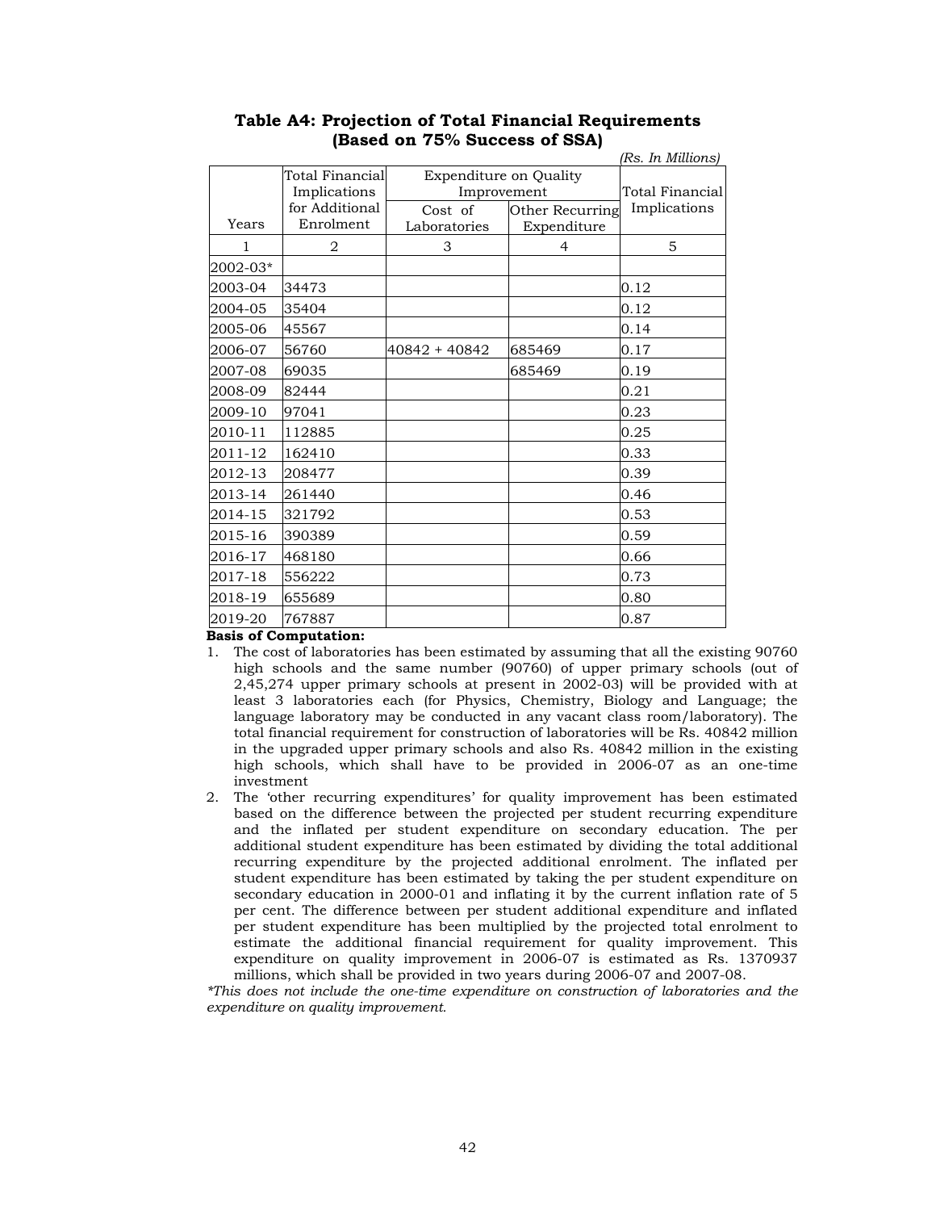**Table A4: Projection of Total Financial Requirements (Based on 75% Success of SSA)**

*(Rs. In Millions)*

| Years | Total Financial Implications for Additional Enrolment | Expenditure on Quality Improvement | | Total Financial Implications |
|---|---|---|---|---|
| | | Cost of Laboratories | Other Recurring Expenditure | |
| 1 | 2 | 3 | 4 | 5 |
| 2002-03* | | | | |
| 2003-04 | 34473 | | | 0.12 |
| 2004-05 | 35404 | | | 0.12 |
| 2005-06 | 45567 | | | 0.14 |
| 2006-07 | 56760 | 40842 + 40842 | 685469 | 0.17 |
| 2007-08 | 69035 | | 685469 | 0.19 |
| 2008-09 | 82444 | | | 0.21 |
| 2009-10 | 97041 | | | 0.23 |
| 2010-11 | 112885 | | | 0.25 |
| 2011-12 | 162410 | | | 0.33 |
| 2012-13 | 208477 | | | 0.39 |
| 2013-14 | 261440 | | | 0.46 |
| 2014-15 | 321792 | | | 0.53 |
| 2015-16 | 390389 | | | 0.59 |
| 2016-17 | 468180 | | | 0.66 |
| 2017-18 | 556222 | | | 0.73 |
| 2018-19 | 655689 | | | 0.80 |
| 2019-20 | 767887 | | | 0.87 |

**Basis of Computation:**

1. The cost of laboratories has been estimated by assuming that all the existing 90760 high schools and the same number (90760) of upper primary schools (out of 2,45,274 upper primary schools at present in 2002-03) will be provided with at least 3 laboratories each (for Physics, Chemistry, Biology and Language; the language laboratory may be conducted in any vacant class room/laboratory). The total financial requirement for construction of laboratories will be Rs. 40842 million in the upgraded upper primary schools and also Rs. 40842 million in the existing high schools, which shall have to be provided in 2006-07 as an one-time investment
2. The 'other recurring expenditures' for quality improvement has been estimated based on the difference between the projected per student recurring expenditure and the inflated per student expenditure on secondary education. The per additional student expenditure has been estimated by dividing the total additional recurring expenditure by the projected additional enrolment. The inflated per student expenditure has been estimated by taking the per student expenditure on secondary education in 2000-01 and inflating it by the current inflation rate of 5 per cent. The difference between per student additional expenditure and inflated per student expenditure has been multiplied by the projected total enrolment to estimate the additional financial requirement for quality improvement. This expenditure on quality improvement in 2006-07 is estimated as Rs. 1370937 millions, which shall be provided in two years during 2006-07 and 2007-08.

*\*This does not include the one-time expenditure on construction of laboratories and the expenditure on quality improvement.*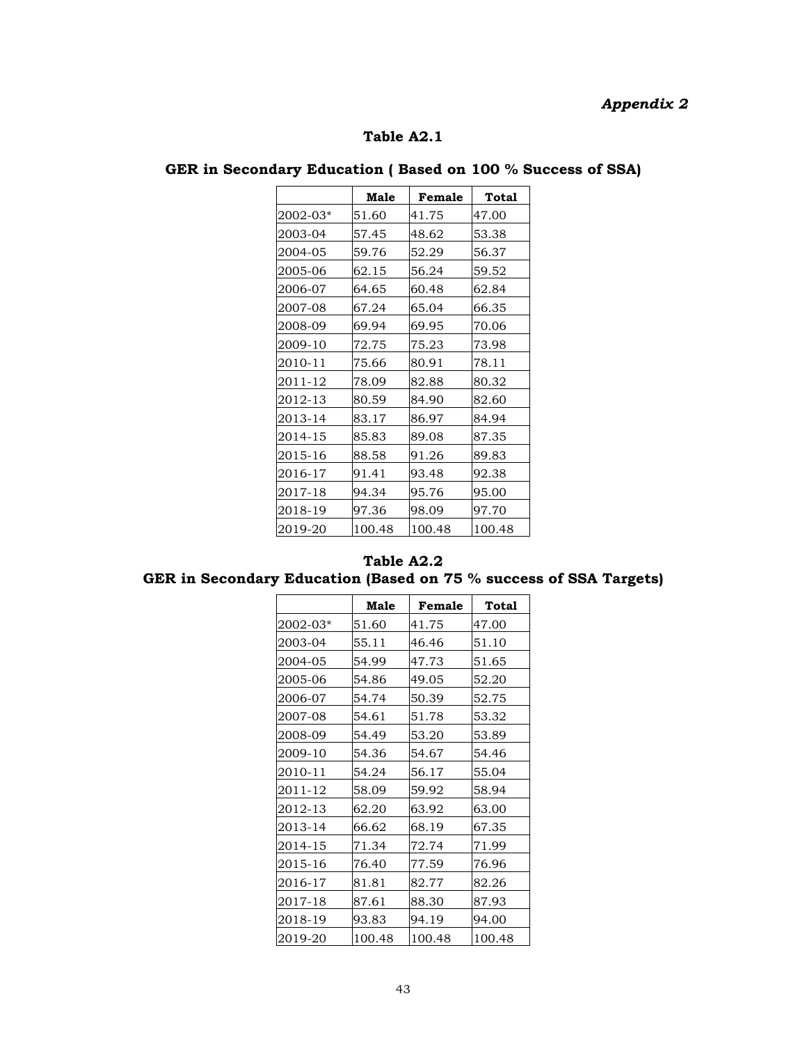*Appendix 2*

## Table A2.1

### GER in Secondary Education ( Based on 100 % Success of SSA)

| | Male | Female | Total |
|---|---|---|---|
| 2002-03* | 51.60 | 41.75 | 47.00 |
| 2003-04 | 57.45 | 48.62 | 53.38 |
| 2004-05 | 59.76 | 52.29 | 56.37 |
| 2005-06 | 62.15 | 56.24 | 59.52 |
| 2006-07 | 64.65 | 60.48 | 62.84 |
| 2007-08 | 67.24 | 65.04 | 66.35 |
| 2008-09 | 69.94 | 69.95 | 70.06 |
| 2009-10 | 72.75 | 75.23 | 73.98 |
| 2010-11 | 75.66 | 80.91 | 78.11 |
| 2011-12 | 78.09 | 82.88 | 80.32 |
| 2012-13 | 80.59 | 84.90 | 82.60 |
| 2013-14 | 83.17 | 86.97 | 84.94 |
| 2014-15 | 85.83 | 89.08 | 87.35 |
| 2015-16 | 88.58 | 91.26 | 89.83 |
| 2016-17 | 91.41 | 93.48 | 92.38 |
| 2017-18 | 94.34 | 95.76 | 95.00 |
| 2018-19 | 97.36 | 98.09 | 97.70 |
| 2019-20 | 100.48 | 100.48 | 100.48 |

## Table A2.2

### GER in Secondary Education (Based on 75 % success of SSA Targets)

| | Male | Female | Total |
|---|---|---|---|
| 2002-03* | 51.60 | 41.75 | 47.00 |
| 2003-04 | 55.11 | 46.46 | 51.10 |
| 2004-05 | 54.99 | 47.73 | 51.65 |
| 2005-06 | 54.86 | 49.05 | 52.20 |
| 2006-07 | 54.74 | 50.39 | 52.75 |
| 2007-08 | 54.61 | 51.78 | 53.32 |
| 2008-09 | 54.49 | 53.20 | 53.89 |
| 2009-10 | 54.36 | 54.67 | 54.46 |
| 2010-11 | 54.24 | 56.17 | 55.04 |
| 2011-12 | 58.09 | 59.92 | 58.94 |
| 2012-13 | 62.20 | 63.92 | 63.00 |
| 2013-14 | 66.62 | 68.19 | 67.35 |
| 2014-15 | 71.34 | 72.74 | 71.99 |
| 2015-16 | 76.40 | 77.59 | 76.96 |
| 2016-17 | 81.81 | 82.77 | 82.26 |
| 2017-18 | 87.61 | 88.30 | 87.93 |
| 2018-19 | 93.83 | 94.19 | 94.00 |
| 2019-20 | 100.48 | 100.48 | 100.48 |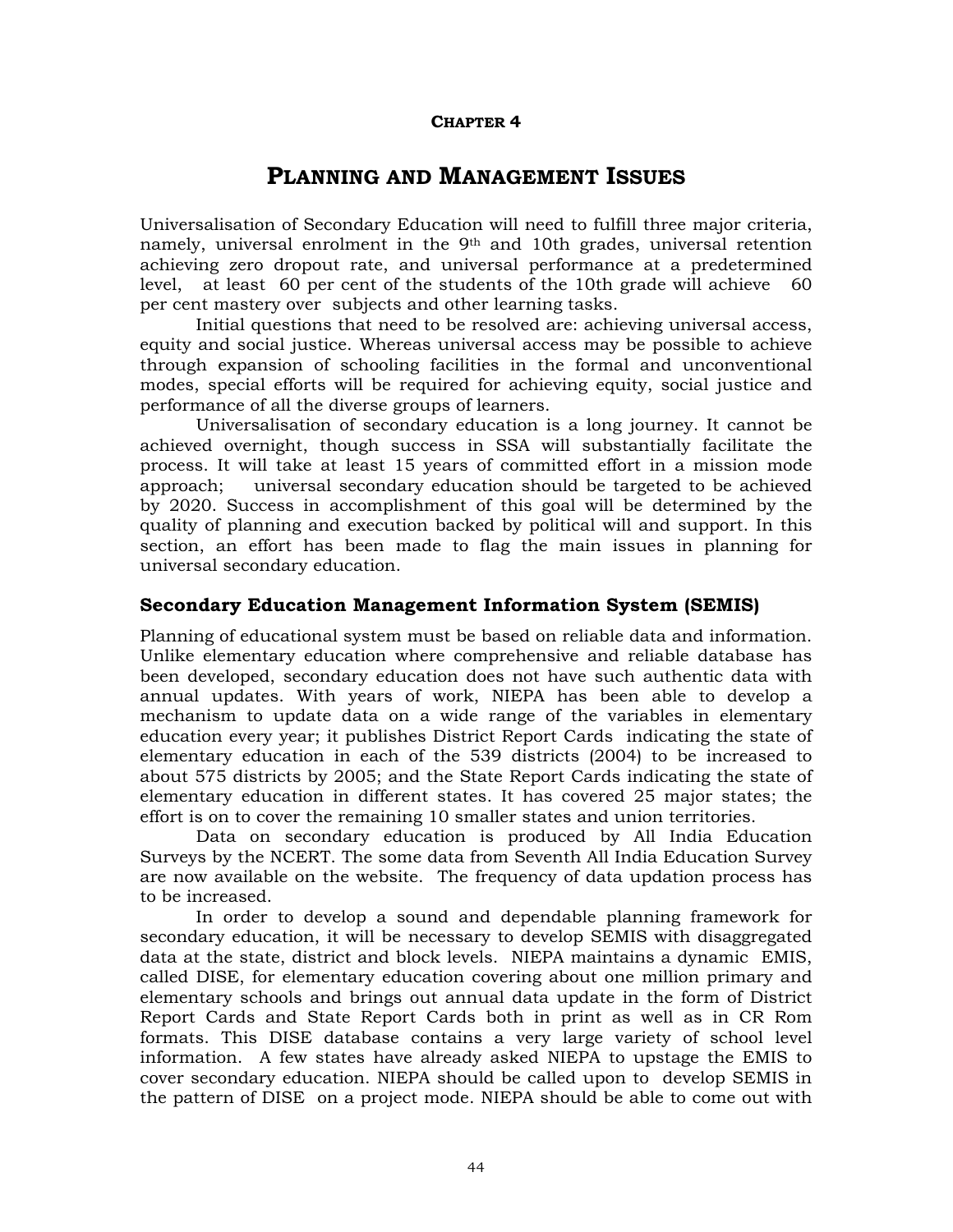**CHAPTER 4**

# PLANNING AND MANAGEMENT ISSUES

Universalisation of Secondary Education will need to fulfill three major criteria, namely, universal enrolment in the 9th and 10th grades, universal retention achieving zero dropout rate, and universal performance at a predetermined level, at least 60 per cent of the students of the 10th grade will achieve 60 per cent mastery over subjects and other learning tasks.

Initial questions that need to be resolved are: achieving universal access, equity and social justice. Whereas universal access may be possible to achieve through expansion of schooling facilities in the formal and unconventional modes, special efforts will be required for achieving equity, social justice and performance of all the diverse groups of learners.

Universalisation of secondary education is a long journey. It cannot be achieved overnight, though success in SSA will substantially facilitate the process. It will take at least 15 years of committed effort in a mission mode approach; universal secondary education should be targeted to be achieved by 2020. Success in accomplishment of this goal will be determined by the quality of planning and execution backed by political will and support. In this section, an effort has been made to flag the main issues in planning for universal secondary education.

## Secondary Education Management Information System (SEMIS)

Planning of educational system must be based on reliable data and information. Unlike elementary education where comprehensive and reliable database has been developed, secondary education does not have such authentic data with annual updates. With years of work, NIEPA has been able to develop a mechanism to update data on a wide range of the variables in elementary education every year; it publishes District Report Cards indicating the state of elementary education in each of the 539 districts (2004) to be increased to about 575 districts by 2005; and the State Report Cards indicating the state of elementary education in different states. It has covered 25 major states; the effort is on to cover the remaining 10 smaller states and union territories.

Data on secondary education is produced by All India Education Surveys by the NCERT. The some data from Seventh All India Education Survey are now available on the website. The frequency of data updation process has to be increased.

In order to develop a sound and dependable planning framework for secondary education, it will be necessary to develop SEMIS with disaggregated data at the state, district and block levels. NIEPA maintains a dynamic EMIS, called DISE, for elementary education covering about one million primary and elementary schools and brings out annual data update in the form of District Report Cards and State Report Cards both in print as well as in CR Rom formats. This DISE database contains a very large variety of school level information. A few states have already asked NIEPA to upstage the EMIS to cover secondary education. NIEPA should be called upon to develop SEMIS in the pattern of DISE on a project mode. NIEPA should be able to come out with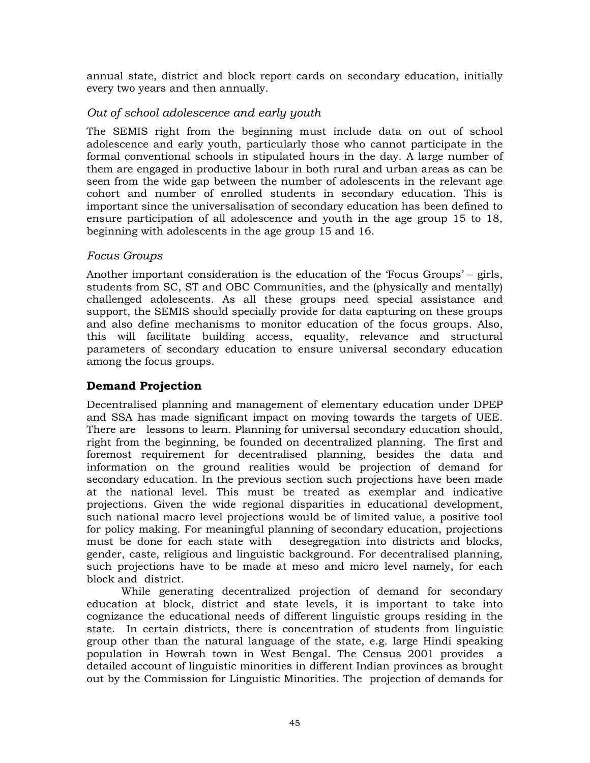annual state, district and block report cards on secondary education, initially every two years and then annually.

### *Out of school adolescence and early youth*

The SEMIS right from the beginning must include data on out of school adolescence and early youth, particularly those who cannot participate in the formal conventional schools in stipulated hours in the day. A large number of them are engaged in productive labour in both rural and urban areas as can be seen from the wide gap between the number of adolescents in the relevant age cohort and number of enrolled students in secondary education. This is important since the universalisation of secondary education has been defined to ensure participation of all adolescence and youth in the age group 15 to 18, beginning with adolescents in the age group 15 and 16.

### *Focus Groups*

Another important consideration is the education of the 'Focus Groups' – girls, students from SC, ST and OBC Communities, and the (physically and mentally) challenged adolescents. As all these groups need special assistance and support, the SEMIS should specially provide for data capturing on these groups and also define mechanisms to monitor education of the focus groups. Also, this will facilitate building access, equality, relevance and structural parameters of secondary education to ensure universal secondary education among the focus groups.

## **Demand Projection**

Decentralised planning and management of elementary education under DPEP and SSA has made significant impact on moving towards the targets of UEE. There are lessons to learn. Planning for universal secondary education should, right from the beginning, be founded on decentralized planning. The first and foremost requirement for decentralised planning, besides the data and information on the ground realities would be projection of demand for secondary education. In the previous section such projections have been made at the national level. This must be treated as exemplar and indicative projections. Given the wide regional disparities in educational development, such national macro level projections would be of limited value, a positive tool for policy making. For meaningful planning of secondary education, projections must be done for each state with desegregation into districts and blocks, gender, caste, religious and linguistic background. For decentralised planning, such projections have to be made at meso and micro level namely, for each block and district.

While generating decentralized projection of demand for secondary education at block, district and state levels, it is important to take into cognizance the educational needs of different linguistic groups residing in the state. In certain districts, there is concentration of students from linguistic group other than the natural language of the state, e.g. large Hindi speaking population in Howrah town in West Bengal. The Census 2001 provides a detailed account of linguistic minorities in different Indian provinces as brought out by the Commission for Linguistic Minorities. The projection of demands for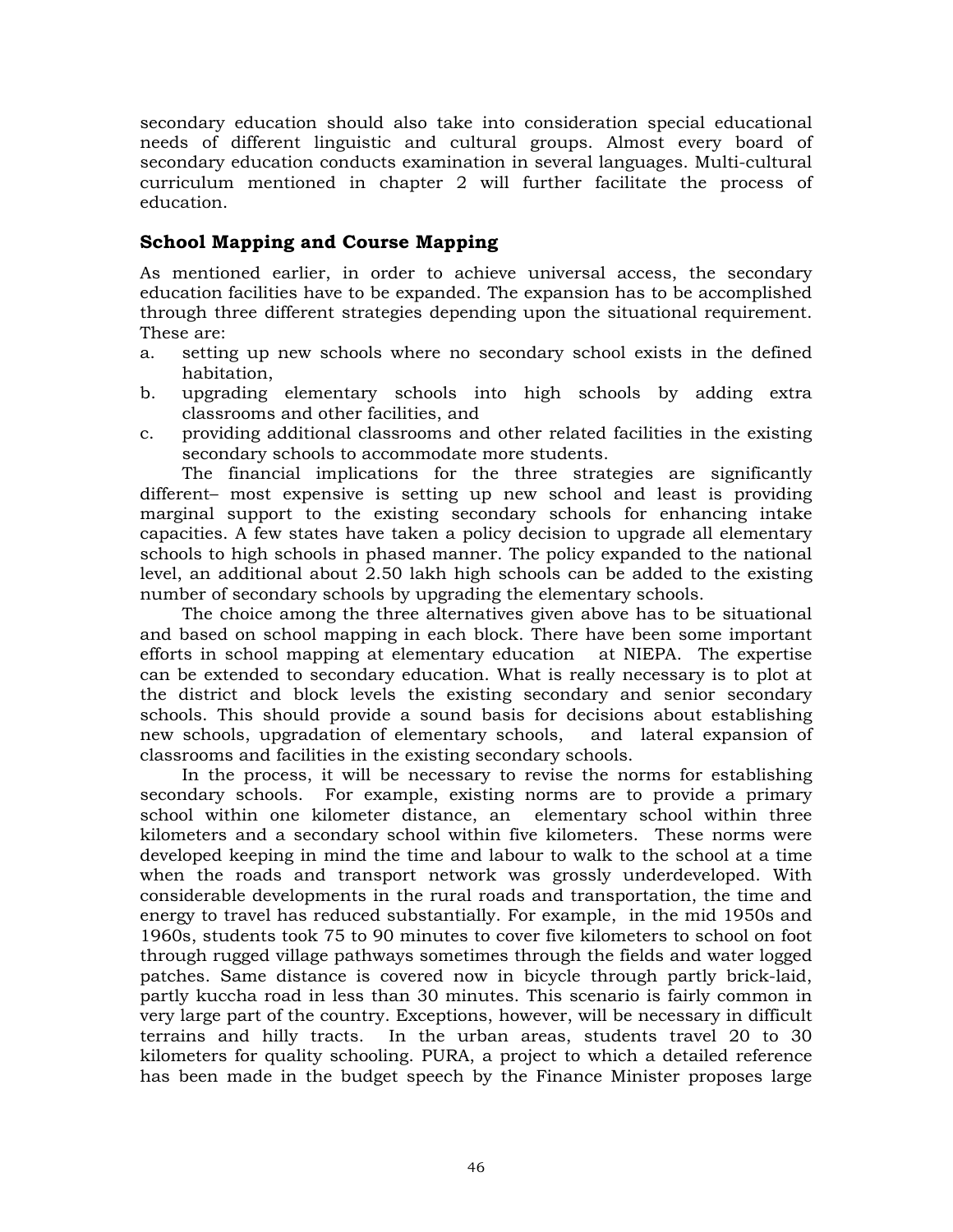secondary education should also take into consideration special educational needs of different linguistic and cultural groups. Almost every board of secondary education conducts examination in several languages. Multi-cultural curriculum mentioned in chapter 2 will further facilitate the process of education.

## School Mapping and Course Mapping

As mentioned earlier, in order to achieve universal access, the secondary education facilities have to be expanded. The expansion has to be accomplished through three different strategies depending upon the situational requirement. These are:

a. setting up new schools where no secondary school exists in the defined habitation,
b. upgrading elementary schools into high schools by adding extra classrooms and other facilities, and
c. providing additional classrooms and other related facilities in the existing secondary schools to accommodate more students.

The financial implications for the three strategies are significantly different– most expensive is setting up new school and least is providing marginal support to the existing secondary schools for enhancing intake capacities. A few states have taken a policy decision to upgrade all elementary schools to high schools in phased manner. The policy expanded to the national level, an additional about 2.50 lakh high schools can be added to the existing number of secondary schools by upgrading the elementary schools.

The choice among the three alternatives given above has to be situational and based on school mapping in each block. There have been some important efforts in school mapping at elementary education at NIEPA. The expertise can be extended to secondary education. What is really necessary is to plot at the district and block levels the existing secondary and senior secondary schools. This should provide a sound basis for decisions about establishing new schools, upgradation of elementary schools, and lateral expansion of classrooms and facilities in the existing secondary schools.

In the process, it will be necessary to revise the norms for establishing secondary schools. For example, existing norms are to provide a primary school within one kilometer distance, an elementary school within three kilometers and a secondary school within five kilometers. These norms were developed keeping in mind the time and labour to walk to the school at a time when the roads and transport network was grossly underdeveloped. With considerable developments in the rural roads and transportation, the time and energy to travel has reduced substantially. For example, in the mid 1950s and 1960s, students took 75 to 90 minutes to cover five kilometers to school on foot through rugged village pathways sometimes through the fields and water logged patches. Same distance is covered now in bicycle through partly brick-laid, partly kuccha road in less than 30 minutes. This scenario is fairly common in very large part of the country. Exceptions, however, will be necessary in difficult terrains and hilly tracts. In the urban areas, students travel 20 to 30 kilometers for quality schooling. PURA, a project to which a detailed reference has been made in the budget speech by the Finance Minister proposes large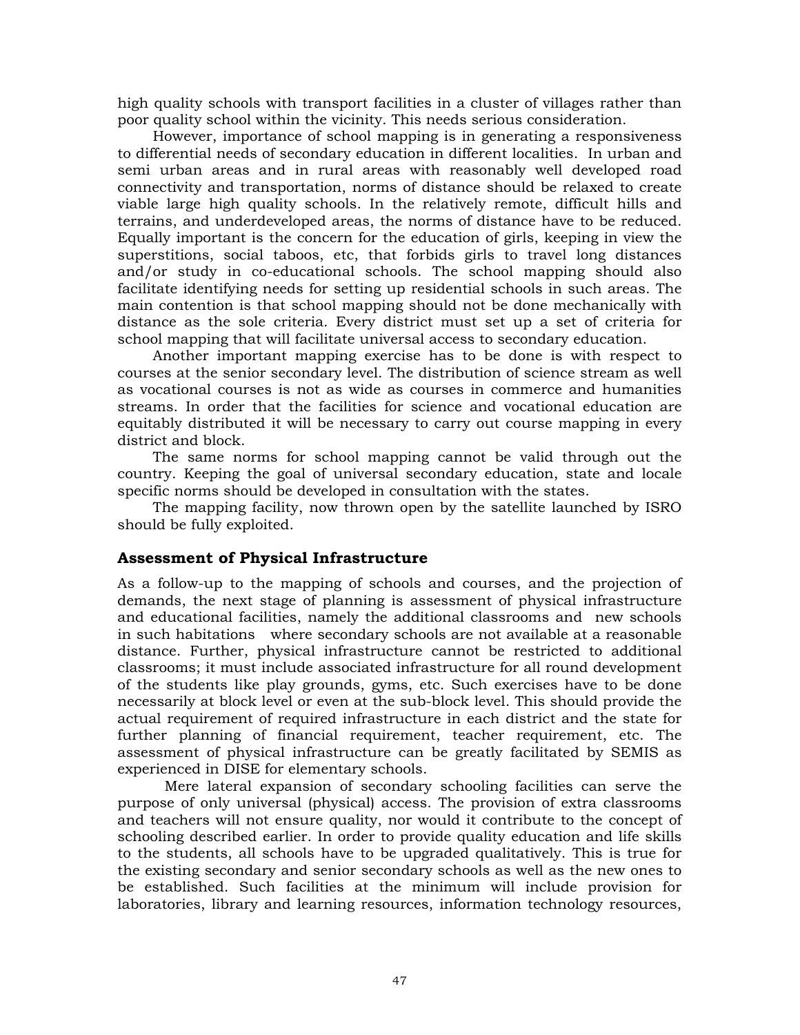high quality schools with transport facilities in a cluster of villages rather than poor quality school within the vicinity. This needs serious consideration.

However, importance of school mapping is in generating a responsiveness to differential needs of secondary education in different localities. In urban and semi urban areas and in rural areas with reasonably well developed road connectivity and transportation, norms of distance should be relaxed to create viable large high quality schools. In the relatively remote, difficult hills and terrains, and underdeveloped areas, the norms of distance have to be reduced. Equally important is the concern for the education of girls, keeping in view the superstitions, social taboos, etc, that forbids girls to travel long distances and/or study in co-educational schools. The school mapping should also facilitate identifying needs for setting up residential schools in such areas. The main contention is that school mapping should not be done mechanically with distance as the sole criteria. Every district must set up a set of criteria for school mapping that will facilitate universal access to secondary education.

Another important mapping exercise has to be done is with respect to courses at the senior secondary level. The distribution of science stream as well as vocational courses is not as wide as courses in commerce and humanities streams. In order that the facilities for science and vocational education are equitably distributed it will be necessary to carry out course mapping in every district and block.

The same norms for school mapping cannot be valid through out the country. Keeping the goal of universal secondary education, state and locale specific norms should be developed in consultation with the states.

The mapping facility, now thrown open by the satellite launched by ISRO should be fully exploited.

### Assessment of Physical Infrastructure

As a follow-up to the mapping of schools and courses, and the projection of demands, the next stage of planning is assessment of physical infrastructure and educational facilities, namely the additional classrooms and new schools in such habitations where secondary schools are not available at a reasonable distance. Further, physical infrastructure cannot be restricted to additional classrooms; it must include associated infrastructure for all round development of the students like play grounds, gyms, etc. Such exercises have to be done necessarily at block level or even at the sub-block level. This should provide the actual requirement of required infrastructure in each district and the state for further planning of financial requirement, teacher requirement, etc. The assessment of physical infrastructure can be greatly facilitated by SEMIS as experienced in DISE for elementary schools.

Mere lateral expansion of secondary schooling facilities can serve the purpose of only universal (physical) access. The provision of extra classrooms and teachers will not ensure quality, nor would it contribute to the concept of schooling described earlier. In order to provide quality education and life skills to the students, all schools have to be upgraded qualitatively. This is true for the existing secondary and senior secondary schools as well as the new ones to be established. Such facilities at the minimum will include provision for laboratories, library and learning resources, information technology resources,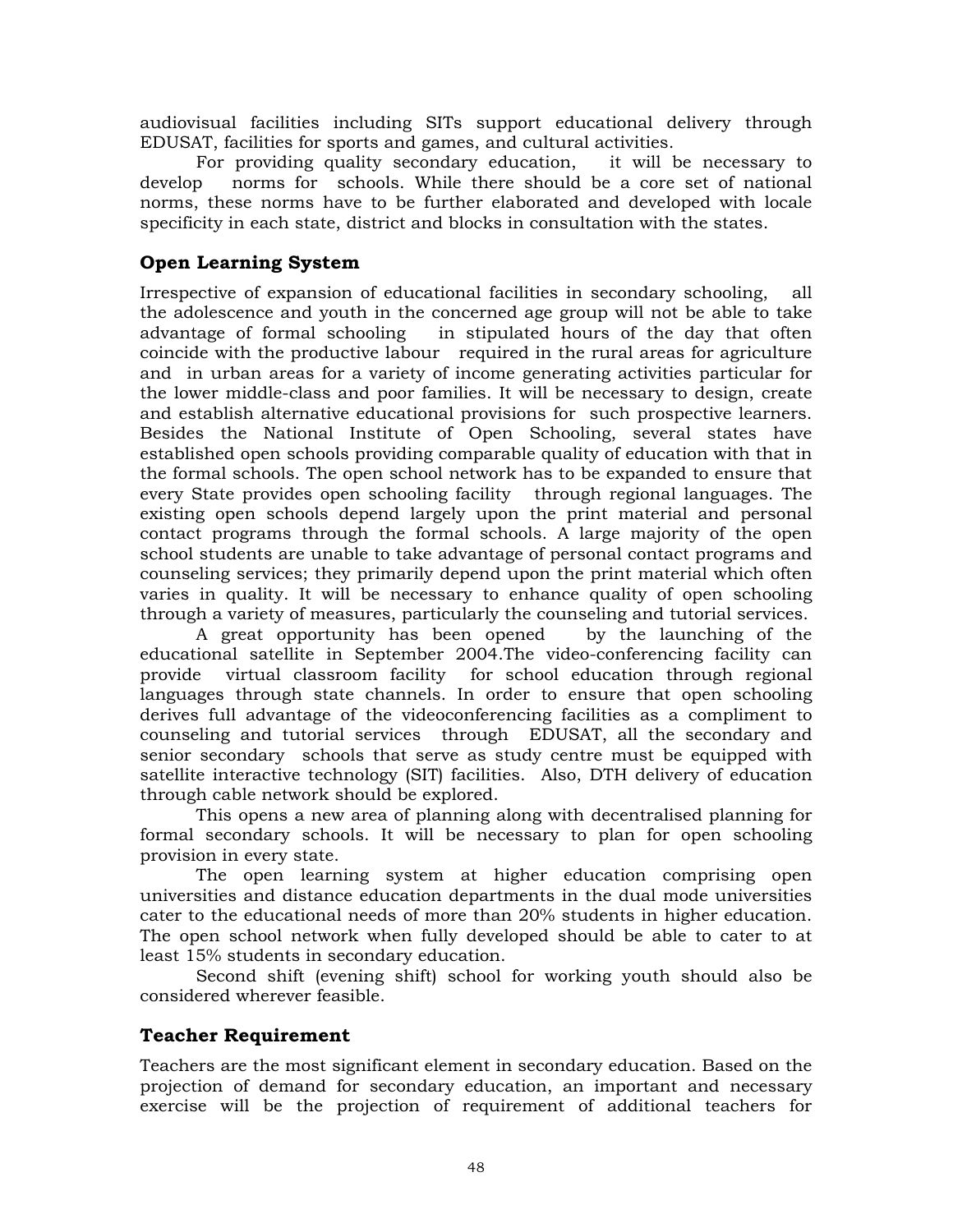audiovisual facilities including SITs support educational delivery through EDUSAT, facilities for sports and games, and cultural activities.

For providing quality secondary education, it will be necessary to develop norms for schools. While there should be a core set of national norms, these norms have to be further elaborated and developed with locale specificity in each state, district and blocks in consultation with the states.

## Open Learning System

Irrespective of expansion of educational facilities in secondary schooling, all the adolescence and youth in the concerned age group will not be able to take advantage of formal schooling in stipulated hours of the day that often coincide with the productive labour required in the rural areas for agriculture and in urban areas for a variety of income generating activities particular for the lower middle-class and poor families. It will be necessary to design, create and establish alternative educational provisions for such prospective learners. Besides the National Institute of Open Schooling, several states have established open schools providing comparable quality of education with that in the formal schools. The open school network has to be expanded to ensure that every State provides open schooling facility through regional languages. The existing open schools depend largely upon the print material and personal contact programs through the formal schools. A large majority of the open school students are unable to take advantage of personal contact programs and counseling services; they primarily depend upon the print material which often varies in quality. It will be necessary to enhance quality of open schooling through a variety of measures, particularly the counseling and tutorial services.

A great opportunity has been opened by the launching of the educational satellite in September 2004.The video-conferencing facility can provide virtual classroom facility for school education through regional languages through state channels. In order to ensure that open schooling derives full advantage of the videoconferencing facilities as a compliment to counseling and tutorial services through EDUSAT, all the secondary and senior secondary schools that serve as study centre must be equipped with satellite interactive technology (SIT) facilities. Also, DTH delivery of education through cable network should be explored.

This opens a new area of planning along with decentralised planning for formal secondary schools. It will be necessary to plan for open schooling provision in every state.

The open learning system at higher education comprising open universities and distance education departments in the dual mode universities cater to the educational needs of more than 20% students in higher education. The open school network when fully developed should be able to cater to at least 15% students in secondary education.

Second shift (evening shift) school for working youth should also be considered wherever feasible.

## Teacher Requirement

Teachers are the most significant element in secondary education. Based on the projection of demand for secondary education, an important and necessary exercise will be the projection of requirement of additional teachers for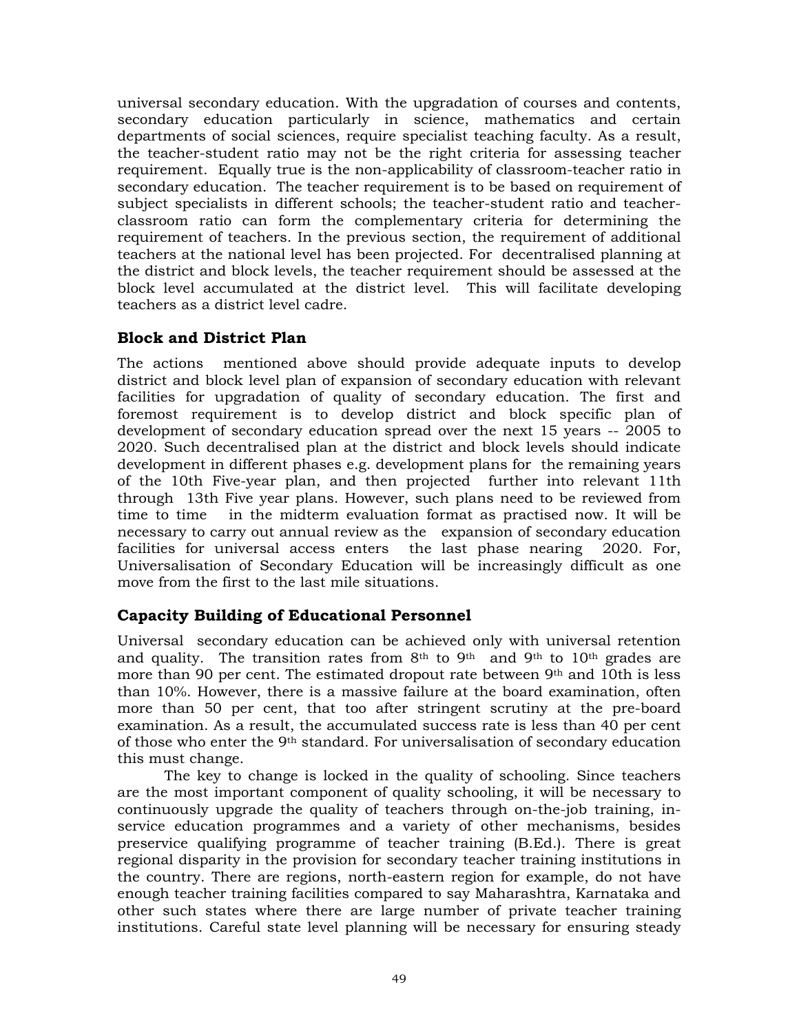universal secondary education. With the upgradation of courses and contents, secondary education particularly in science, mathematics and certain departments of social sciences, require specialist teaching faculty. As a result, the teacher-student ratio may not be the right criteria for assessing teacher requirement. Equally true is the non-applicability of classroom-teacher ratio in secondary education. The teacher requirement is to be based on requirement of subject specialists in different schools; the teacher-student ratio and teacher-classroom ratio can form the complementary criteria for determining the requirement of teachers. In the previous section, the requirement of additional teachers at the national level has been projected. For decentralised planning at the district and block levels, the teacher requirement should be assessed at the block level accumulated at the district level. This will facilitate developing teachers as a district level cadre.

### Block and District Plan

The actions mentioned above should provide adequate inputs to develop district and block level plan of expansion of secondary education with relevant facilities for upgradation of quality of secondary education. The first and foremost requirement is to develop district and block specific plan of development of secondary education spread over the next 15 years -- 2005 to 2020. Such decentralised plan at the district and block levels should indicate development in different phases e.g. development plans for the remaining years of the 10th Five-year plan, and then projected further into relevant 11th through 13th Five year plans. However, such plans need to be reviewed from time to time in the midterm evaluation format as practised now. It will be necessary to carry out annual review as the expansion of secondary education facilities for universal access enters the last phase nearing 2020. For, Universalisation of Secondary Education will be increasingly difficult as one move from the first to the last mile situations.

### Capacity Building of Educational Personnel

Universal secondary education can be achieved only with universal retention and quality. The transition rates from 8th to 9th and 9th to 10th grades are more than 90 per cent. The estimated dropout rate between 9th and 10th is less than 10%. However, there is a massive failure at the board examination, often more than 50 per cent, that too after stringent scrutiny at the pre-board examination. As a result, the accumulated success rate is less than 40 per cent of those who enter the 9th standard. For universalisation of secondary education this must change.

The key to change is locked in the quality of schooling. Since teachers are the most important component of quality schooling, it will be necessary to continuously upgrade the quality of teachers through on-the-job training, in-service education programmes and a variety of other mechanisms, besides preservice qualifying programme of teacher training (B.Ed.). There is great regional disparity in the provision for secondary teacher training institutions in the country. There are regions, north-eastern region for example, do not have enough teacher training facilities compared to say Maharashtra, Karnataka and other such states where there are large number of private teacher training institutions. Careful state level planning will be necessary for ensuring steady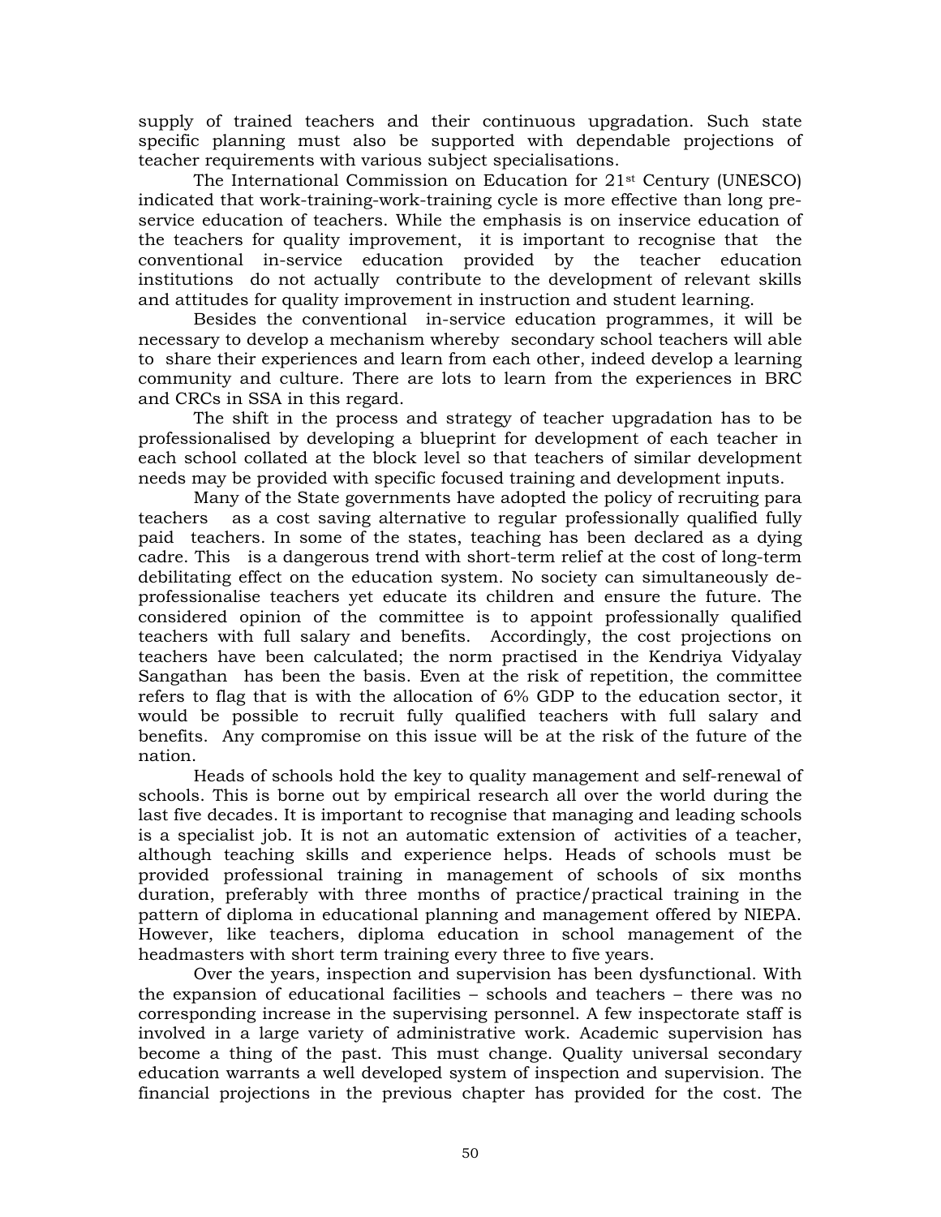supply of trained teachers and their continuous upgradation. Such state specific planning must also be supported with dependable projections of teacher requirements with various subject specialisations.

The International Commission on Education for 21st Century (UNESCO) indicated that work-training-work-training cycle is more effective than long pre-service education of teachers. While the emphasis is on inservice education of the teachers for quality improvement, it is important to recognise that the conventional in-service education provided by the teacher education institutions do not actually contribute to the development of relevant skills and attitudes for quality improvement in instruction and student learning.

Besides the conventional in-service education programmes, it will be necessary to develop a mechanism whereby secondary school teachers will able to share their experiences and learn from each other, indeed develop a learning community and culture. There are lots to learn from the experiences in BRC and CRCs in SSA in this regard.

The shift in the process and strategy of teacher upgradation has to be professionalised by developing a blueprint for development of each teacher in each school collated at the block level so that teachers of similar development needs may be provided with specific focused training and development inputs.

Many of the State governments have adopted the policy of recruiting para teachers as a cost saving alternative to regular professionally qualified fully paid teachers. In some of the states, teaching has been declared as a dying cadre. This is a dangerous trend with short-term relief at the cost of long-term debilitating effect on the education system. No society can simultaneously de-professionalise teachers yet educate its children and ensure the future. The considered opinion of the committee is to appoint professionally qualified teachers with full salary and benefits. Accordingly, the cost projections on teachers have been calculated; the norm practised in the Kendriya Vidyalay Sangathan has been the basis. Even at the risk of repetition, the committee refers to flag that is with the allocation of 6% GDP to the education sector, it would be possible to recruit fully qualified teachers with full salary and benefits. Any compromise on this issue will be at the risk of the future of the nation.

Heads of schools hold the key to quality management and self-renewal of schools. This is borne out by empirical research all over the world during the last five decades. It is important to recognise that managing and leading schools is a specialist job. It is not an automatic extension of activities of a teacher, although teaching skills and experience helps. Heads of schools must be provided professional training in management of schools of six months duration, preferably with three months of practice/practical training in the pattern of diploma in educational planning and management offered by NIEPA. However, like teachers, diploma education in school management of the headmasters with short term training every three to five years.

Over the years, inspection and supervision has been dysfunctional. With the expansion of educational facilities – schools and teachers – there was no corresponding increase in the supervising personnel. A few inspectorate staff is involved in a large variety of administrative work. Academic supervision has become a thing of the past. This must change. Quality universal secondary education warrants a well developed system of inspection and supervision. The financial projections in the previous chapter has provided for the cost. The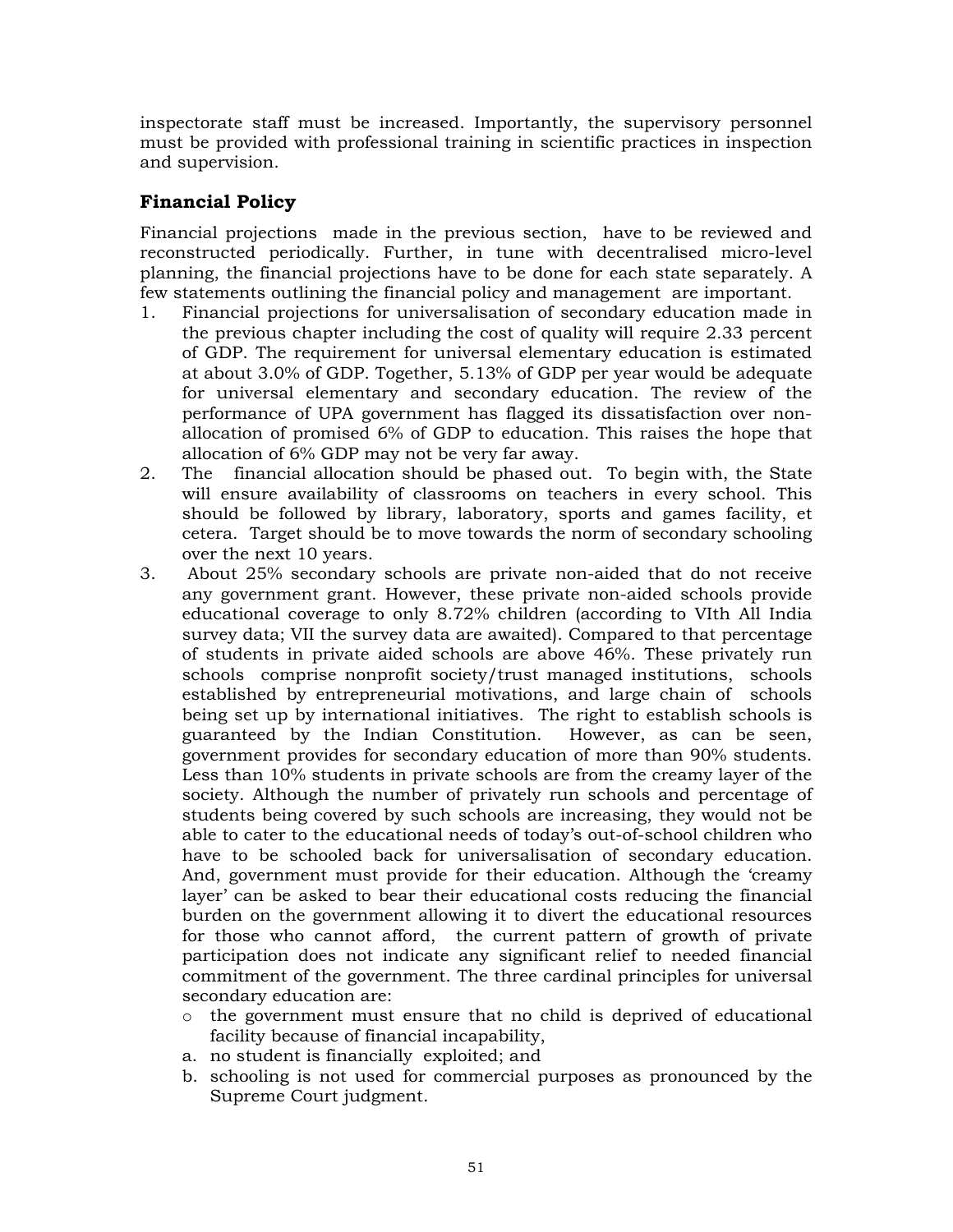inspectorate staff must be increased. Importantly, the supervisory personnel must be provided with professional training in scientific practices in inspection and supervision.

## Financial Policy

Financial projections made in the previous section, have to be reviewed and reconstructed periodically. Further, in tune with decentralised micro-level planning, the financial projections have to be done for each state separately. A few statements outlining the financial policy and management are important.

1. Financial projections for universalisation of secondary education made in the previous chapter including the cost of quality will require 2.33 percent of GDP. The requirement for universal elementary education is estimated at about 3.0% of GDP. Together, 5.13% of GDP per year would be adequate for universal elementary and secondary education. The review of the performance of UPA government has flagged its dissatisfaction over non-allocation of promised 6% of GDP to education. This raises the hope that allocation of 6% GDP may not be very far away.
2. The financial allocation should be phased out. To begin with, the State will ensure availability of classrooms on teachers in every school. This should be followed by library, laboratory, sports and games facility, et cetera. Target should be to move towards the norm of secondary schooling over the next 10 years.
3. About 25% secondary schools are private non-aided that do not receive any government grant. However, these private non-aided schools provide educational coverage to only 8.72% children (according to VIth All India survey data; VII the survey data are awaited). Compared to that percentage of students in private aided schools are above 46%. These privately run schools comprise nonprofit society/trust managed institutions, schools established by entrepreneurial motivations, and large chain of schools being set up by international initiatives. The right to establish schools is guaranteed by the Indian Constitution. However, as can be seen, government provides for secondary education of more than 90% students. Less than 10% students in private schools are from the creamy layer of the society. Although the number of privately run schools and percentage of students being covered by such schools are increasing, they would not be able to cater to the educational needs of today's out-of-school children who have to be schooled back for universalisation of secondary education. And, government must provide for their education. Although the 'creamy layer' can be asked to bear their educational costs reducing the financial burden on the government allowing it to divert the educational resources for those who cannot afford, the current pattern of growth of private participation does not indicate any significant relief to needed financial commitment of the government. The three cardinal principles for universal secondary education are:
   - the government must ensure that no child is deprived of educational facility because of financial incapability,

   a. no student is financially exploited; and

   b. schooling is not used for commercial purposes as pronounced by the Supreme Court judgment.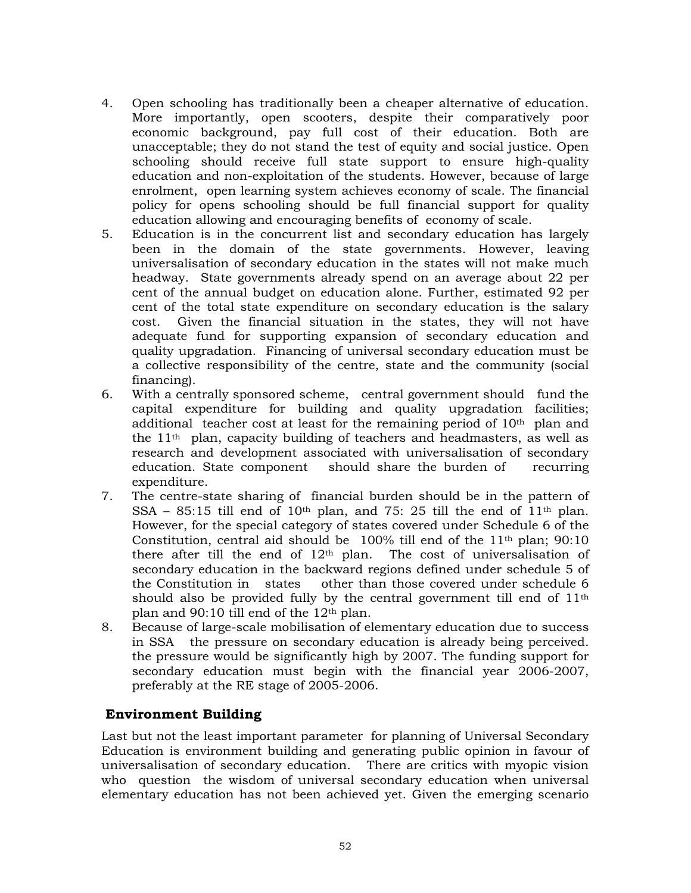4. Open schooling has traditionally been a cheaper alternative of education. More importantly, open scooters, despite their comparatively poor economic background, pay full cost of their education. Both are unacceptable; they do not stand the test of equity and social justice. Open schooling should receive full state support to ensure high-quality education and non-exploitation of the students. However, because of large enrolment, open learning system achieves economy of scale. The financial policy for opens schooling should be full financial support for quality education allowing and encouraging benefits of economy of scale.
5. Education is in the concurrent list and secondary education has largely been in the domain of the state governments. However, leaving universalisation of secondary education in the states will not make much headway. State governments already spend on an average about 22 per cent of the annual budget on education alone. Further, estimated 92 per cent of the total state expenditure on secondary education is the salary cost. Given the financial situation in the states, they will not have adequate fund for supporting expansion of secondary education and quality upgradation. Financing of universal secondary education must be a collective responsibility of the centre, state and the community (social financing).
6. With a centrally sponsored scheme, central government should fund the capital expenditure for building and quality upgradation facilities; additional teacher cost at least for the remaining period of 10th plan and the 11th plan, capacity building of teachers and headmasters, as well as research and development associated with universalisation of secondary education. State component should share the burden of recurring expenditure.
7. The centre-state sharing of financial burden should be in the pattern of SSA – 85:15 till end of 10th plan, and 75: 25 till the end of 11th plan. However, for the special category of states covered under Schedule 6 of the Constitution, central aid should be 100% till end of the 11th plan; 90:10 there after till the end of 12th plan. The cost of universalisation of secondary education in the backward regions defined under schedule 5 of the Constitution in states other than those covered under schedule 6 should also be provided fully by the central government till end of 11th plan and 90:10 till end of the 12th plan.
8. Because of large-scale mobilisation of elementary education due to success in SSA the pressure on secondary education is already being perceived. the pressure would be significantly high by 2007. The funding support for secondary education must begin with the financial year 2006-2007, preferably at the RE stage of 2005-2006.

## Environment Building

Last but not the least important parameter for planning of Universal Secondary Education is environment building and generating public opinion in favour of universalisation of secondary education. There are critics with myopic vision who question the wisdom of universal secondary education when universal elementary education has not been achieved yet. Given the emerging scenario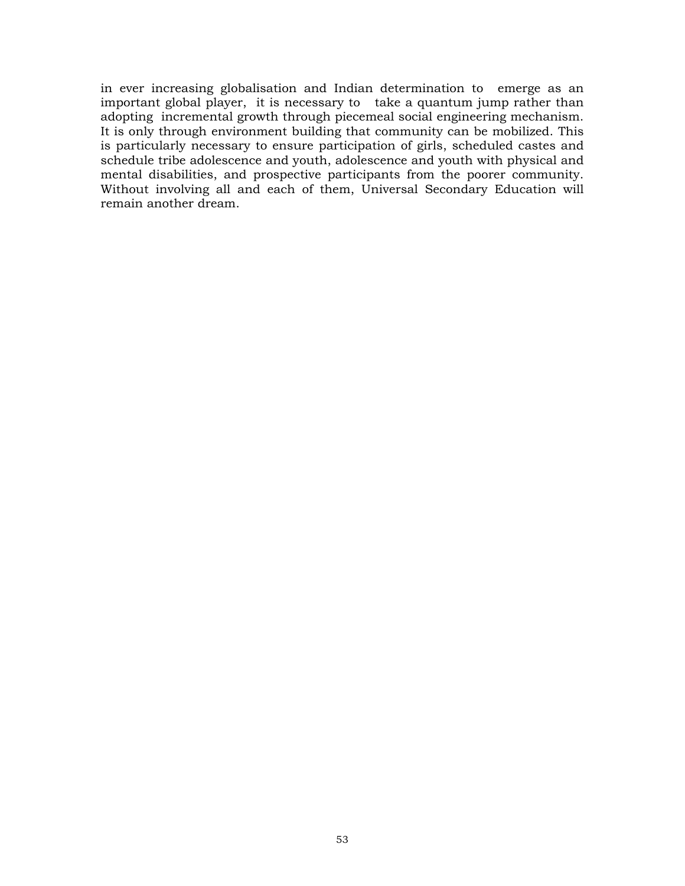in ever increasing globalisation and Indian determination to emerge as an important global player, it is necessary to take a quantum jump rather than adopting incremental growth through piecemeal social engineering mechanism. It is only through environment building that community can be mobilized. This is particularly necessary to ensure participation of girls, scheduled castes and schedule tribe adolescence and youth, adolescence and youth with physical and mental disabilities, and prospective participants from the poorer community. Without involving all and each of them, Universal Secondary Education will remain another dream.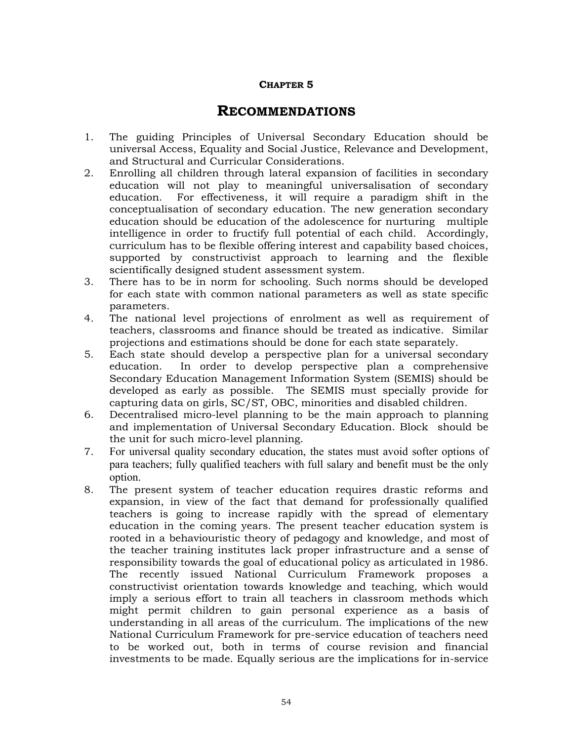## Chapter 5

# Recommendations

1. The guiding Principles of Universal Secondary Education should be universal Access, Equality and Social Justice, Relevance and Development, and Structural and Curricular Considerations.
2. Enrolling all children through lateral expansion of facilities in secondary education will not play to meaningful universalisation of secondary education. For effectiveness, it will require a paradigm shift in the conceptualisation of secondary education. The new generation secondary education should be education of the adolescence for nurturing multiple intelligence in order to fructify full potential of each child. Accordingly, curriculum has to be flexible offering interest and capability based choices, supported by constructivist approach to learning and the flexible scientifically designed student assessment system.
3. There has to be in norm for schooling. Such norms should be developed for each state with common national parameters as well as state specific parameters.
4. The national level projections of enrolment as well as requirement of teachers, classrooms and finance should be treated as indicative. Similar projections and estimations should be done for each state separately.
5. Each state should develop a perspective plan for a universal secondary education. In order to develop perspective plan a comprehensive Secondary Education Management Information System (SEMIS) should be developed as early as possible. The SEMIS must specially provide for capturing data on girls, SC/ST, OBC, minorities and disabled children.
6. Decentralised micro-level planning to be the main approach to planning and implementation of Universal Secondary Education. Block should be the unit for such micro-level planning.
7. For universal quality secondary education, the states must avoid softer options of para teachers; fully qualified teachers with full salary and benefit must be the only option.
8. The present system of teacher education requires drastic reforms and expansion, in view of the fact that demand for professionally qualified teachers is going to increase rapidly with the spread of elementary education in the coming years. The present teacher education system is rooted in a behaviouristic theory of pedagogy and knowledge, and most of the teacher training institutes lack proper infrastructure and a sense of responsibility towards the goal of educational policy as articulated in 1986. The recently issued National Curriculum Framework proposes a constructivist orientation towards knowledge and teaching, which would imply a serious effort to train all teachers in classroom methods which might permit children to gain personal experience as a basis of understanding in all areas of the curriculum. The implications of the new National Curriculum Framework for pre-service education of teachers need to be worked out, both in terms of course revision and financial investments to be made. Equally serious are the implications for in-service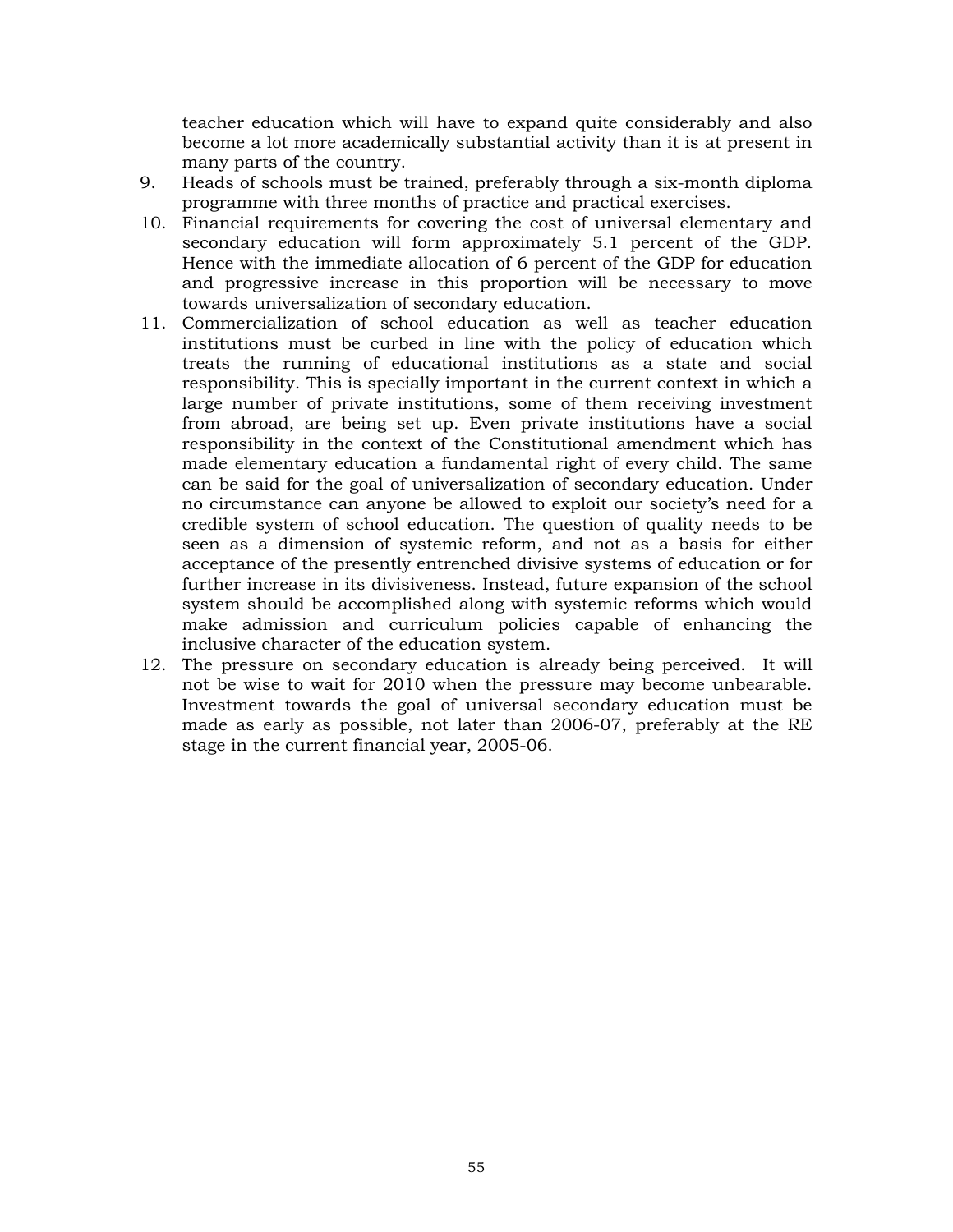teacher education which will have to expand quite considerably and also become a lot more academically substantial activity than it is at present in many parts of the country.

9. Heads of schools must be trained, preferably through a six-month diploma programme with three months of practice and practical exercises.
10. Financial requirements for covering the cost of universal elementary and secondary education will form approximately 5.1 percent of the GDP. Hence with the immediate allocation of 6 percent of the GDP for education and progressive increase in this proportion will be necessary to move towards universalization of secondary education.
11. Commercialization of school education as well as teacher education institutions must be curbed in line with the policy of education which treats the running of educational institutions as a state and social responsibility. This is specially important in the current context in which a large number of private institutions, some of them receiving investment from abroad, are being set up. Even private institutions have a social responsibility in the context of the Constitutional amendment which has made elementary education a fundamental right of every child. The same can be said for the goal of universalization of secondary education. Under no circumstance can anyone be allowed to exploit our society's need for a credible system of school education. The question of quality needs to be seen as a dimension of systemic reform, and not as a basis for either acceptance of the presently entrenched divisive systems of education or for further increase in its divisiveness. Instead, future expansion of the school system should be accomplished along with systemic reforms which would make admission and curriculum policies capable of enhancing the inclusive character of the education system.
12. The pressure on secondary education is already being perceived. It will not be wise to wait for 2010 when the pressure may become unbearable. Investment towards the goal of universal secondary education must be made as early as possible, not later than 2006-07, preferably at the RE stage in the current financial year, 2005-06.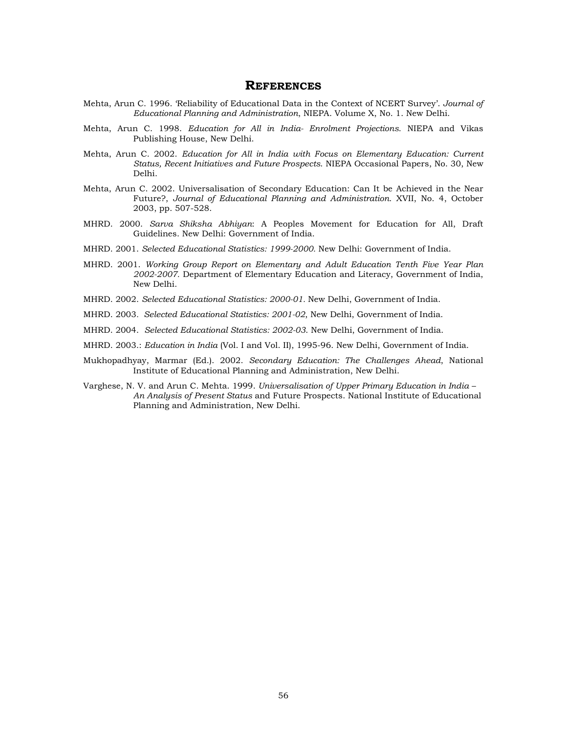# REFERENCES

Mehta, Arun C. 1996. 'Reliability of Educational Data in the Context of NCERT Survey'. *Journal of Educational Planning and Administration*, NIEPA. Volume X, No. 1. New Delhi.

Mehta, Arun C. 1998. *Education for All in India- Enrolment Projections*. NIEPA and Vikas Publishing House, New Delhi.

Mehta, Arun C. 2002. *Education for All in India with Focus on Elementary Education: Current Status, Recent Initiatives and Future Prospects*. NIEPA Occasional Papers, No. 30, New Delhi.

Mehta, Arun C. 2002. Universalisation of Secondary Education: Can It be Achieved in the Near Future?, *Journal of Educational Planning and Administration*. XVII, No. 4, October 2003, pp. 507-528.

MHRD. 2000. *Sarva Shiksha Abhiyan*: A Peoples Movement for Education for All, Draft Guidelines. New Delhi: Government of India.

MHRD. 2001. *Selected Educational Statistics: 1999-2000.* New Delhi: Government of India.

MHRD. 2001. *Working Group Report on Elementary and Adult Education Tenth Five Year Plan 2002-2007*. Department of Elementary Education and Literacy, Government of India, New Delhi.

MHRD. 2002. *Selected Educational Statistics: 2000-01.* New Delhi, Government of India.

MHRD. 2003. *Selected Educational Statistics: 2001-02*, New Delhi, Government of India.

MHRD. 2004. *Selected Educational Statistics: 2002-03*. New Delhi, Government of India.

MHRD. 2003.: *Education in India* (Vol. I and Vol. II), 1995-96. New Delhi, Government of India.

Mukhopadhyay, Marmar (Ed.). 2002. *Secondary Education: The Challenges Ahead*, National Institute of Educational Planning and Administration, New Delhi.

Varghese, N. V. and Arun C. Mehta. 1999. *Universalisation of Upper Primary Education in India – An Analysis of Present Status* and Future Prospects. National Institute of Educational Planning and Administration, New Delhi.